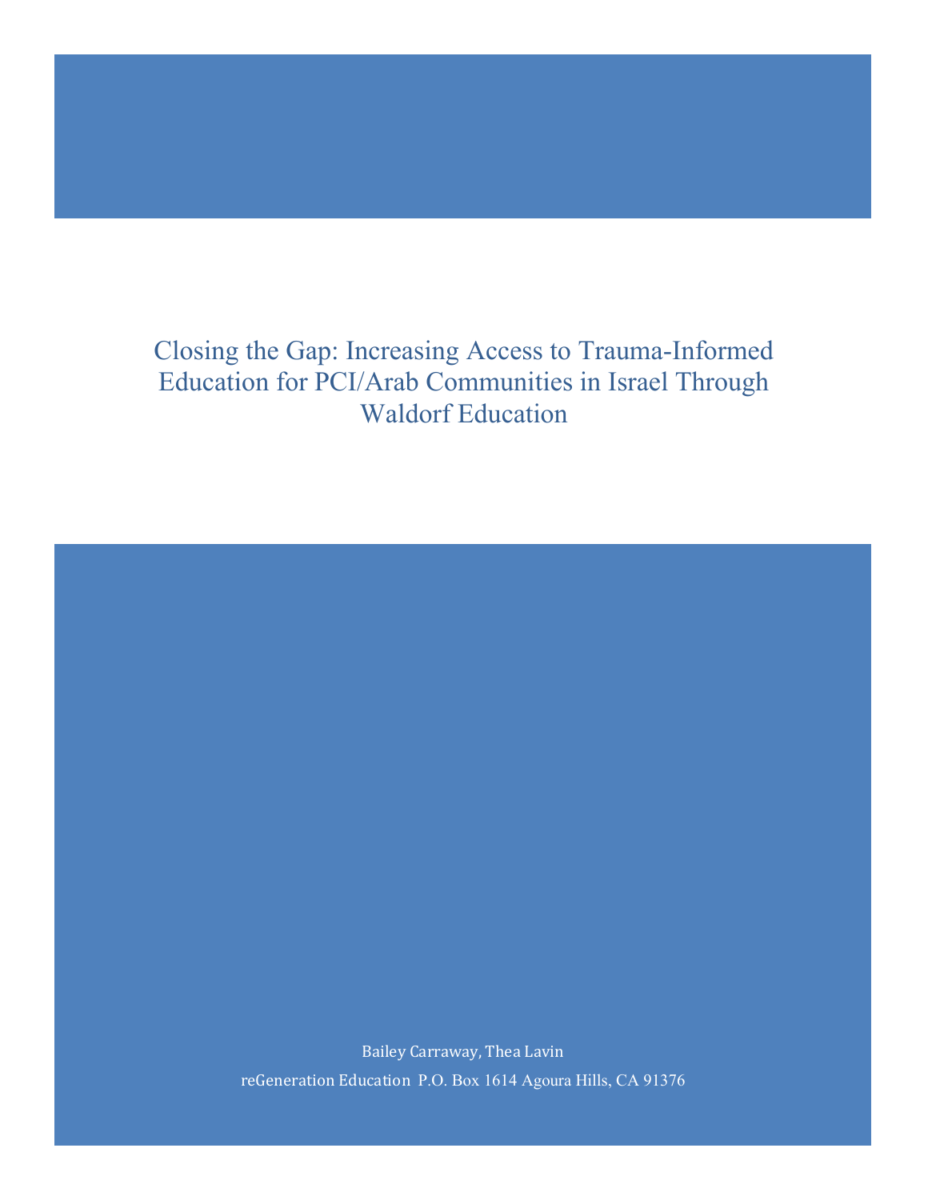# Closing the Gap: Increasing Access to Trauma-Informed Education for PCI/Arab Communities in Israel Through Waldorf Education

Bailey Carraway, Thea Lavin

reGeneration Education P.O. Box 1614 Agoura Hills, CA 91376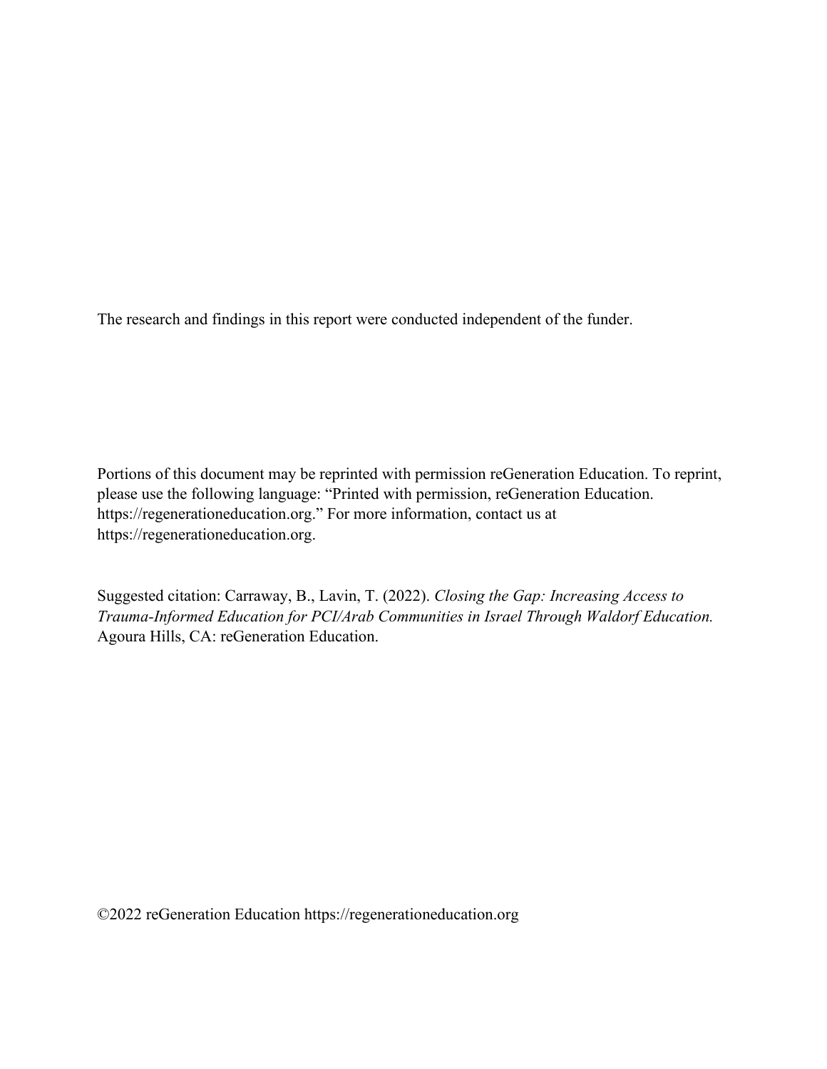The research and findings in this report were conducted independent of the funder.

Portions of this document may be reprinted with permission reGeneration Education. To reprint, please use the following language: "Printed with permission, reGeneration Education. https://regenerationeducation.org." For more information, contact us at https://regenerationeducation.org.

Suggested citation: Carraway, B., Lavin, T. (2022). *Closing the Gap: Increasing Access to Trauma-Informed Education for PCI/Arab Communities in Israel Through Waldorf Education.* Agoura Hills, CA: reGeneration Education.

©2022 reGeneration Education https://regenerationeducation.org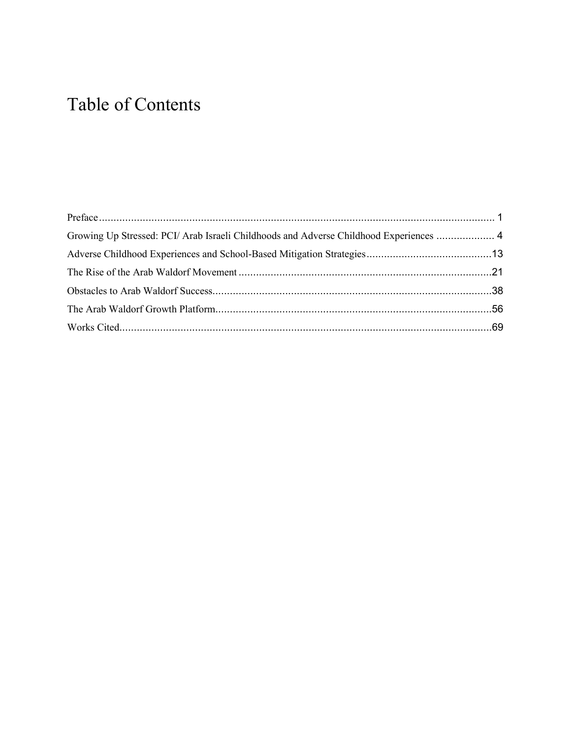# Table of Contents

Preface ........................................................................................................................................ 1

Growing Up Stressed: PCI/ Arab Israeli Childhoods and Adverse Childhood Experiences .................... 4

Adverse Childhood Experiences and School-Based Mitigation Strategies ..........................................13

The Rise of the Arab Waldorf Movement ......................................................................................21

Obstacles to Arab Waldorf Success................................................................................................38

The Arab Waldorf Growth Platform...............................................................................................56

Works Cited.................................................................................................................................69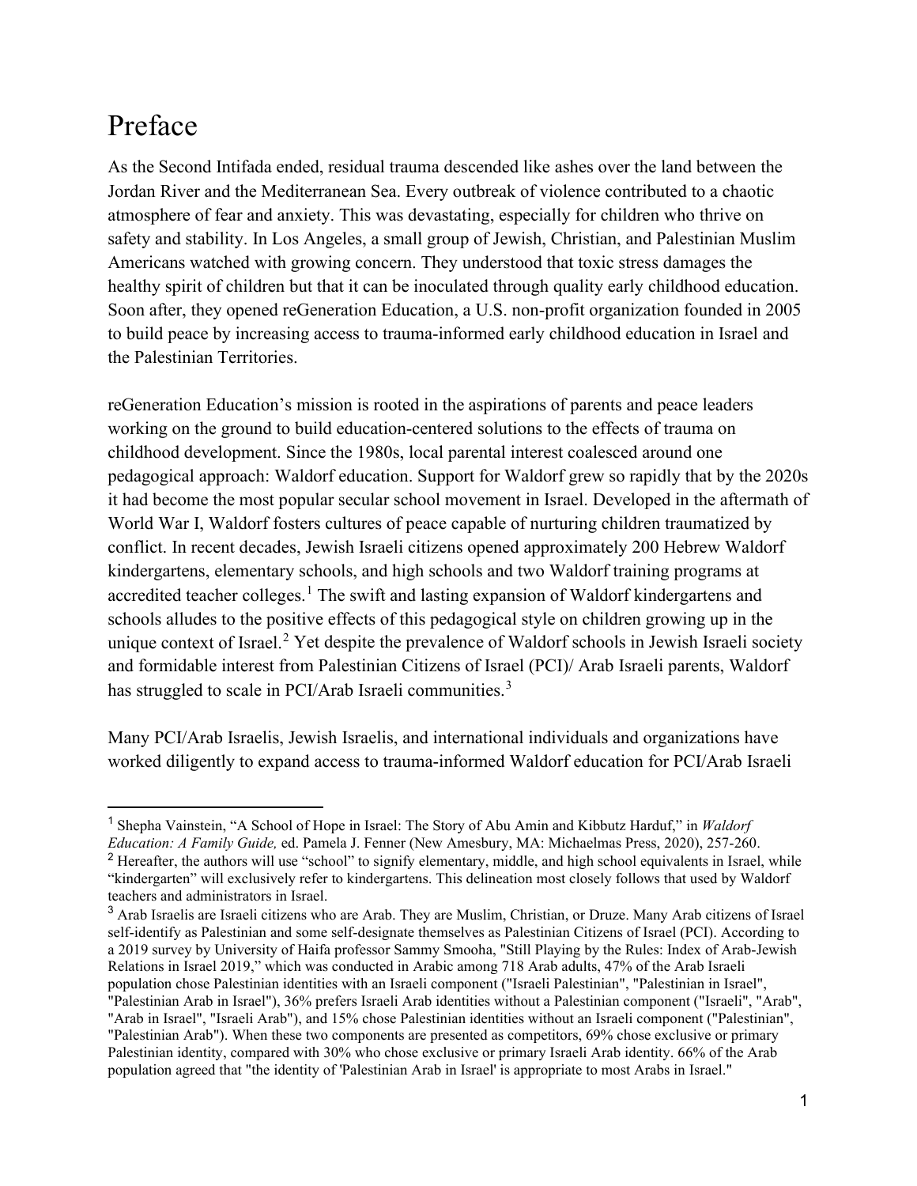# Preface

As the Second Intifada ended, residual trauma descended like ashes over the land between the Jordan River and the Mediterranean Sea. Every outbreak of violence contributed to a chaotic atmosphere of fear and anxiety. This was devastating, especially for children who thrive on safety and stability. In Los Angeles, a small group of Jewish, Christian, and Palestinian Muslim Americans watched with growing concern. They understood that toxic stress damages the healthy spirit of children but that it can be inoculated through quality early childhood education. Soon after, they opened reGeneration Education, a U.S. non-profit organization founded in 2005 to build peace by increasing access to trauma-informed early childhood education in Israel and the Palestinian Territories.

reGeneration Education's mission is rooted in the aspirations of parents and peace leaders working on the ground to build education-centered solutions to the effects of trauma on childhood development. Since the 1980s, local parental interest coalesced around one pedagogical approach: Waldorf education. Support for Waldorf grew so rapidly that by the 2020s it had become the most popular secular school movement in Israel. Developed in the aftermath of World War I, Waldorf fosters cultures of peace capable of nurturing children traumatized by conflict. In recent decades, Jewish Israeli citizens opened approximately 200 Hebrew Waldorf kindergartens, elementary schools, and high schools and two Waldorf training programs at accredited teacher colleges.[1] The swift and lasting expansion of Waldorf kindergartens and schools alludes to the positive effects of this pedagogical style on children growing up in the unique context of Israel.[2] Yet despite the prevalence of Waldorf schools in Jewish Israeli society and formidable interest from Palestinian Citizens of Israel (PCI)/ Arab Israeli parents, Waldorf has struggled to scale in PCI/Arab Israeli communities.[3]

Many PCI/Arab Israelis, Jewish Israelis, and international individuals and organizations have worked diligently to expand access to trauma-informed Waldorf education for PCI/Arab Israeli

---

[1] Shepha Vainstein, "A School of Hope in Israel: The Story of Abu Amin and Kibbutz Harduf," in *Waldorf Education: A Family Guide,* ed. Pamela J. Fenner (New Amesbury, MA: Michaelmas Press, 2020), 257-260.

[2] Hereafter, the authors will use "school" to signify elementary, middle, and high school equivalents in Israel, while "kindergarten" will exclusively refer to kindergartens. This delineation most closely follows that used by Waldorf teachers and administrators in Israel.

[3] Arab Israelis are Israeli citizens who are Arab. They are Muslim, Christian, or Druze. Many Arab citizens of Israel self-identify as Palestinian and some self-designate themselves as Palestinian Citizens of Israel (PCI). According to a 2019 survey by University of Haifa professor Sammy Smooha, "Still Playing by the Rules: Index of Arab-Jewish Relations in Israel 2019," which was conducted in Arabic among 718 Arab adults, 47% of the Arab Israeli population chose Palestinian identities with an Israeli component ("Israeli Palestinian", "Palestinian in Israel", "Palestinian Arab in Israel"), 36% prefers Israeli Arab identities without a Palestinian component ("Israeli", "Arab", "Arab in Israel", "Israeli Arab"), and 15% chose Palestinian identities without an Israeli component ("Palestinian", "Palestinian Arab"). When these two components are presented as competitors, 69% chose exclusive or primary Palestinian identity, compared with 30% who chose exclusive or primary Israeli Arab identity. 66% of the Arab population agreed that "the identity of 'Palestinian Arab in Israel' is appropriate to most Arabs in Israel."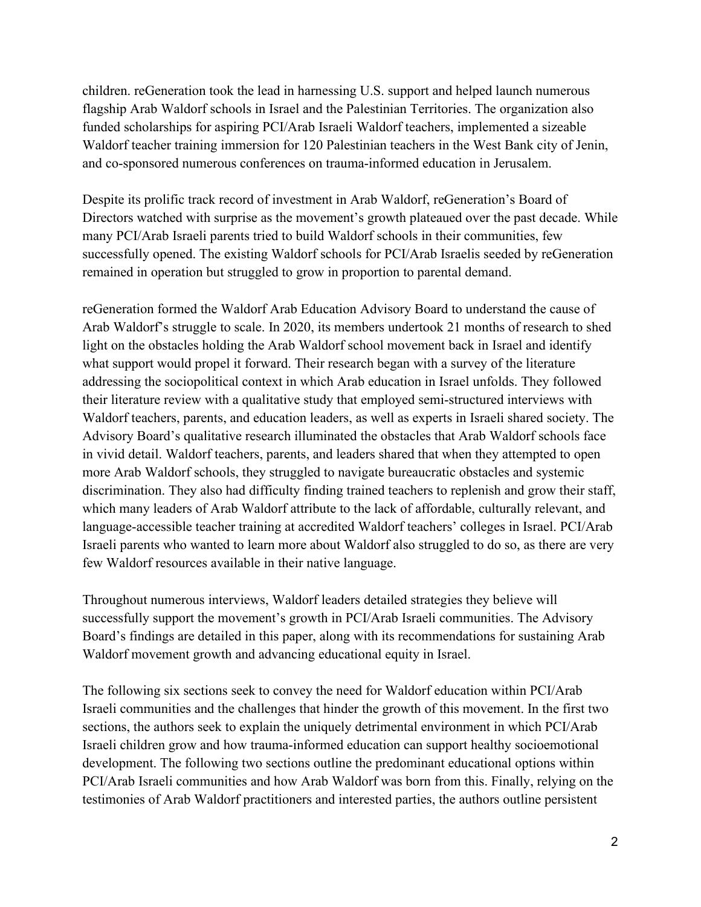children. reGeneration took the lead in harnessing U.S. support and helped launch numerous flagship Arab Waldorf schools in Israel and the Palestinian Territories. The organization also funded scholarships for aspiring PCI/Arab Israeli Waldorf teachers, implemented a sizeable Waldorf teacher training immersion for 120 Palestinian teachers in the West Bank city of Jenin, and co-sponsored numerous conferences on trauma-informed education in Jerusalem.

Despite its prolific track record of investment in Arab Waldorf, reGeneration's Board of Directors watched with surprise as the movement's growth plateaued over the past decade. While many PCI/Arab Israeli parents tried to build Waldorf schools in their communities, few successfully opened. The existing Waldorf schools for PCI/Arab Israelis seeded by reGeneration remained in operation but struggled to grow in proportion to parental demand.

reGeneration formed the Waldorf Arab Education Advisory Board to understand the cause of Arab Waldorf's struggle to scale. In 2020, its members undertook 21 months of research to shed light on the obstacles holding the Arab Waldorf school movement back in Israel and identify what support would propel it forward. Their research began with a survey of the literature addressing the sociopolitical context in which Arab education in Israel unfolds. They followed their literature review with a qualitative study that employed semi-structured interviews with Waldorf teachers, parents, and education leaders, as well as experts in Israeli shared society. The Advisory Board's qualitative research illuminated the obstacles that Arab Waldorf schools face in vivid detail. Waldorf teachers, parents, and leaders shared that when they attempted to open more Arab Waldorf schools, they struggled to navigate bureaucratic obstacles and systemic discrimination. They also had difficulty finding trained teachers to replenish and grow their staff, which many leaders of Arab Waldorf attribute to the lack of affordable, culturally relevant, and language-accessible teacher training at accredited Waldorf teachers' colleges in Israel. PCI/Arab Israeli parents who wanted to learn more about Waldorf also struggled to do so, as there are very few Waldorf resources available in their native language.

Throughout numerous interviews, Waldorf leaders detailed strategies they believe will successfully support the movement's growth in PCI/Arab Israeli communities. The Advisory Board's findings are detailed in this paper, along with its recommendations for sustaining Arab Waldorf movement growth and advancing educational equity in Israel.

The following six sections seek to convey the need for Waldorf education within PCI/Arab Israeli communities and the challenges that hinder the growth of this movement. In the first two sections, the authors seek to explain the uniquely detrimental environment in which PCI/Arab Israeli children grow and how trauma-informed education can support healthy socioemotional development. The following two sections outline the predominant educational options within PCI/Arab Israeli communities and how Arab Waldorf was born from this. Finally, relying on the testimonies of Arab Waldorf practitioners and interested parties, the authors outline persistent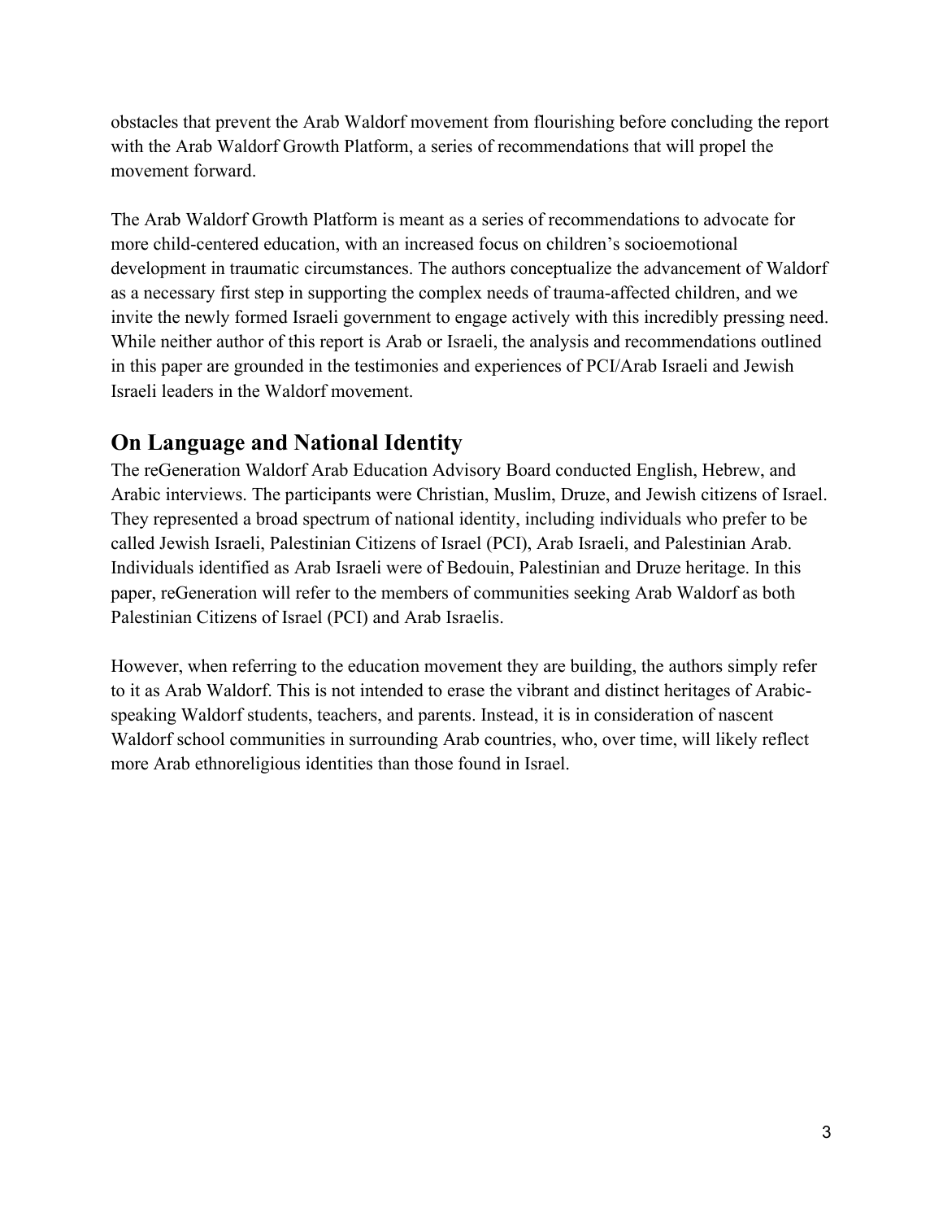obstacles that prevent the Arab Waldorf movement from flourishing before concluding the report with the Arab Waldorf Growth Platform, a series of recommendations that will propel the movement forward.

The Arab Waldorf Growth Platform is meant as a series of recommendations to advocate for more child-centered education, with an increased focus on children's socioemotional development in traumatic circumstances. The authors conceptualize the advancement of Waldorf as a necessary first step in supporting the complex needs of trauma-affected children, and we invite the newly formed Israeli government to engage actively with this incredibly pressing need. While neither author of this report is Arab or Israeli, the analysis and recommendations outlined in this paper are grounded in the testimonies and experiences of PCI/Arab Israeli and Jewish Israeli leaders in the Waldorf movement.

## On Language and National Identity

The reGeneration Waldorf Arab Education Advisory Board conducted English, Hebrew, and Arabic interviews. The participants were Christian, Muslim, Druze, and Jewish citizens of Israel. They represented a broad spectrum of national identity, including individuals who prefer to be called Jewish Israeli, Palestinian Citizens of Israel (PCI), Arab Israeli, and Palestinian Arab. Individuals identified as Arab Israeli were of Bedouin, Palestinian and Druze heritage. In this paper, reGeneration will refer to the members of communities seeking Arab Waldorf as both Palestinian Citizens of Israel (PCI) and Arab Israelis.

However, when referring to the education movement they are building, the authors simply refer to it as Arab Waldorf. This is not intended to erase the vibrant and distinct heritages of Arabic-speaking Waldorf students, teachers, and parents. Instead, it is in consideration of nascent Waldorf school communities in surrounding Arab countries, who, over time, will likely reflect more Arab ethnoreligious identities than those found in Israel.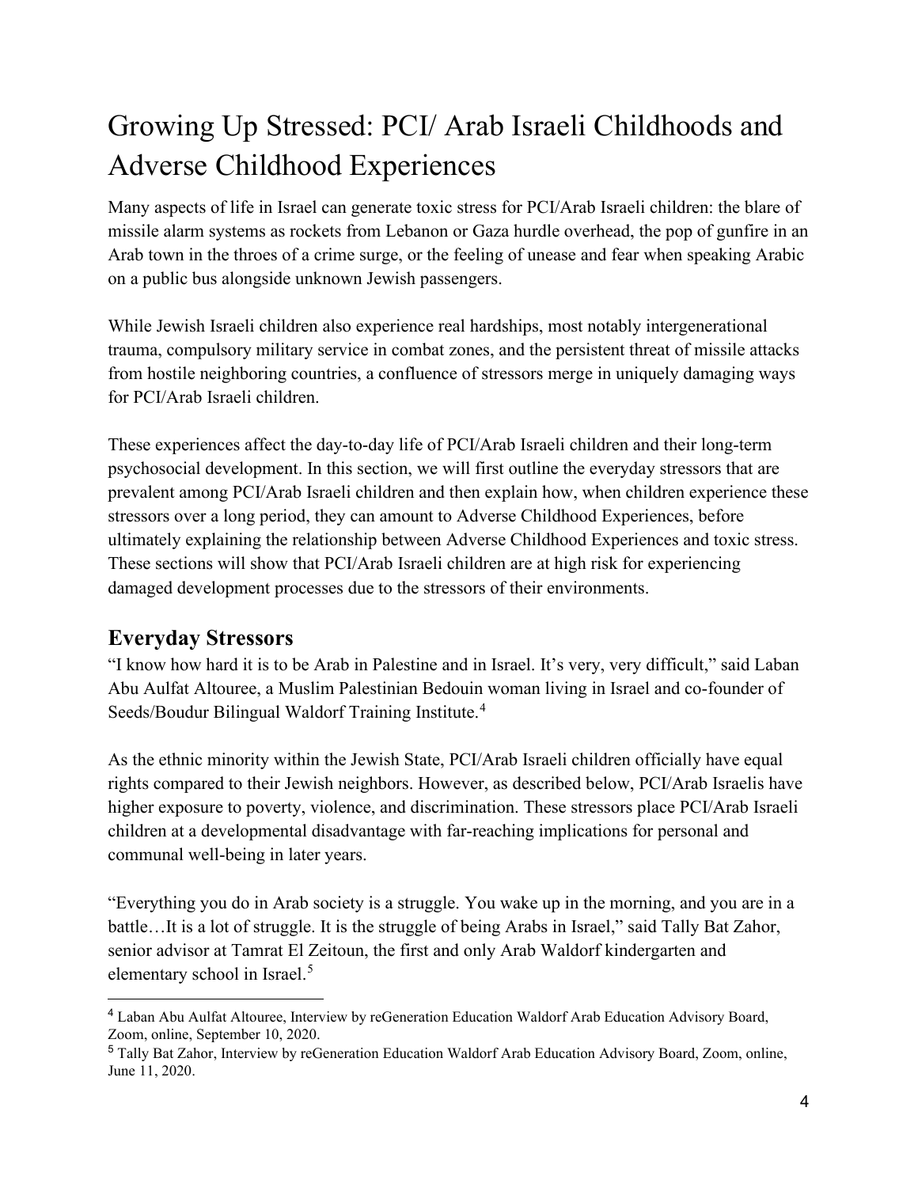# Growing Up Stressed: PCI/ Arab Israeli Childhoods and Adverse Childhood Experiences

Many aspects of life in Israel can generate toxic stress for PCI/Arab Israeli children: the blare of missile alarm systems as rockets from Lebanon or Gaza hurdle overhead, the pop of gunfire in an Arab town in the throes of a crime surge, or the feeling of unease and fear when speaking Arabic on a public bus alongside unknown Jewish passengers.

While Jewish Israeli children also experience real hardships, most notably intergenerational trauma, compulsory military service in combat zones, and the persistent threat of missile attacks from hostile neighboring countries, a confluence of stressors merge in uniquely damaging ways for PCI/Arab Israeli children.

These experiences affect the day-to-day life of PCI/Arab Israeli children and their long-term psychosocial development. In this section, we will first outline the everyday stressors that are prevalent among PCI/Arab Israeli children and then explain how, when children experience these stressors over a long period, they can amount to Adverse Childhood Experiences, before ultimately explaining the relationship between Adverse Childhood Experiences and toxic stress. These sections will show that PCI/Arab Israeli children are at high risk for experiencing damaged development processes due to the stressors of their environments.

## Everyday Stressors

"I know how hard it is to be Arab in Palestine and in Israel. It's very, very difficult," said Laban Abu Aulfat Altouree, a Muslim Palestinian Bedouin woman living in Israel and co-founder of Seeds/Boudur Bilingual Waldorf Training Institute.[4]

As the ethnic minority within the Jewish State, PCI/Arab Israeli children officially have equal rights compared to their Jewish neighbors. However, as described below, PCI/Arab Israelis have higher exposure to poverty, violence, and discrimination. These stressors place PCI/Arab Israeli children at a developmental disadvantage with far-reaching implications for personal and communal well-being in later years.

"Everything you do in Arab society is a struggle. You wake up in the morning, and you are in a battle…It is a lot of struggle. It is the struggle of being Arabs in Israel," said Tally Bat Zahor, senior advisor at Tamrat El Zeitoun, the first and only Arab Waldorf kindergarten and elementary school in Israel.[5]

---

[4] Laban Abu Aulfat Altouree, Interview by reGeneration Education Waldorf Arab Education Advisory Board, Zoom, online, September 10, 2020.

[5] Tally Bat Zahor, Interview by reGeneration Education Waldorf Arab Education Advisory Board, Zoom, online, June 11, 2020.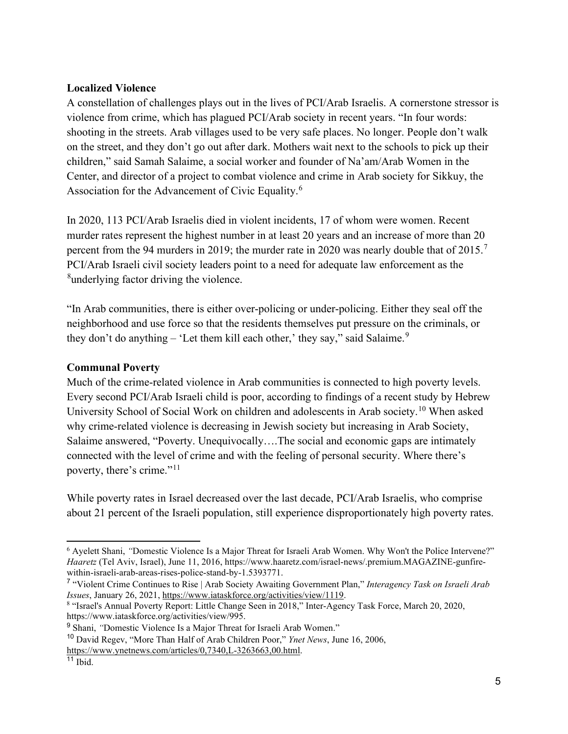**Localized Violence**

A constellation of challenges plays out in the lives of PCI/Arab Israelis. A cornerstone stressor is violence from crime, which has plagued PCI/Arab society in recent years. "In four words: shooting in the streets. Arab villages used to be very safe places. No longer. People don't walk on the street, and they don't go out after dark. Mothers wait next to the schools to pick up their children," said Samah Salaime, a social worker and founder of Na'am/Arab Women in the Center, and director of a project to combat violence and crime in Arab society for Sikkuy, the Association for the Advancement of Civic Equality.[6]

In 2020, 113 PCI/Arab Israelis died in violent incidents, 17 of whom were women. Recent murder rates represent the highest number in at least 20 years and an increase of more than 20 percent from the 94 murders in 2019; the murder rate in 2020 was nearly double that of 2015.[7] PCI/Arab Israeli civil society leaders point to a need for adequate law enforcement as the [8]underlying factor driving the violence.

"In Arab communities, there is either over-policing or under-policing. Either they seal off the neighborhood and use force so that the residents themselves put pressure on the criminals, or they don't do anything – 'Let them kill each other,' they say," said Salaime.[9]

**Communal Poverty**

Much of the crime-related violence in Arab communities is connected to high poverty levels. Every second PCI/Arab Israeli child is poor, according to findings of a recent study by Hebrew University School of Social Work on children and adolescents in Arab society.[10] When asked why crime-related violence is decreasing in Jewish society but increasing in Arab Society, Salaime answered, "Poverty. Unequivocally….The social and economic gaps are intimately connected with the level of crime and with the feeling of personal security. Where there's poverty, there's crime."[11]

While poverty rates in Israel decreased over the last decade, PCI/Arab Israelis, who comprise about 21 percent of the Israeli population, still experience disproportionately high poverty rates.

---

[6] Ayelett Shani, *"*Domestic Violence Is a Major Threat for Israeli Arab Women. Why Won't the Police Intervene?" *Haaretz* (Tel Aviv, Israel), June 11, 2016, https://www.haaretz.com/israel-news/.premium.MAGAZINE-gunfire-within-israeli-arab-areas-rises-police-stand-by-1.5393771.

[7] "Violent Crime Continues to Rise | Arab Society Awaiting Government Plan," *Interagency Task on Israeli Arab Issues*, January 26, 2021, https://www.iataskforce.org/activities/view/1119.

[8] "Israel's Annual Poverty Report: Little Change Seen in 2018," Inter-Agency Task Force, March 20, 2020, https://www.iataskforce.org/activities/view/995.

[9] Shani, *"*Domestic Violence Is a Major Threat for Israeli Arab Women."

[10] David Regev, "More Than Half of Arab Children Poor," *Ynet News*, June 16, 2006, https://www.ynetnews.com/articles/0,7340,L-3263663,00.html.

[11] Ibid.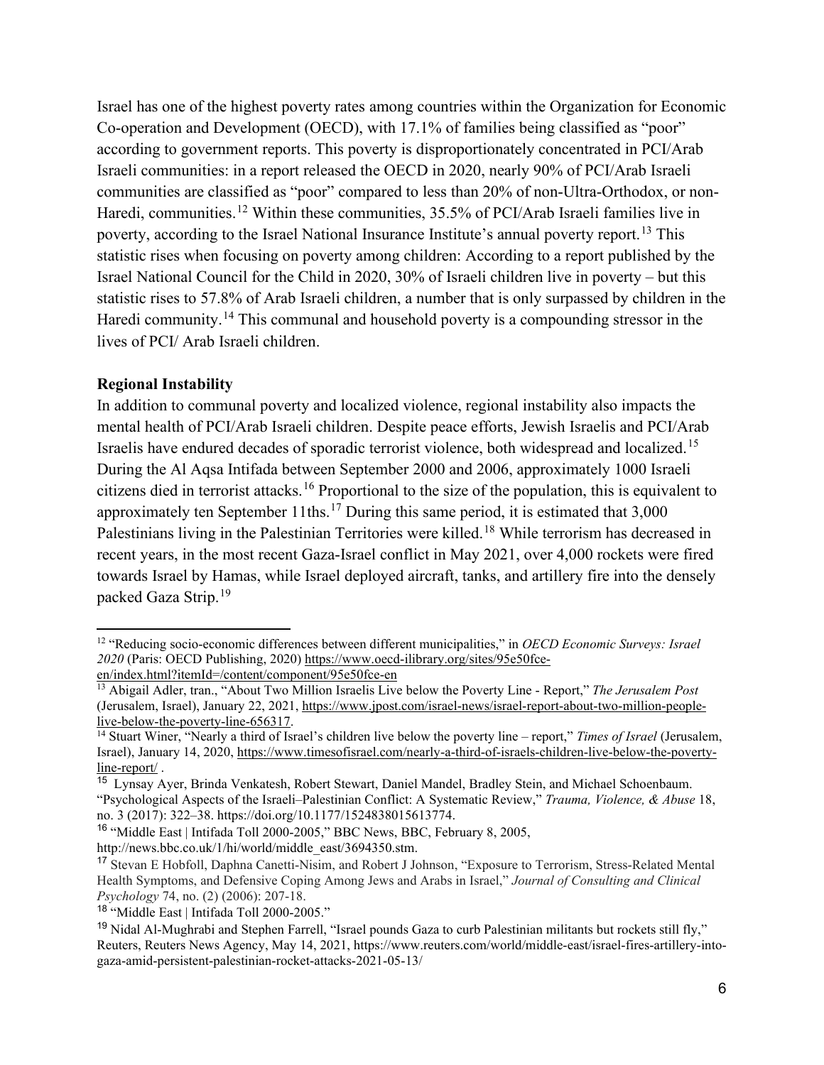Israel has one of the highest poverty rates among countries within the Organization for Economic Co-operation and Development (OECD), with 17.1% of families being classified as "poor" according to government reports. This poverty is disproportionately concentrated in PCI/Arab Israeli communities: in a report released the OECD in 2020, nearly 90% of PCI/Arab Israeli communities are classified as "poor" compared to less than 20% of non-Ultra-Orthodox, or non-Haredi, communities.[12] Within these communities, 35.5% of PCI/Arab Israeli families live in poverty, according to the Israel National Insurance Institute's annual poverty report.[13] This statistic rises when focusing on poverty among children: According to a report published by the Israel National Council for the Child in 2020, 30% of Israeli children live in poverty – but this statistic rises to 57.8% of Arab Israeli children, a number that is only surpassed by children in the Haredi community.[14] This communal and household poverty is a compounding stressor in the lives of PCI/ Arab Israeli children.

**Regional Instability**

In addition to communal poverty and localized violence, regional instability also impacts the mental health of PCI/Arab Israeli children. Despite peace efforts, Jewish Israelis and PCI/Arab Israelis have endured decades of sporadic terrorist violence, both widespread and localized.[15] During the Al Aqsa Intifada between September 2000 and 2006, approximately 1000 Israeli citizens died in terrorist attacks.[16] Proportional to the size of the population, this is equivalent to approximately ten September 11ths.[17] During this same period, it is estimated that 3,000 Palestinians living in the Palestinian Territories were killed.[18] While terrorism has decreased in recent years, in the most recent Gaza-Israel conflict in May 2021, over 4,000 rockets were fired towards Israel by Hamas, while Israel deployed aircraft, tanks, and artillery fire into the densely packed Gaza Strip.[19]

---

[12] "Reducing socio-economic differences between different municipalities," in *OECD Economic Surveys: Israel 2020* (Paris: OECD Publishing, 2020) https://www.oecd-ilibrary.org/sites/95e50fce-en/index.html?itemId=/content/component/95e50fce-en

[13] Abigail Adler, tran., "About Two Million Israelis Live below the Poverty Line - Report," *The Jerusalem Post* (Jerusalem, Israel), January 22, 2021, https://www.jpost.com/israel-news/israel-report-about-two-million-people-live-below-the-poverty-line-656317.

[14] Stuart Winer, "Nearly a third of Israel's children live below the poverty line – report," *Times of Israel* (Jerusalem, Israel), January 14, 2020, https://www.timesofisrael.com/nearly-a-third-of-israels-children-live-below-the-poverty-line-report/ .

[15] Lynsay Ayer, Brinda Venkatesh, Robert Stewart, Daniel Mandel, Bradley Stein, and Michael Schoenbaum. "Psychological Aspects of the Israeli–Palestinian Conflict: A Systematic Review," *Trauma, Violence, & Abuse* 18, no. 3 (2017): 322–38. https://doi.org/10.1177/1524838015613774.

[16] "Middle East | Intifada Toll 2000-2005," BBC News, BBC, February 8, 2005, http://news.bbc.co.uk/1/hi/world/middle_east/3694350.stm.

[17] Stevan E Hobfoll, Daphna Canetti-Nisim, and Robert J Johnson, "Exposure to Terrorism, Stress-Related Mental Health Symptoms, and Defensive Coping Among Jews and Arabs in Israel," *Journal of Consulting and Clinical Psychology* 74, no. (2) (2006): 207-18.

[18] "Middle East | Intifada Toll 2000-2005."

[19] Nidal Al-Mughrabi and Stephen Farrell, "Israel pounds Gaza to curb Palestinian militants but rockets still fly," Reuters, Reuters News Agency, May 14, 2021, https://www.reuters.com/world/middle-east/israel-fires-artillery-into-gaza-amid-persistent-palestinian-rocket-attacks-2021-05-13/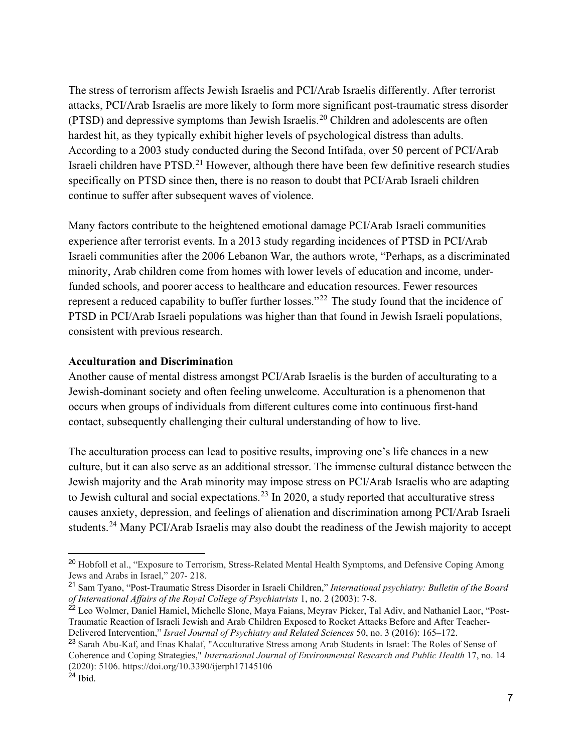The stress of terrorism affects Jewish Israelis and PCI/Arab Israelis differently. After terrorist attacks, PCI/Arab Israelis are more likely to form more significant post-traumatic stress disorder (PTSD) and depressive symptoms than Jewish Israelis.[20] Children and adolescents are often hardest hit, as they typically exhibit higher levels of psychological distress than adults. According to a 2003 study conducted during the Second Intifada, over 50 percent of PCI/Arab Israeli children have PTSD.[21] However, although there have been few definitive research studies specifically on PTSD since then, there is no reason to doubt that PCI/Arab Israeli children continue to suffer after subsequent waves of violence.

Many factors contribute to the heightened emotional damage PCI/Arab Israeli communities experience after terrorist events. In a 2013 study regarding incidences of PTSD in PCI/Arab Israeli communities after the 2006 Lebanon War, the authors wrote, "Perhaps, as a discriminated minority, Arab children come from homes with lower levels of education and income, under-funded schools, and poorer access to healthcare and education resources. Fewer resources represent a reduced capability to buffer further losses."[22] The study found that the incidence of PTSD in PCI/Arab Israeli populations was higher than that found in Jewish Israeli populations, consistent with previous research.

**Acculturation and Discrimination**

Another cause of mental distress amongst PCI/Arab Israelis is the burden of acculturating to a Jewish-dominant society and often feeling unwelcome. Acculturation is a phenomenon that occurs when groups of individuals from different cultures come into continuous first-hand contact, subsequently challenging their cultural understanding of how to live.

The acculturation process can lead to positive results, improving one's life chances in a new culture, but it can also serve as an additional stressor. The immense cultural distance between the Jewish majority and the Arab minority may impose stress on PCI/Arab Israelis who are adapting to Jewish cultural and social expectations.[23] In 2020, a study reported that acculturative stress causes anxiety, depression, and feelings of alienation and discrimination among PCI/Arab Israeli students.[24] Many PCI/Arab Israelis may also doubt the readiness of the Jewish majority to accept

---

[20] Hobfoll et al., "Exposure to Terrorism, Stress-Related Mental Health Symptoms, and Defensive Coping Among Jews and Arabs in Israel," 207- 218.

[21] Sam Tyano, "Post-Traumatic Stress Disorder in Israeli Children," *International psychiatry: Bulletin of the Board of International Affairs of the Royal College of Psychiatrists* 1, no. 2 (2003): 7-8.

[22] Leo Wolmer, Daniel Hamiel, Michelle Slone, Maya Faians, Meyrav Picker, Tal Adiv, and Nathaniel Laor, "Post-Traumatic Reaction of Israeli Jewish and Arab Children Exposed to Rocket Attacks Before and After Teacher-Delivered Intervention," *Israel Journal of Psychiatry and Related Sciences* 50, no. 3 (2016): 165–172.

[23] Sarah Abu-Kaf, and Enas Khalaf, "Acculturative Stress among Arab Students in Israel: The Roles of Sense of Coherence and Coping Strategies," *International Journal of Environmental Research and Public Health* 17, no. 14 (2020): 5106. https://doi.org/10.3390/ijerph17145106

[24] Ibid.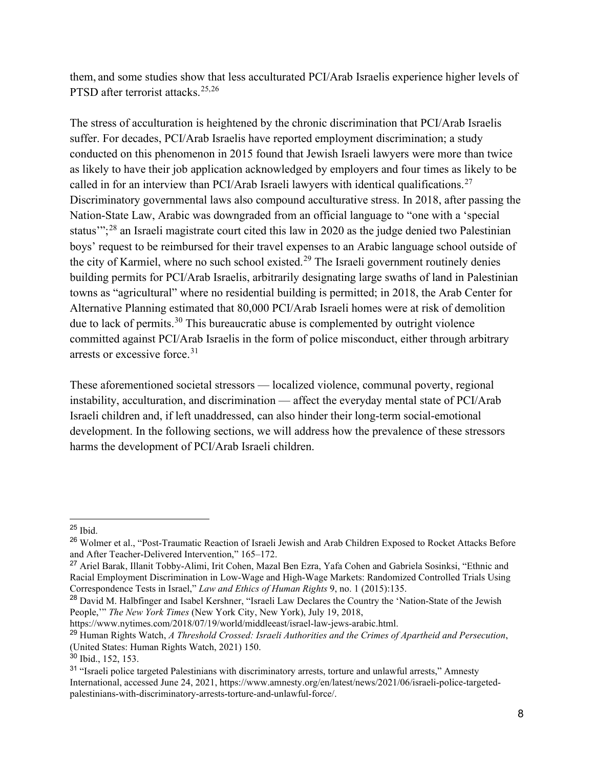them, and some studies show that less acculturated PCI/Arab Israelis experience higher levels of PTSD after terrorist attacks.[25,26]

The stress of acculturation is heightened by the chronic discrimination that PCI/Arab Israelis suffer. For decades, PCI/Arab Israelis have reported employment discrimination; a study conducted on this phenomenon in 2015 found that Jewish Israeli lawyers were more than twice as likely to have their job application acknowledged by employers and four times as likely to be called in for an interview than PCI/Arab Israeli lawyers with identical qualifications.[27] Discriminatory governmental laws also compound acculturative stress. In 2018, after passing the Nation-State Law, Arabic was downgraded from an official language to "one with a 'special status'";[28] an Israeli magistrate court cited this law in 2020 as the judge denied two Palestinian boys' request to be reimbursed for their travel expenses to an Arabic language school outside of the city of Karmiel, where no such school existed.[29] The Israeli government routinely denies building permits for PCI/Arab Israelis, arbitrarily designating large swaths of land in Palestinian towns as "agricultural" where no residential building is permitted; in 2018, the Arab Center for Alternative Planning estimated that 80,000 PCI/Arab Israeli homes were at risk of demolition due to lack of permits.[30] This bureaucratic abuse is complemented by outright violence committed against PCI/Arab Israelis in the form of police misconduct, either through arbitrary arrests or excessive force.[31]

These aforementioned societal stressors — localized violence, communal poverty, regional instability, acculturation, and discrimination — affect the everyday mental state of PCI/Arab Israeli children and, if left unaddressed, can also hinder their long-term social-emotional development. In the following sections, we will address how the prevalence of these stressors harms the development of PCI/Arab Israeli children.

---

[25] Ibid.

[26] Wolmer et al., "Post-Traumatic Reaction of Israeli Jewish and Arab Children Exposed to Rocket Attacks Before and After Teacher-Delivered Intervention," 165–172.

[27] Ariel Barak, Illanit Tobby-Alimi, Irit Cohen, Mazal Ben Ezra, Yafa Cohen and Gabriela Sosinksi, "Ethnic and Racial Employment Discrimination in Low-Wage and High-Wage Markets: Randomized Controlled Trials Using Correspondence Tests in Israel," *Law and Ethics of Human Rights* 9, no. 1 (2015):135.

[28] David M. Halbfinger and Isabel Kershner, "Israeli Law Declares the Country the 'Nation-State of the Jewish People,'" *The New York Times* (New York City, New York), July 19, 2018, https://www.nytimes.com/2018/07/19/world/middleeast/israel-law-jews-arabic.html.

[29] Human Rights Watch, *A Threshold Crossed: Israeli Authorities and the Crimes of Apartheid and Persecution*, (United States: Human Rights Watch, 2021) 150.

[30] Ibid., 152, 153.

[31] "Israeli police targeted Palestinians with discriminatory arrests, torture and unlawful arrests," Amnesty International, accessed June 24, 2021, https://www.amnesty.org/en/latest/news/2021/06/israeli-police-targeted-palestinians-with-discriminatory-arrests-torture-and-unlawful-force/.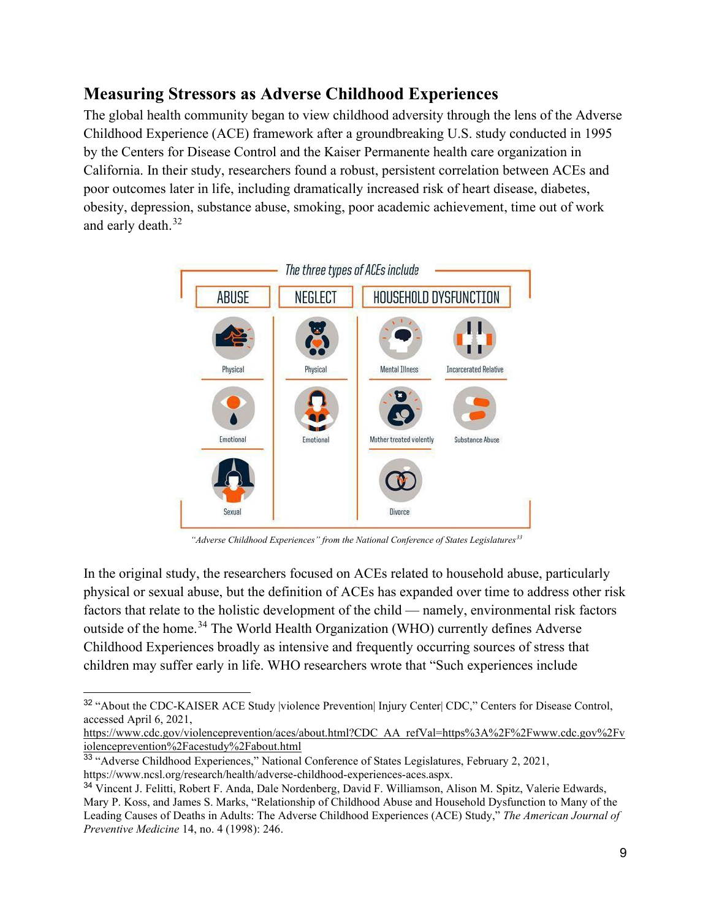## Measuring Stressors as Adverse Childhood Experiences

The global health community began to view childhood adversity through the lens of the Adverse Childhood Experience (ACE) framework after a groundbreaking U.S. study conducted in 1995 by the Centers for Disease Control and the Kaiser Permanente health care organization in California. In their study, researchers found a robust, persistent correlation between ACEs and poor outcomes later in life, including dramatically increased risk of heart disease, diabetes, obesity, depression, substance abuse, smoking, poor academic achievement, time out of work and early death.[32]

*"Adverse Childhood Experiences" from the National Conference of States Legislatures*[33]

In the original study, the researchers focused on ACEs related to household abuse, particularly physical or sexual abuse, but the definition of ACEs has expanded over time to address other risk factors that relate to the holistic development of the child — namely, environmental risk factors outside of the home.[34] The World Health Organization (WHO) currently defines Adverse Childhood Experiences broadly as intensive and frequently occurring sources of stress that children may suffer early in life. WHO researchers wrote that "Such experiences include

---

[32] "About the CDC-KAISER ACE Study |violence Prevention| Injury Center| CDC," Centers for Disease Control, accessed April 6, 2021, https://www.cdc.gov/violenceprevention/aces/about.html?CDC_AA_refVal=https%3A%2F%2Fwww.cdc.gov%2Fviolenceprevention%2Facestudy%2Fabout.html

[33] "Adverse Childhood Experiences," National Conference of States Legislatures, February 2, 2021, https://www.ncsl.org/research/health/adverse-childhood-experiences-aces.aspx.

[34] Vincent J. Felitti, Robert F. Anda, Dale Nordenberg, David F. Williamson, Alison M. Spitz, Valerie Edwards, Mary P. Koss, and James S. Marks, "Relationship of Childhood Abuse and Household Dysfunction to Many of the Leading Causes of Deaths in Adults: The Adverse Childhood Experiences (ACE) Study," *The American Journal of Preventive Medicine* 14, no. 4 (1998): 246.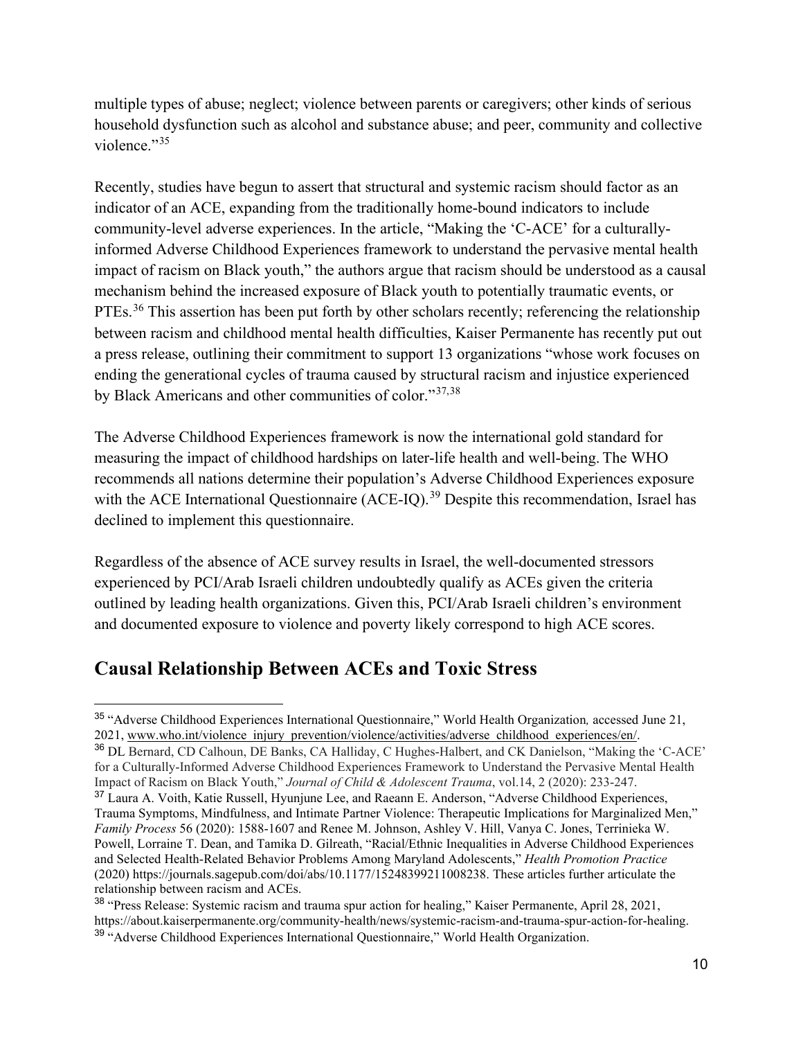multiple types of abuse; neglect; violence between parents or caregivers; other kinds of serious household dysfunction such as alcohol and substance abuse; and peer, community and collective violence."[35]

Recently, studies have begun to assert that structural and systemic racism should factor as an indicator of an ACE, expanding from the traditionally home-bound indicators to include community-level adverse experiences. In the article, "Making the 'C-ACE' for a culturally-informed Adverse Childhood Experiences framework to understand the pervasive mental health impact of racism on Black youth," the authors argue that racism should be understood as a causal mechanism behind the increased exposure of Black youth to potentially traumatic events, or PTEs.[36] This assertion has been put forth by other scholars recently; referencing the relationship between racism and childhood mental health difficulties, Kaiser Permanente has recently put out a press release, outlining their commitment to support 13 organizations "whose work focuses on ending the generational cycles of trauma caused by structural racism and injustice experienced by Black Americans and other communities of color."[37,38]

The Adverse Childhood Experiences framework is now the international gold standard for measuring the impact of childhood hardships on later-life health and well-being. The WHO recommends all nations determine their population's Adverse Childhood Experiences exposure with the ACE International Questionnaire (ACE-IQ).[39] Despite this recommendation, Israel has declined to implement this questionnaire.

Regardless of the absence of ACE survey results in Israel, the well-documented stressors experienced by PCI/Arab Israeli children undoubtedly qualify as ACEs given the criteria outlined by leading health organizations. Given this, PCI/Arab Israeli children's environment and documented exposure to violence and poverty likely correspond to high ACE scores.

## Causal Relationship Between ACEs and Toxic Stress

---

[35] "Adverse Childhood Experiences International Questionnaire," World Health Organization*,* accessed June 21, 2021, www.who.int/violence_injury_prevention/violence/activities/adverse_childhood_experiences/en/.

[36] DL Bernard, CD Calhoun, DE Banks, CA Halliday, C Hughes-Halbert, and CK Danielson, "Making the 'C-ACE' for a Culturally-Informed Adverse Childhood Experiences Framework to Understand the Pervasive Mental Health Impact of Racism on Black Youth," *Journal of Child & Adolescent Trauma*, vol.14, 2 (2020): 233-247.

[37] Laura A. Voith, Katie Russell, Hyunjune Lee, and Raeann E. Anderson, "Adverse Childhood Experiences, Trauma Symptoms, Mindfulness, and Intimate Partner Violence: Therapeutic Implications for Marginalized Men," *Family Process* 56 (2020): 1588-1607 and Renee M. Johnson, Ashley V. Hill, Vanya C. Jones, Terrinieka W. Powell, Lorraine T. Dean, and Tamika D. Gilreath, "Racial/Ethnic Inequalities in Adverse Childhood Experiences and Selected Health-Related Behavior Problems Among Maryland Adolescents," *Health Promotion Practice* (2020) https://journals.sagepub.com/doi/abs/10.1177/15248399211008238. These articles further articulate the relationship between racism and ACEs.

[38] "Press Release: Systemic racism and trauma spur action for healing," Kaiser Permanente, April 28, 2021, https://about.kaiserpermanente.org/community-health/news/systemic-racism-and-trauma-spur-action-for-healing.

[39] "Adverse Childhood Experiences International Questionnaire," World Health Organization.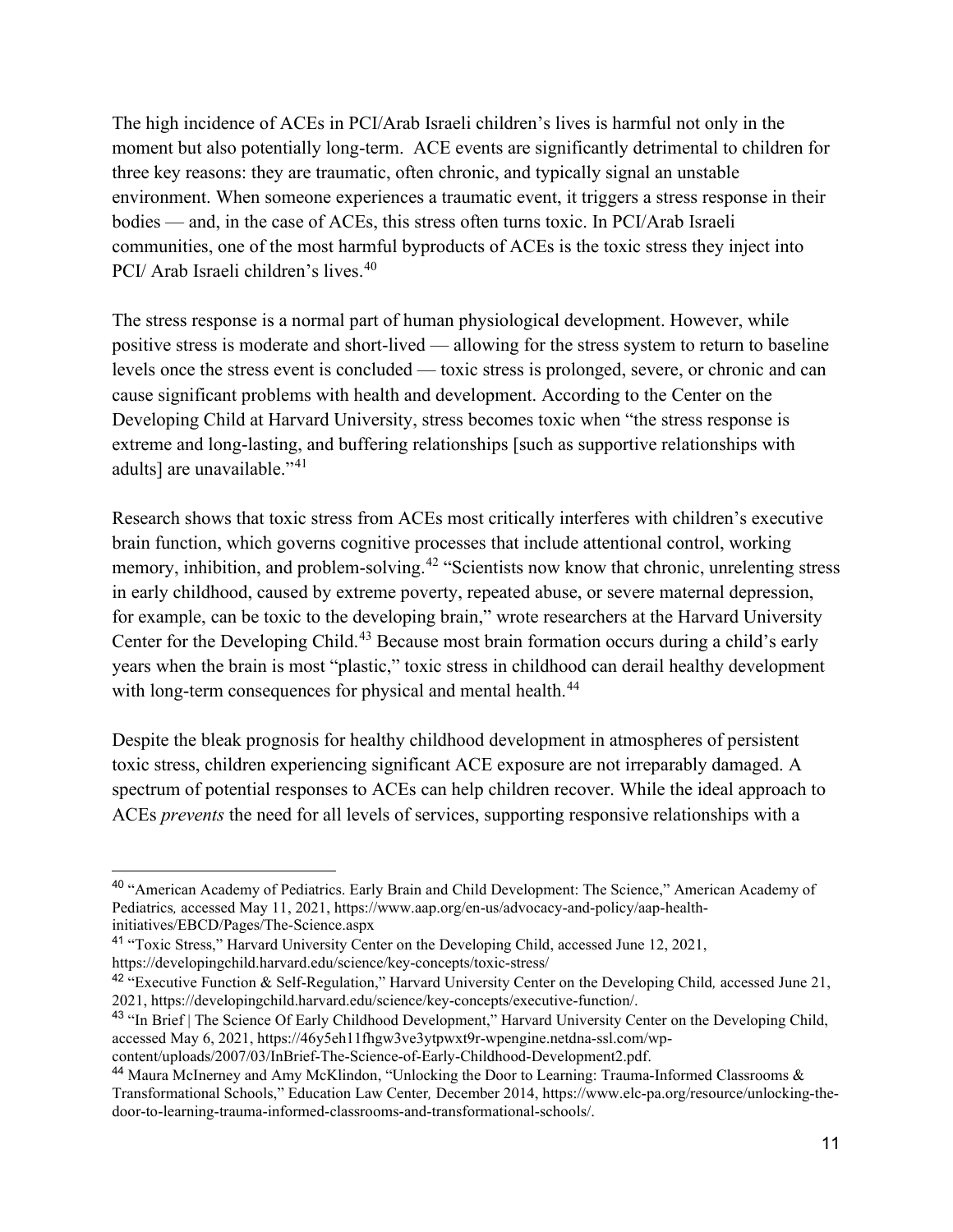The high incidence of ACEs in PCI/Arab Israeli children's lives is harmful not only in the moment but also potentially long-term. ACE events are significantly detrimental to children for three key reasons: they are traumatic, often chronic, and typically signal an unstable environment. When someone experiences a traumatic event, it triggers a stress response in their bodies — and, in the case of ACEs, this stress often turns toxic. In PCI/Arab Israeli communities, one of the most harmful byproducts of ACEs is the toxic stress they inject into PCI/ Arab Israeli children's lives.[40]

The stress response is a normal part of human physiological development. However, while positive stress is moderate and short-lived — allowing for the stress system to return to baseline levels once the stress event is concluded — toxic stress is prolonged, severe, or chronic and can cause significant problems with health and development. According to the Center on the Developing Child at Harvard University, stress becomes toxic when "the stress response is extreme and long-lasting, and buffering relationships [such as supportive relationships with adults] are unavailable."[41]

Research shows that toxic stress from ACEs most critically interferes with children's executive brain function, which governs cognitive processes that include attentional control, working memory, inhibition, and problem-solving.[42] "Scientists now know that chronic, unrelenting stress in early childhood, caused by extreme poverty, repeated abuse, or severe maternal depression, for example, can be toxic to the developing brain," wrote researchers at the Harvard University Center for the Developing Child.[43] Because most brain formation occurs during a child's early years when the brain is most "plastic," toxic stress in childhood can derail healthy development with long-term consequences for physical and mental health.[44]

Despite the bleak prognosis for healthy childhood development in atmospheres of persistent toxic stress, children experiencing significant ACE exposure are not irreparably damaged. A spectrum of potential responses to ACEs can help children recover. While the ideal approach to ACEs *prevents* the need for all levels of services, supporting responsive relationships with a

---

[40] "American Academy of Pediatrics. Early Brain and Child Development: The Science," American Academy of Pediatrics*,* accessed May 11, 2021, https://www.aap.org/en-us/advocacy-and-policy/aap-health-initiatives/EBCD/Pages/The-Science.aspx

[41] "Toxic Stress," Harvard University Center on the Developing Child, accessed June 12, 2021, https://developingchild.harvard.edu/science/key-concepts/toxic-stress/

[42] "Executive Function & Self-Regulation," Harvard University Center on the Developing Child*,* accessed June 21, 2021, https://developingchild.harvard.edu/science/key-concepts/executive-function/.

[43] "In Brief | The Science Of Early Childhood Development," Harvard University Center on the Developing Child, accessed May 6, 2021, https://46y5eh11fhgw3ve3ytpwxt9r-wpengine.netdna-ssl.com/wp-content/uploads/2007/03/InBrief-The-Science-of-Early-Childhood-Development2.pdf.

[44] Maura McInerney and Amy McKlindon, "Unlocking the Door to Learning: Trauma-Informed Classrooms & Transformational Schools," Education Law Center*,* December 2014, https://www.elc-pa.org/resource/unlocking-the-door-to-learning-trauma-informed-classrooms-and-transformational-schools/.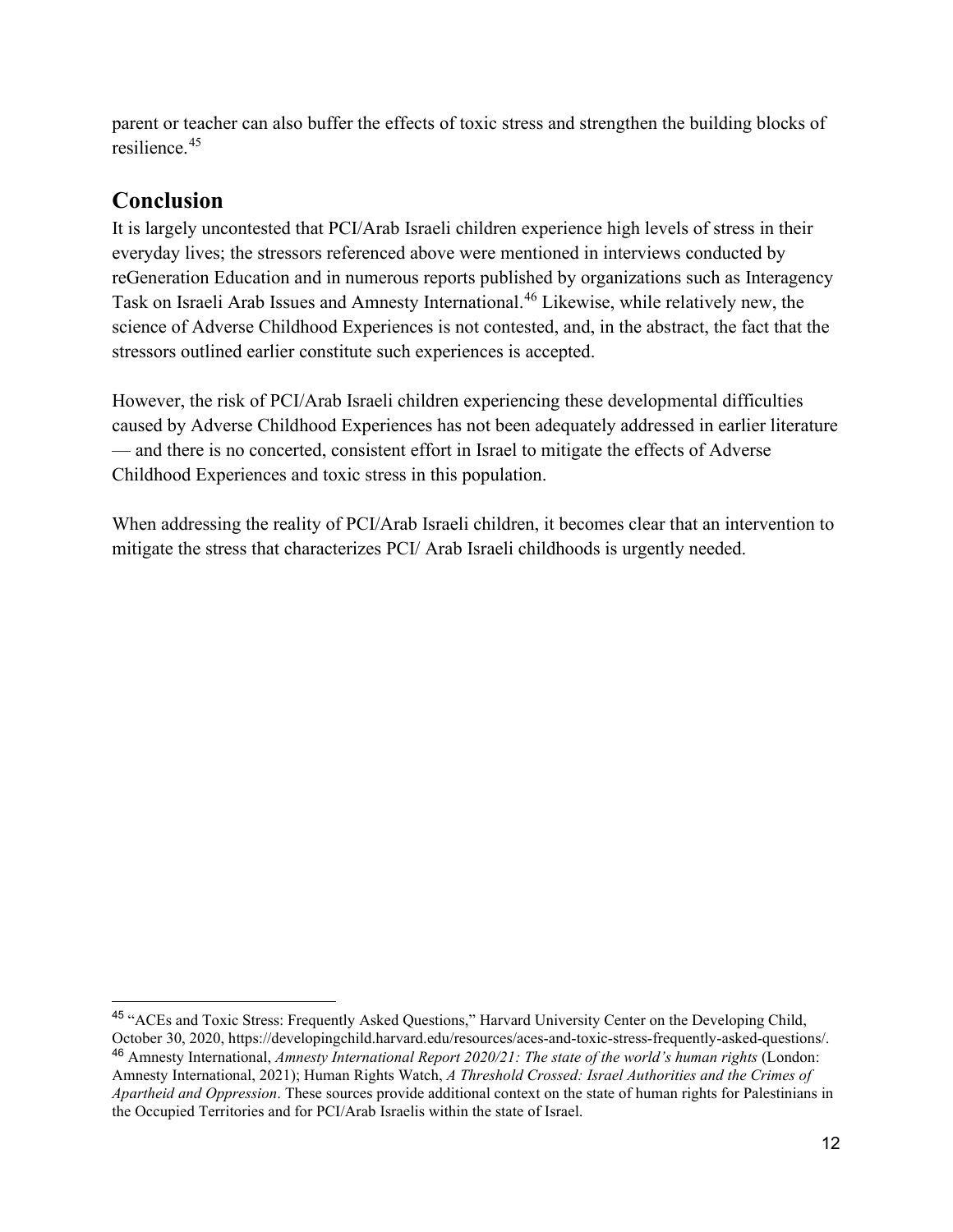parent or teacher can also buffer the effects of toxic stress and strengthen the building blocks of resilience.[45]

## Conclusion

It is largely uncontested that PCI/Arab Israeli children experience high levels of stress in their everyday lives; the stressors referenced above were mentioned in interviews conducted by reGeneration Education and in numerous reports published by organizations such as Interagency Task on Israeli Arab Issues and Amnesty International.[46] Likewise, while relatively new, the science of Adverse Childhood Experiences is not contested, and, in the abstract, the fact that the stressors outlined earlier constitute such experiences is accepted.

However, the risk of PCI/Arab Israeli children experiencing these developmental difficulties caused by Adverse Childhood Experiences has not been adequately addressed in earlier literature — and there is no concerted, consistent effort in Israel to mitigate the effects of Adverse Childhood Experiences and toxic stress in this population.

When addressing the reality of PCI/Arab Israeli children, it becomes clear that an intervention to mitigate the stress that characterizes PCI/ Arab Israeli childhoods is urgently needed.

---

[45] "ACEs and Toxic Stress: Frequently Asked Questions," Harvard University Center on the Developing Child, October 30, 2020, https://developingchild.harvard.edu/resources/aces-and-toxic-stress-frequently-asked-questions/.

[46] Amnesty International, *Amnesty International Report 2020/21: The state of the world's human rights* (London: Amnesty International, 2021); Human Rights Watch, *A Threshold Crossed: Israel Authorities and the Crimes of Apartheid and Oppression*. These sources provide additional context on the state of human rights for Palestinians in the Occupied Territories and for PCI/Arab Israelis within the state of Israel.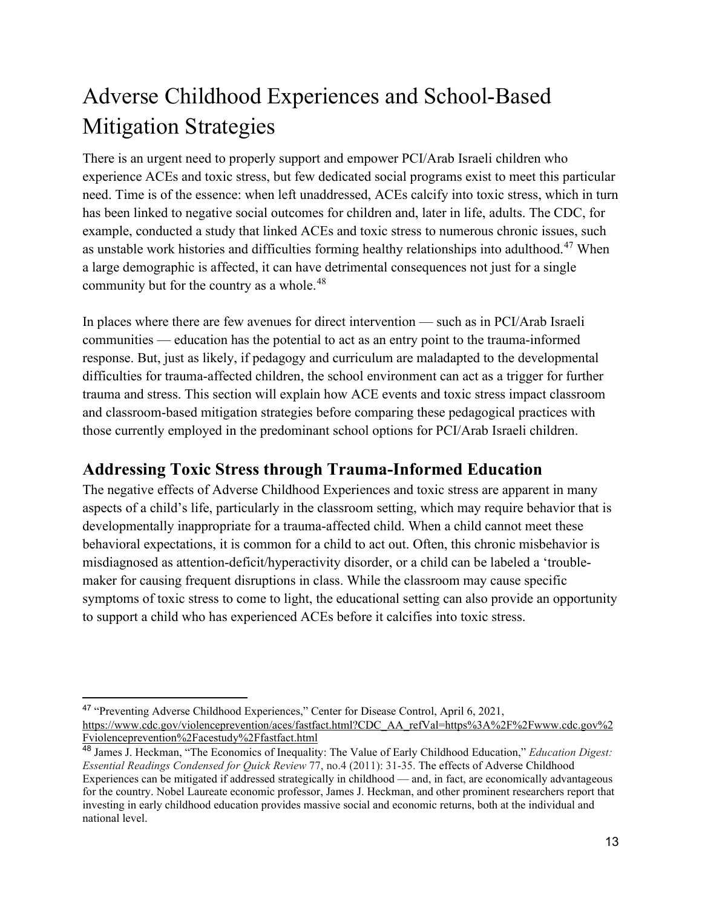# Adverse Childhood Experiences and School-Based Mitigation Strategies

There is an urgent need to properly support and empower PCI/Arab Israeli children who experience ACEs and toxic stress, but few dedicated social programs exist to meet this particular need. Time is of the essence: when left unaddressed, ACEs calcify into toxic stress, which in turn has been linked to negative social outcomes for children and, later in life, adults. The CDC, for example, conducted a study that linked ACEs and toxic stress to numerous chronic issues, such as unstable work histories and difficulties forming healthy relationships into adulthood.[47] When a large demographic is affected, it can have detrimental consequences not just for a single community but for the country as a whole.[48]

In places where there are few avenues for direct intervention — such as in PCI/Arab Israeli communities — education has the potential to act as an entry point to the trauma-informed response. But, just as likely, if pedagogy and curriculum are maladapted to the developmental difficulties for trauma-affected children, the school environment can act as a trigger for further trauma and stress. This section will explain how ACE events and toxic stress impact classroom and classroom-based mitigation strategies before comparing these pedagogical practices with those currently employed in the predominant school options for PCI/Arab Israeli children.

## Addressing Toxic Stress through Trauma-Informed Education

The negative effects of Adverse Childhood Experiences and toxic stress are apparent in many aspects of a child's life, particularly in the classroom setting, which may require behavior that is developmentally inappropriate for a trauma-affected child. When a child cannot meet these behavioral expectations, it is common for a child to act out. Often, this chronic misbehavior is misdiagnosed as attention-deficit/hyperactivity disorder, or a child can be labeled a 'trouble-maker for causing frequent disruptions in class. While the classroom may cause specific symptoms of toxic stress to come to light, the educational setting can also provide an opportunity to support a child who has experienced ACEs before it calcifies into toxic stress.

---

[47] "Preventing Adverse Childhood Experiences," Center for Disease Control, April 6, 2021, https://www.cdc.gov/violenceprevention/aces/fastfact.html?CDC_AA_refVal=https%3A%2F%2Fwww.cdc.gov%2Fviolenceprevention%2Facestudy%2Ffastfact.html

[48] James J. Heckman, "The Economics of Inequality: The Value of Early Childhood Education," *Education Digest: Essential Readings Condensed for Quick Review* 77, no.4 (2011): 31-35. The effects of Adverse Childhood Experiences can be mitigated if addressed strategically in childhood — and, in fact, are economically advantageous for the country. Nobel Laureate economic professor, James J. Heckman, and other prominent researchers report that investing in early childhood education provides massive social and economic returns, both at the individual and national level.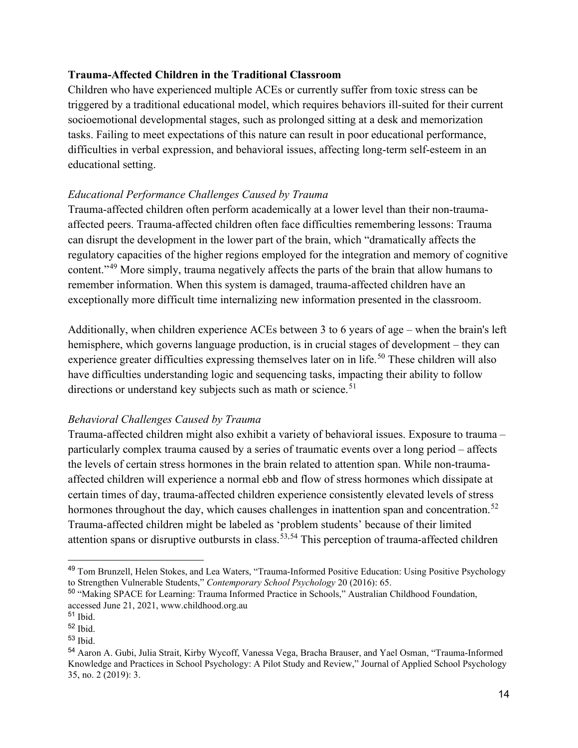**Trauma-Affected Children in the Traditional Classroom**

Children who have experienced multiple ACEs or currently suffer from toxic stress can be triggered by a traditional educational model, which requires behaviors ill-suited for their current socioemotional developmental stages, such as prolonged sitting at a desk and memorization tasks. Failing to meet expectations of this nature can result in poor educational performance, difficulties in verbal expression, and behavioral issues, affecting long-term self-esteem in an educational setting.

*Educational Performance Challenges Caused by Trauma*

Trauma-affected children often perform academically at a lower level than their non-trauma-affected peers. Trauma-affected children often face difficulties remembering lessons: Trauma can disrupt the development in the lower part of the brain, which "dramatically affects the regulatory capacities of the higher regions employed for the integration and memory of cognitive content."[49] More simply, trauma negatively affects the parts of the brain that allow humans to remember information. When this system is damaged, trauma-affected children have an exceptionally more difficult time internalizing new information presented in the classroom.

Additionally, when children experience ACEs between 3 to 6 years of age – when the brain's left hemisphere, which governs language production, is in crucial stages of development – they can experience greater difficulties expressing themselves later on in life.[50] These children will also have difficulties understanding logic and sequencing tasks, impacting their ability to follow directions or understand key subjects such as math or science.[51]

*Behavioral Challenges Caused by Trauma*

Trauma-affected children might also exhibit a variety of behavioral issues. Exposure to trauma – particularly complex trauma caused by a series of traumatic events over a long period – affects the levels of certain stress hormones in the brain related to attention span. While non-trauma-affected children will experience a normal ebb and flow of stress hormones which dissipate at certain times of day, trauma-affected children experience consistently elevated levels of stress hormones throughout the day, which causes challenges in inattention span and concentration.[52] Trauma-affected children might be labeled as 'problem students' because of their limited attention spans or disruptive outbursts in class.[53,54] This perception of trauma-affected children

---

[49] Tom Brunzell, Helen Stokes, and Lea Waters, "Trauma-Informed Positive Education: Using Positive Psychology to Strengthen Vulnerable Students," *Contemporary School Psychology* 20 (2016): 65.

[50] "Making SPACE for Learning: Trauma Informed Practice in Schools," Australian Childhood Foundation, accessed June 21, 2021, www.childhood.org.au

[51] Ibid.

[52] Ibid.

[53] Ibid.

[54] Aaron A. Gubi, Julia Strait, Kirby Wycoff, Vanessa Vega, Bracha Brauser, and Yael Osman, "Trauma-Informed Knowledge and Practices in School Psychology: A Pilot Study and Review," Journal of Applied School Psychology 35, no. 2 (2019): 3.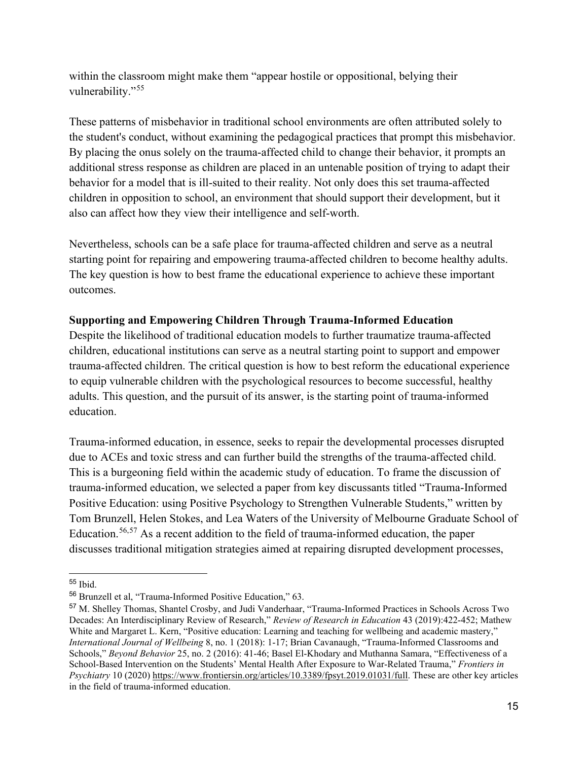within the classroom might make them "appear hostile or oppositional, belying their vulnerability."[55]

These patterns of misbehavior in traditional school environments are often attributed solely to the student's conduct, without examining the pedagogical practices that prompt this misbehavior. By placing the onus solely on the trauma-affected child to change their behavior, it prompts an additional stress response as children are placed in an untenable position of trying to adapt their behavior for a model that is ill-suited to their reality. Not only does this set trauma-affected children in opposition to school, an environment that should support their development, but it also can affect how they view their intelligence and self-worth.

Nevertheless, schools can be a safe place for trauma-affected children and serve as a neutral starting point for repairing and empowering trauma-affected children to become healthy adults. The key question is how to best frame the educational experience to achieve these important outcomes.

**Supporting and Empowering Children Through Trauma-Informed Education**

Despite the likelihood of traditional education models to further traumatize trauma-affected children, educational institutions can serve as a neutral starting point to support and empower trauma-affected children. The critical question is how to best reform the educational experience to equip vulnerable children with the psychological resources to become successful, healthy adults. This question, and the pursuit of its answer, is the starting point of trauma-informed education.

Trauma-informed education, in essence, seeks to repair the developmental processes disrupted due to ACEs and toxic stress and can further build the strengths of the trauma-affected child. This is a burgeoning field within the academic study of education. To frame the discussion of trauma-informed education, we selected a paper from key discussants titled "Trauma-Informed Positive Education: using Positive Psychology to Strengthen Vulnerable Students," written by Tom Brunzell, Helen Stokes, and Lea Waters of the University of Melbourne Graduate School of Education.[56,57] As a recent addition to the field of trauma-informed education, the paper discusses traditional mitigation strategies aimed at repairing disrupted development processes,

---

[55] Ibid.

[56] Brunzell et al, "Trauma-Informed Positive Education," 63.

[57] M. Shelley Thomas, Shantel Crosby, and Judi Vanderhaar, "Trauma-Informed Practices in Schools Across Two Decades: An Interdisciplinary Review of Research," *Review of Research in Education* 43 (2019):422-452; Mathew White and Margaret L. Kern, "Positive education: Learning and teaching for wellbeing and academic mastery," *International Journal of Wellbeing* 8, no. 1 (2018): 1-17; Brian Cavanaugh, "Trauma-Informed Classrooms and Schools," *Beyond Behavior* 25, no. 2 (2016): 41-46; Basel El-Khodary and Muthanna Samara, "Effectiveness of a School-Based Intervention on the Students' Mental Health After Exposure to War-Related Trauma," *Frontiers in Psychiatry* 10 (2020) https://www.frontiersin.org/articles/10.3389/fpsyt.2019.01031/full. These are other key articles in the field of trauma-informed education.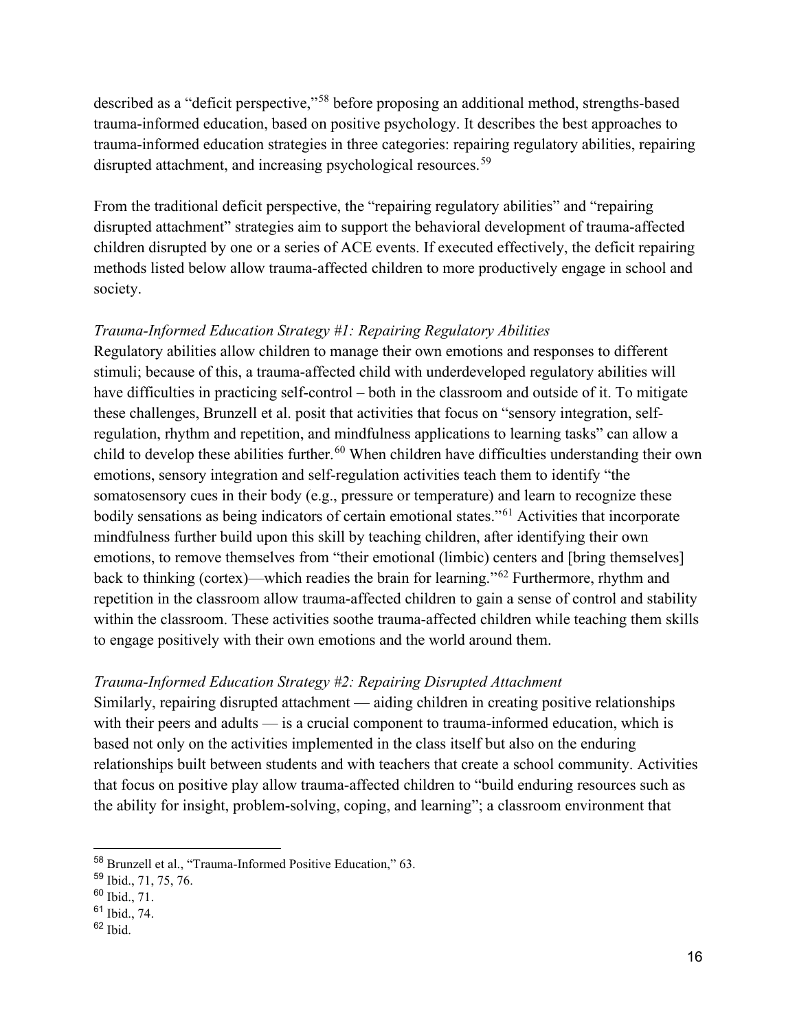described as a "deficit perspective,"[58] before proposing an additional method, strengths-based trauma-informed education, based on positive psychology. It describes the best approaches to trauma-informed education strategies in three categories: repairing regulatory abilities, repairing disrupted attachment, and increasing psychological resources.[59]

From the traditional deficit perspective, the "repairing regulatory abilities" and "repairing disrupted attachment" strategies aim to support the behavioral development of trauma-affected children disrupted by one or a series of ACE events. If executed effectively, the deficit repairing methods listed below allow trauma-affected children to more productively engage in school and society.

*Trauma-Informed Education Strategy #1: Repairing Regulatory Abilities*

Regulatory abilities allow children to manage their own emotions and responses to different stimuli; because of this, a trauma-affected child with underdeveloped regulatory abilities will have difficulties in practicing self-control – both in the classroom and outside of it. To mitigate these challenges, Brunzell et al. posit that activities that focus on "sensory integration, self-regulation, rhythm and repetition, and mindfulness applications to learning tasks" can allow a child to develop these abilities further.[60] When children have difficulties understanding their own emotions, sensory integration and self-regulation activities teach them to identify "the somatosensory cues in their body (e.g., pressure or temperature) and learn to recognize these bodily sensations as being indicators of certain emotional states."[61] Activities that incorporate mindfulness further build upon this skill by teaching children, after identifying their own emotions, to remove themselves from "their emotional (limbic) centers and [bring themselves] back to thinking (cortex)—which readies the brain for learning."[62] Furthermore, rhythm and repetition in the classroom allow trauma-affected children to gain a sense of control and stability within the classroom. These activities soothe trauma-affected children while teaching them skills to engage positively with their own emotions and the world around them.

*Trauma-Informed Education Strategy #2: Repairing Disrupted Attachment*

Similarly, repairing disrupted attachment — aiding children in creating positive relationships with their peers and adults — is a crucial component to trauma-informed education, which is based not only on the activities implemented in the class itself but also on the enduring relationships built between students and with teachers that create a school community. Activities that focus on positive play allow trauma-affected children to "build enduring resources such as the ability for insight, problem-solving, coping, and learning"; a classroom environment that

[58] Brunzell et al., "Trauma-Informed Positive Education," 63.

[59] Ibid., 71, 75, 76.

[60] Ibid., 71.

[61] Ibid., 74.

[62] Ibid.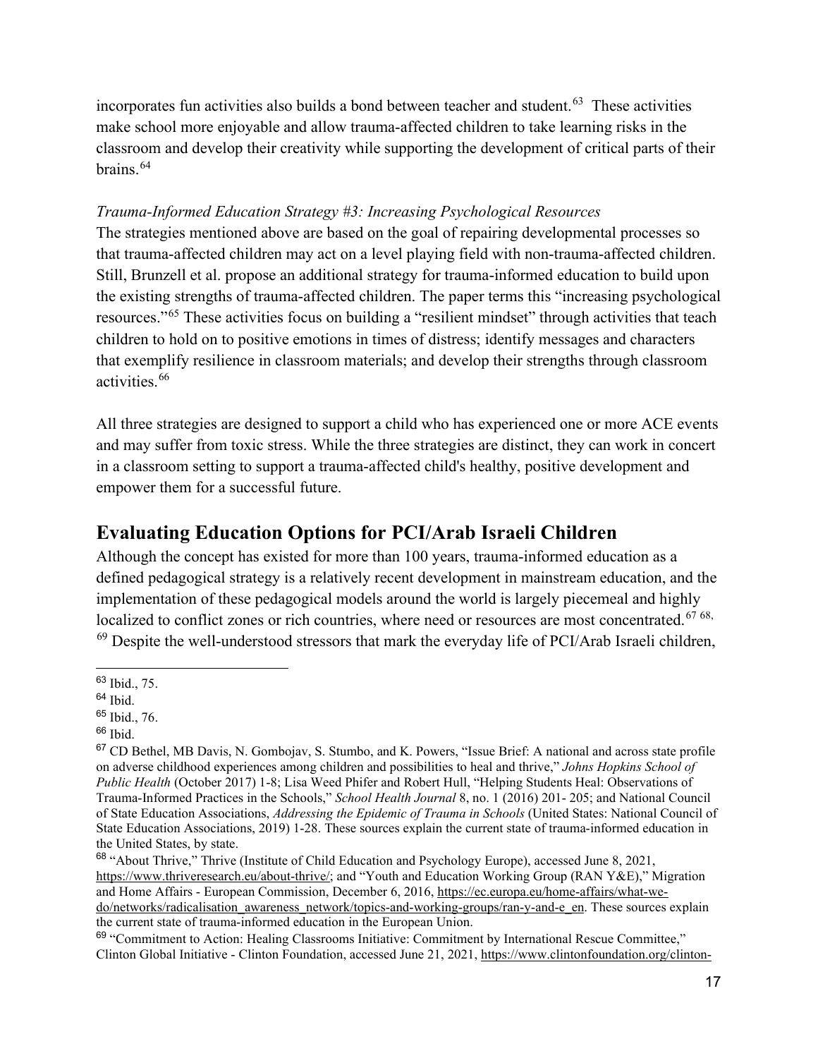incorporates fun activities also builds a bond between teacher and student.[63] These activities make school more enjoyable and allow trauma-affected children to take learning risks in the classroom and develop their creativity while supporting the development of critical parts of their brains.[64]

*Trauma-Informed Education Strategy #3: Increasing Psychological Resources*

The strategies mentioned above are based on the goal of repairing developmental processes so that trauma-affected children may act on a level playing field with non-trauma-affected children. Still, Brunzell et al. propose an additional strategy for trauma-informed education to build upon the existing strengths of trauma-affected children. The paper terms this "increasing psychological resources."[65] These activities focus on building a "resilient mindset" through activities that teach children to hold on to positive emotions in times of distress; identify messages and characters that exemplify resilience in classroom materials; and develop their strengths through classroom activities.[66]

All three strategies are designed to support a child who has experienced one or more ACE events and may suffer from toxic stress. While the three strategies are distinct, they can work in concert in a classroom setting to support a trauma-affected child's healthy, positive development and empower them for a successful future.

## Evaluating Education Options for PCI/Arab Israeli Children

Although the concept has existed for more than 100 years, trauma-informed education as a defined pedagogical strategy is a relatively recent development in mainstream education, and the implementation of these pedagogical models around the world is largely piecemeal and highly localized to conflict zones or rich countries, where need or resources are most concentrated.[67] [68,] [69] Despite the well-understood stressors that mark the everyday life of PCI/Arab Israeli children,

---

[63] Ibid., 75.

[64] Ibid.

[65] Ibid., 76.

[66] Ibid.

[67] CD Bethel, MB Davis, N. Gombojav, S. Stumbo, and K. Powers, "Issue Brief: A national and across state profile on adverse childhood experiences among children and possibilities to heal and thrive," *Johns Hopkins School of Public Health* (October 2017) 1-8; Lisa Weed Phifer and Robert Hull, "Helping Students Heal: Observations of Trauma-Informed Practices in the Schools," *School Health Journal* 8, no. 1 (2016) 201- 205; and National Council of State Education Associations, *Addressing the Epidemic of Trauma in Schools* (United States: National Council of State Education Associations, 2019) 1-28. These sources explain the current state of trauma-informed education in the United States, by state.

[68] "About Thrive," Thrive (Institute of Child Education and Psychology Europe), accessed June 8, 2021, https://www.thriveresearch.eu/about-thrive/; and "Youth and Education Working Group (RAN Y&E)," Migration and Home Affairs - European Commission, December 6, 2016, https://ec.europa.eu/home-affairs/what-we-do/networks/radicalisation_awareness_network/topics-and-working-groups/ran-y-and-e_en. These sources explain the current state of trauma-informed education in the European Union.

[69] "Commitment to Action: Healing Classrooms Initiative: Commitment by International Rescue Committee," Clinton Global Initiative - Clinton Foundation, accessed June 21, 2021, https://www.clintonfoundation.org/clinton-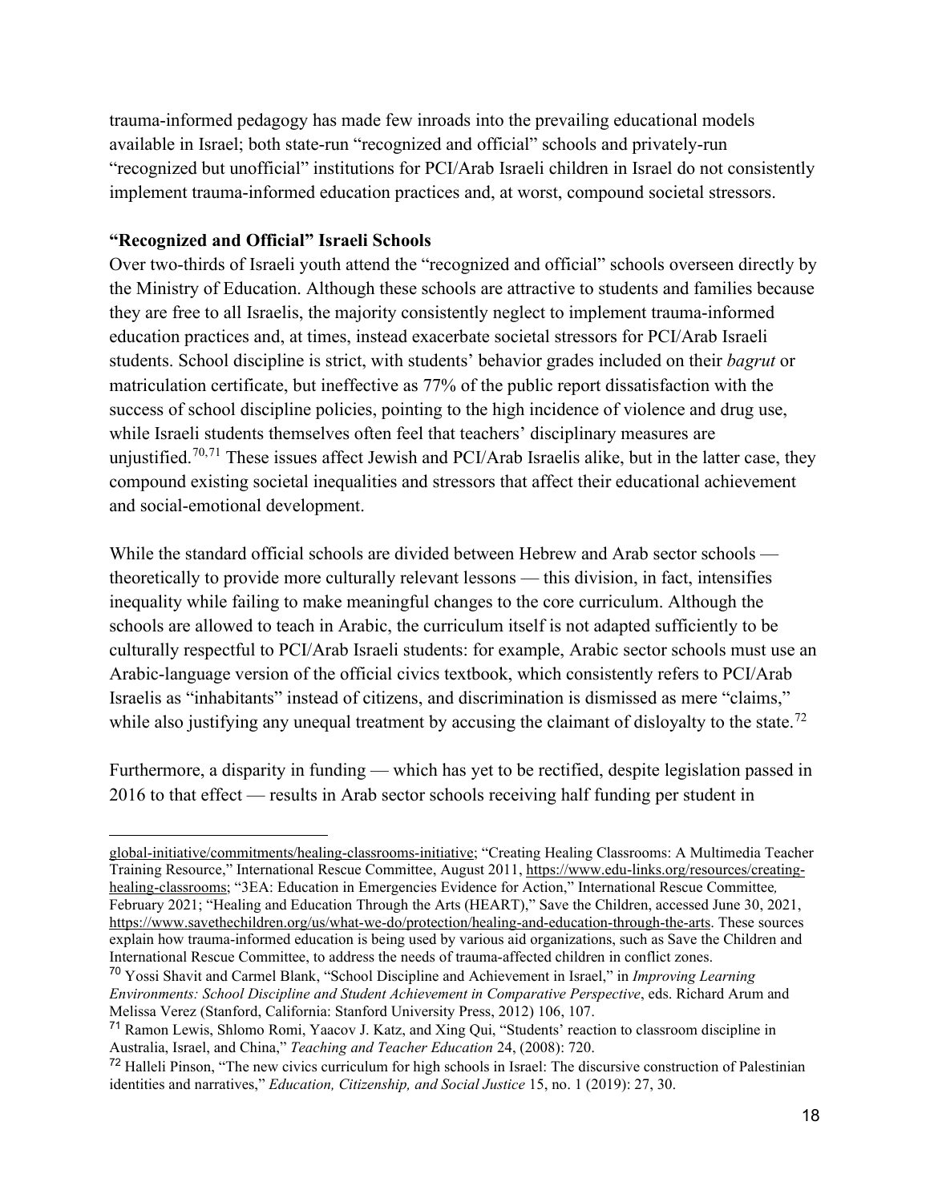trauma-informed pedagogy has made few inroads into the prevailing educational models available in Israel; both state-run "recognized and official" schools and privately-run "recognized but unofficial" institutions for PCI/Arab Israeli children in Israel do not consistently implement trauma-informed education practices and, at worst, compound societal stressors.

**"Recognized and Official" Israeli Schools**

Over two-thirds of Israeli youth attend the "recognized and official" schools overseen directly by the Ministry of Education. Although these schools are attractive to students and families because they are free to all Israelis, the majority consistently neglect to implement trauma-informed education practices and, at times, instead exacerbate societal stressors for PCI/Arab Israeli students. School discipline is strict, with students' behavior grades included on their *bagrut* or matriculation certificate, but ineffective as 77% of the public report dissatisfaction with the success of school discipline policies, pointing to the high incidence of violence and drug use, while Israeli students themselves often feel that teachers' disciplinary measures are unjustified.[70,71] These issues affect Jewish and PCI/Arab Israelis alike, but in the latter case, they compound existing societal inequalities and stressors that affect their educational achievement and social-emotional development.

While the standard official schools are divided between Hebrew and Arab sector schools — theoretically to provide more culturally relevant lessons — this division, in fact, intensifies inequality while failing to make meaningful changes to the core curriculum. Although the schools are allowed to teach in Arabic, the curriculum itself is not adapted sufficiently to be culturally respectful to PCI/Arab Israeli students: for example, Arabic sector schools must use an Arabic-language version of the official civics textbook, which consistently refers to PCI/Arab Israelis as "inhabitants" instead of citizens, and discrimination is dismissed as mere "claims," while also justifying any unequal treatment by accusing the claimant of disloyalty to the state.[72]

Furthermore, a disparity in funding — which has yet to be rectified, despite legislation passed in 2016 to that effect — results in Arab sector schools receiving half funding per student in

---

global-initiative/commitments/healing-classrooms-initiative; "Creating Healing Classrooms: A Multimedia Teacher Training Resource," International Rescue Committee, August 2011, https://www.edu-links.org/resources/creating-healing-classrooms; "3EA: Education in Emergencies Evidence for Action," International Rescue Committee, February 2021; "Healing and Education Through the Arts (HEART)," Save the Children, accessed June 30, 2021, https://www.savethechildren.org/us/what-we-do/protection/healing-and-education-through-the-arts. These sources explain how trauma-informed education is being used by various aid organizations, such as Save the Children and International Rescue Committee, to address the needs of trauma-affected children in conflict zones.

[70] Yossi Shavit and Carmel Blank, "School Discipline and Achievement in Israel," in *Improving Learning Environments: School Discipline and Student Achievement in Comparative Perspective*, eds. Richard Arum and Melissa Verez (Stanford, California: Stanford University Press, 2012) 106, 107.

[71] Ramon Lewis, Shlomo Romi, Yaacov J. Katz, and Xing Qui, "Students' reaction to classroom discipline in Australia, Israel, and China," *Teaching and Teacher Education* 24, (2008): 720.

[72] Halleli Pinson, "The new civics curriculum for high schools in Israel: The discursive construction of Palestinian identities and narratives," *Education, Citizenship, and Social Justice* 15, no. 1 (2019): 27, 30.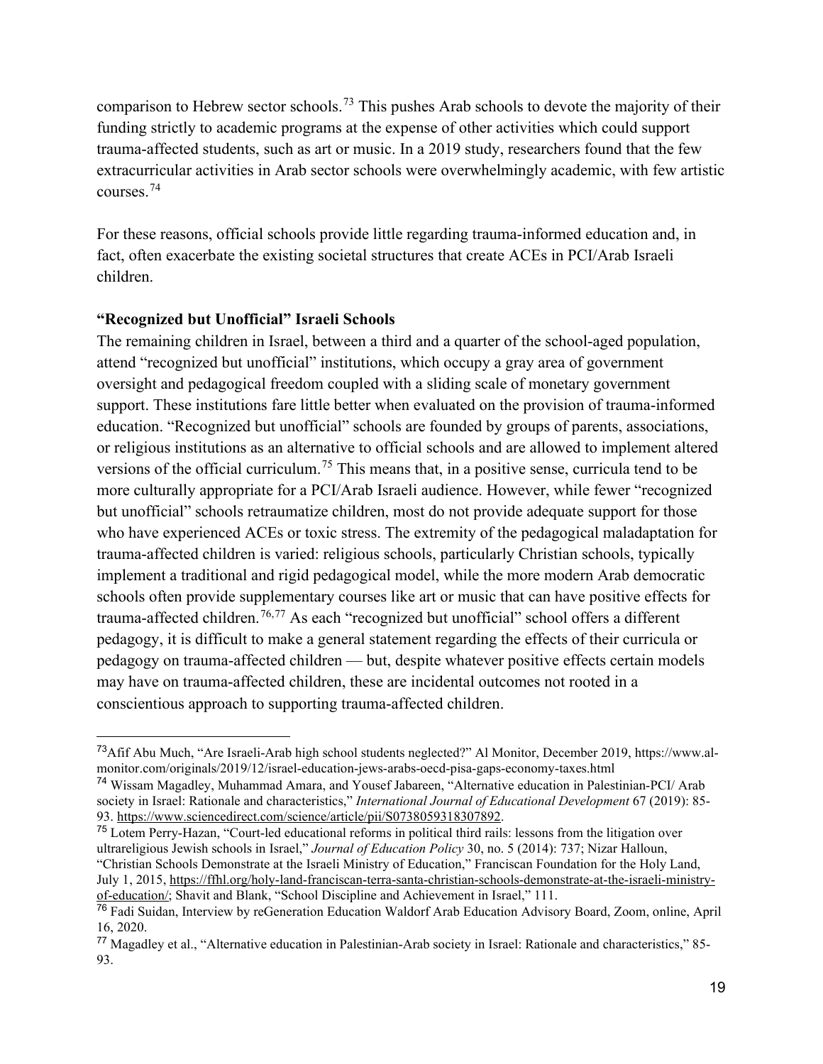comparison to Hebrew sector schools.[73] This pushes Arab schools to devote the majority of their funding strictly to academic programs at the expense of other activities which could support trauma-affected students, such as art or music. In a 2019 study, researchers found that the few extracurricular activities in Arab sector schools were overwhelmingly academic, with few artistic courses.[74]

For these reasons, official schools provide little regarding trauma-informed education and, in fact, often exacerbate the existing societal structures that create ACEs in PCI/Arab Israeli children.

**"Recognized but Unofficial" Israeli Schools**

The remaining children in Israel, between a third and a quarter of the school-aged population, attend "recognized but unofficial" institutions, which occupy a gray area of government oversight and pedagogical freedom coupled with a sliding scale of monetary government support. These institutions fare little better when evaluated on the provision of trauma-informed education. "Recognized but unofficial" schools are founded by groups of parents, associations, or religious institutions as an alternative to official schools and are allowed to implement altered versions of the official curriculum.[75] This means that, in a positive sense, curricula tend to be more culturally appropriate for a PCI/Arab Israeli audience. However, while fewer "recognized but unofficial" schools retraumatize children, most do not provide adequate support for those who have experienced ACEs or toxic stress. The extremity of the pedagogical maladaptation for trauma-affected children is varied: religious schools, particularly Christian schools, typically implement a traditional and rigid pedagogical model, while the more modern Arab democratic schools often provide supplementary courses like art or music that can have positive effects for trauma-affected children.[76,77] As each "recognized but unofficial" school offers a different pedagogy, it is difficult to make a general statement regarding the effects of their curricula or pedagogy on trauma-affected children — but, despite whatever positive effects certain models may have on trauma-affected children, these are incidental outcomes not rooted in a conscientious approach to supporting trauma-affected children.

---

[73] Afif Abu Much, "Are Israeli-Arab high school students neglected?" Al Monitor, December 2019, https://www.al-monitor.com/originals/2019/12/israel-education-jews-arabs-oecd-pisa-gaps-economy-taxes.html

[74] Wissam Magadley, Muhammad Amara, and Yousef Jabareen, "Alternative education in Palestinian-PCI/ Arab society in Israel: Rationale and characteristics," *International Journal of Educational Development* 67 (2019): 85-93. https://www.sciencedirect.com/science/article/pii/S0738059318307892.

[75] Lotem Perry-Hazan, "Court-led educational reforms in political third rails: lessons from the litigation over ultrareligious Jewish schools in Israel," *Journal of Education Policy* 30, no. 5 (2014): 737; Nizar Halloun, "Christian Schools Demonstrate at the Israeli Ministry of Education," Franciscan Foundation for the Holy Land, July 1, 2015, https://ffhl.org/holy-land-franciscan-terra-santa-christian-schools-demonstrate-at-the-israeli-ministry-of-education/; Shavit and Blank, "School Discipline and Achievement in Israel," 111.

[76] Fadi Suidan, Interview by reGeneration Education Waldorf Arab Education Advisory Board, Zoom, online, April 16, 2020.

[77] Magadley et al., "Alternative education in Palestinian-Arab society in Israel: Rationale and characteristics," 85-93.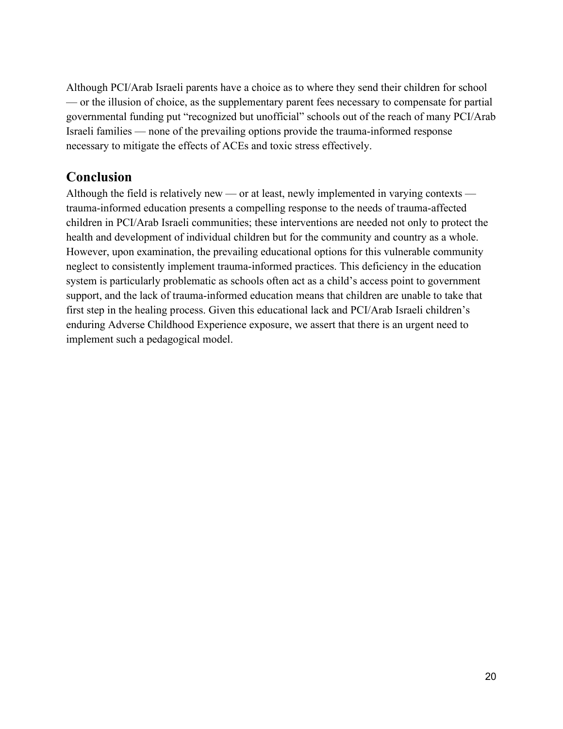Although PCI/Arab Israeli parents have a choice as to where they send their children for school — or the illusion of choice, as the supplementary parent fees necessary to compensate for partial governmental funding put "recognized but unofficial" schools out of the reach of many PCI/Arab Israeli families — none of the prevailing options provide the trauma-informed response necessary to mitigate the effects of ACEs and toxic stress effectively.

## Conclusion

Although the field is relatively new — or at least, newly implemented in varying contexts — trauma-informed education presents a compelling response to the needs of trauma-affected children in PCI/Arab Israeli communities; these interventions are needed not only to protect the health and development of individual children but for the community and country as a whole. However, upon examination, the prevailing educational options for this vulnerable community neglect to consistently implement trauma-informed practices. This deficiency in the education system is particularly problematic as schools often act as a child's access point to government support, and the lack of trauma-informed education means that children are unable to take that first step in the healing process. Given this educational lack and PCI/Arab Israeli children's enduring Adverse Childhood Experience exposure, we assert that there is an urgent need to implement such a pedagogical model.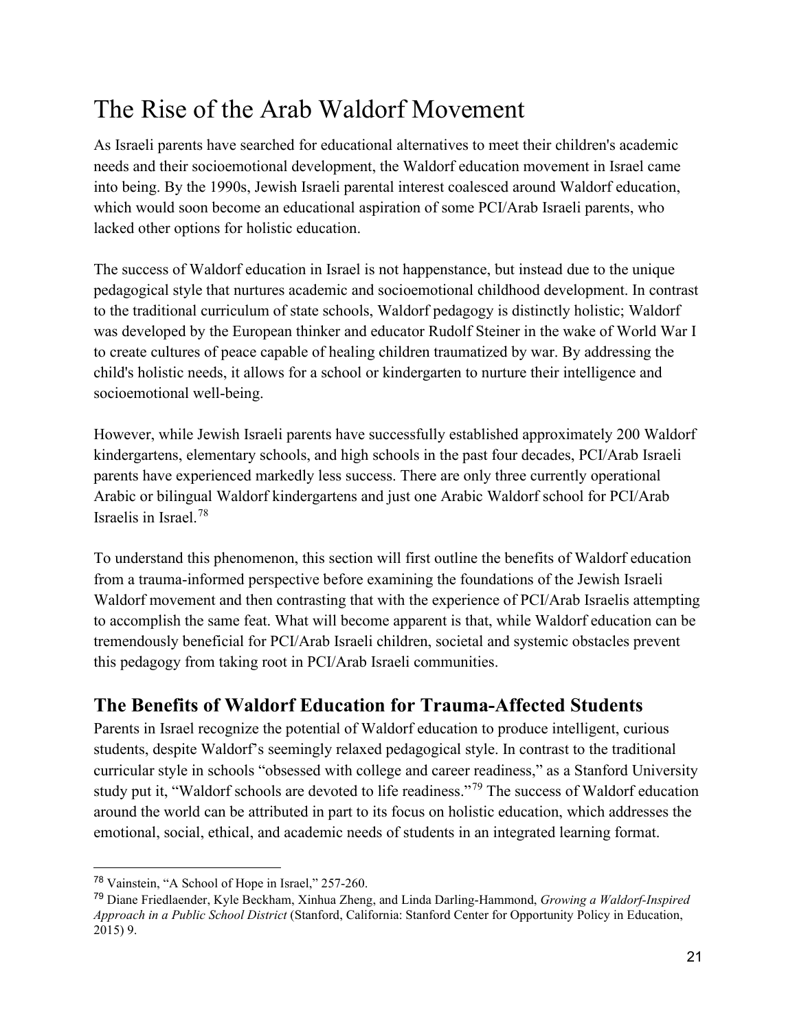# The Rise of the Arab Waldorf Movement

As Israeli parents have searched for educational alternatives to meet their children's academic needs and their socioemotional development, the Waldorf education movement in Israel came into being. By the 1990s, Jewish Israeli parental interest coalesced around Waldorf education, which would soon become an educational aspiration of some PCI/Arab Israeli parents, who lacked other options for holistic education.

The success of Waldorf education in Israel is not happenstance, but instead due to the unique pedagogical style that nurtures academic and socioemotional childhood development. In contrast to the traditional curriculum of state schools, Waldorf pedagogy is distinctly holistic; Waldorf was developed by the European thinker and educator Rudolf Steiner in the wake of World War I to create cultures of peace capable of healing children traumatized by war. By addressing the child's holistic needs, it allows for a school or kindergarten to nurture their intelligence and socioemotional well-being.

However, while Jewish Israeli parents have successfully established approximately 200 Waldorf kindergartens, elementary schools, and high schools in the past four decades, PCI/Arab Israeli parents have experienced markedly less success. There are only three currently operational Arabic or bilingual Waldorf kindergartens and just one Arabic Waldorf school for PCI/Arab Israelis in Israel.[78]

To understand this phenomenon, this section will first outline the benefits of Waldorf education from a trauma-informed perspective before examining the foundations of the Jewish Israeli Waldorf movement and then contrasting that with the experience of PCI/Arab Israelis attempting to accomplish the same feat. What will become apparent is that, while Waldorf education can be tremendously beneficial for PCI/Arab Israeli children, societal and systemic obstacles prevent this pedagogy from taking root in PCI/Arab Israeli communities.

## The Benefits of Waldorf Education for Trauma-Affected Students

Parents in Israel recognize the potential of Waldorf education to produce intelligent, curious students, despite Waldorf's seemingly relaxed pedagogical style. In contrast to the traditional curricular style in schools "obsessed with college and career readiness," as a Stanford University study put it, "Waldorf schools are devoted to life readiness."[79] The success of Waldorf education around the world can be attributed in part to its focus on holistic education, which addresses the emotional, social, ethical, and academic needs of students in an integrated learning format.

---

[78] Vainstein, "A School of Hope in Israel," 257-260.

[79] Diane Friedlaender, Kyle Beckham, Xinhua Zheng, and Linda Darling-Hammond, *Growing a Waldorf-Inspired Approach in a Public School District* (Stanford, California: Stanford Center for Opportunity Policy in Education, 2015) 9.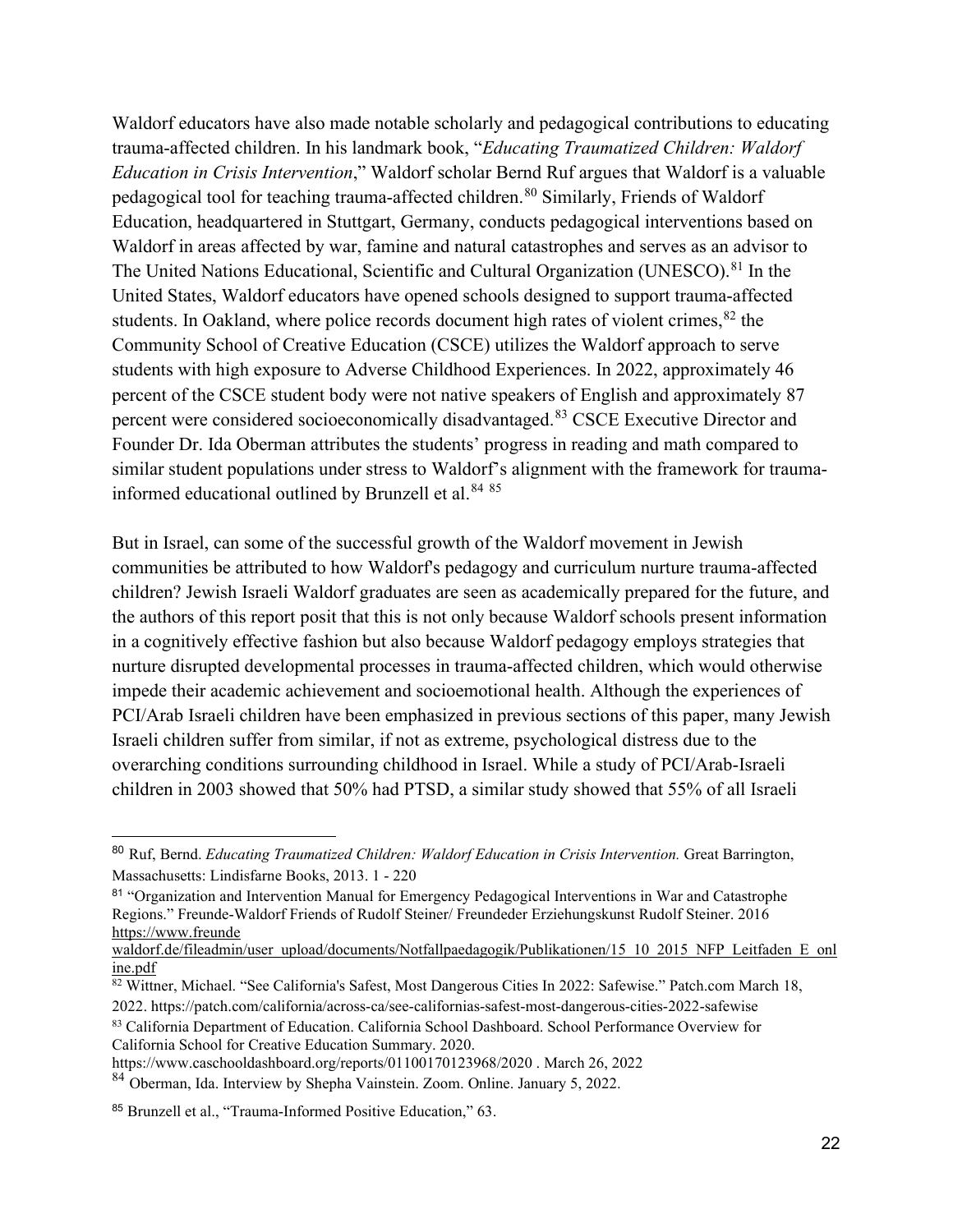Waldorf educators have also made notable scholarly and pedagogical contributions to educating trauma-affected children. In his landmark book, "*Educating Traumatized Children: Waldorf Education in Crisis Intervention*," Waldorf scholar Bernd Ruf argues that Waldorf is a valuable pedagogical tool for teaching trauma-affected children.[80] Similarly, Friends of Waldorf Education, headquartered in Stuttgart, Germany, conducts pedagogical interventions based on Waldorf in areas affected by war, famine and natural catastrophes and serves as an advisor to The United Nations Educational, Scientific and Cultural Organization (UNESCO).[81] In the United States, Waldorf educators have opened schools designed to support trauma-affected students. In Oakland, where police records document high rates of violent crimes,[82] the Community School of Creative Education (CSCE) utilizes the Waldorf approach to serve students with high exposure to Adverse Childhood Experiences. In 2022, approximately 46 percent of the CSCE student body were not native speakers of English and approximately 87 percent were considered socioeconomically disadvantaged.[83] CSCE Executive Director and Founder Dr. Ida Oberman attributes the students' progress in reading and math compared to similar student populations under stress to Waldorf's alignment with the framework for trauma-informed educational outlined by Brunzell et al.[84] [85]

But in Israel, can some of the successful growth of the Waldorf movement in Jewish communities be attributed to how Waldorf's pedagogy and curriculum nurture trauma-affected children? Jewish Israeli Waldorf graduates are seen as academically prepared for the future, and the authors of this report posit that this is not only because Waldorf schools present information in a cognitively effective fashion but also because Waldorf pedagogy employs strategies that nurture disrupted developmental processes in trauma-affected children, which would otherwise impede their academic achievement and socioemotional health. Although the experiences of PCI/Arab Israeli children have been emphasized in previous sections of this paper, many Jewish Israeli children suffer from similar, if not as extreme, psychological distress due to the overarching conditions surrounding childhood in Israel. While a study of PCI/Arab-Israeli children in 2003 showed that 50% had PTSD, a similar study showed that 55% of all Israeli

---

[80] Ruf, Bernd. *Educating Traumatized Children: Waldorf Education in Crisis Intervention.* Great Barrington, Massachusetts: Lindisfarne Books, 2013. 1 - 220

[81] "Organization and Intervention Manual for Emergency Pedagogical Interventions in War and Catastrophe Regions." Freunde-Waldorf Friends of Rudolf Steiner/ Freundeder Erziehungskunst Rudolf Steiner. 2016 https://www.freunde waldorf.de/fileadmin/user_upload/documents/Notfallpaedagogik/Publikationen/15_10_2015_NFP_Leitfaden_E_online.pdf

[82] Wittner, Michael. "See California's Safest, Most Dangerous Cities In 2022: Safewise." Patch.com March 18, 2022. https://patch.com/california/across-ca/see-californias-safest-most-dangerous-cities-2022-safewise

[83] California Department of Education. California School Dashboard. School Performance Overview for California School for Creative Education Summary. 2020. https://www.caschooldashboard.org/reports/01100170123968/2020 . March 26, 2022

[84] Oberman, Ida. Interview by Shepha Vainstein. Zoom. Online. January 5, 2022.

[85] Brunzell et al., "Trauma-Informed Positive Education," 63.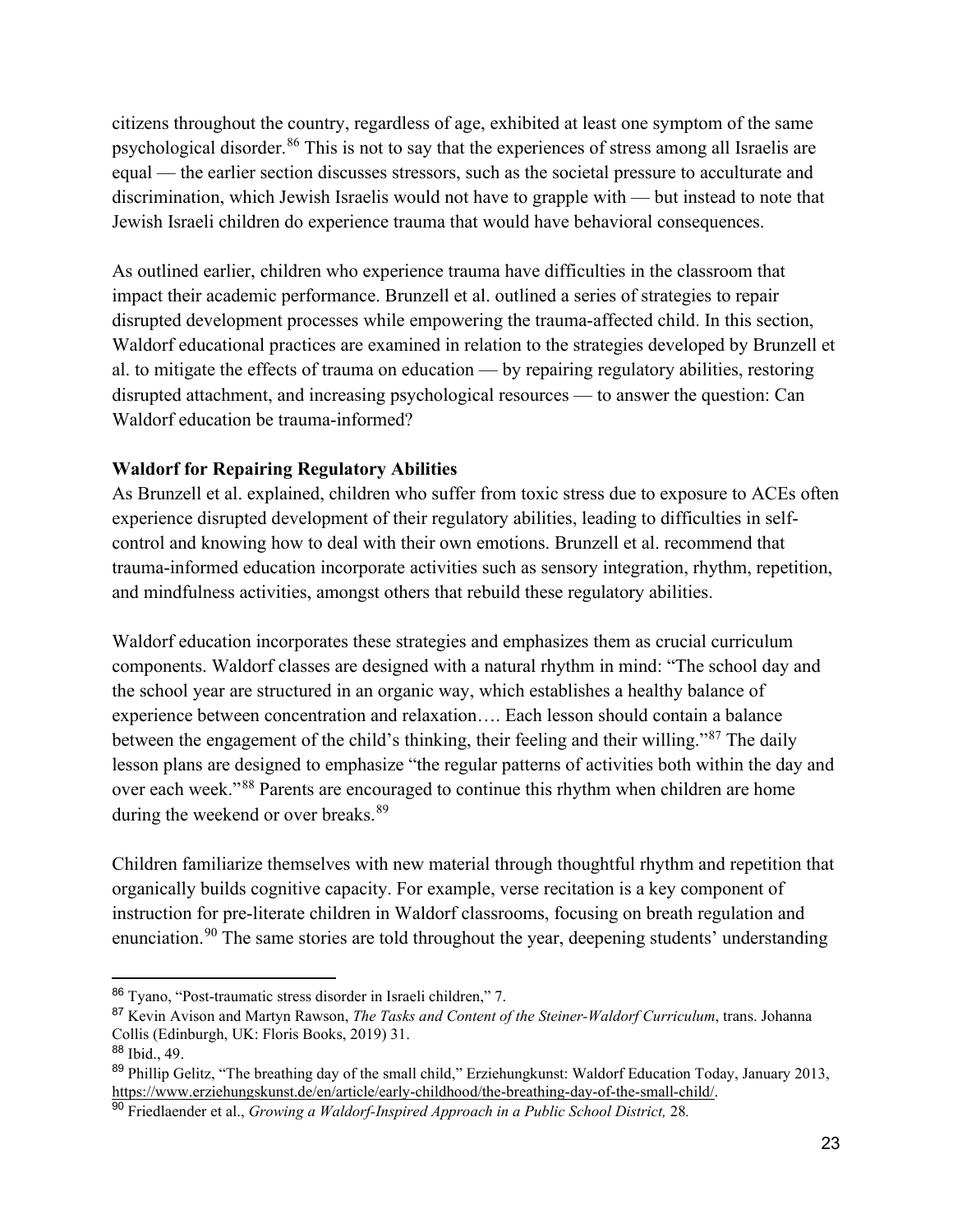citizens throughout the country, regardless of age, exhibited at least one symptom of the same psychological disorder.[86] This is not to say that the experiences of stress among all Israelis are equal — the earlier section discusses stressors, such as the societal pressure to acculturate and discrimination, which Jewish Israelis would not have to grapple with — but instead to note that Jewish Israeli children do experience trauma that would have behavioral consequences.

As outlined earlier, children who experience trauma have difficulties in the classroom that impact their academic performance. Brunzell et al. outlined a series of strategies to repair disrupted development processes while empowering the trauma-affected child. In this section, Waldorf educational practices are examined in relation to the strategies developed by Brunzell et al. to mitigate the effects of trauma on education — by repairing regulatory abilities, restoring disrupted attachment, and increasing psychological resources — to answer the question: Can Waldorf education be trauma-informed?

**Waldorf for Repairing Regulatory Abilities**

As Brunzell et al. explained, children who suffer from toxic stress due to exposure to ACEs often experience disrupted development of their regulatory abilities, leading to difficulties in self-control and knowing how to deal with their own emotions. Brunzell et al. recommend that trauma-informed education incorporate activities such as sensory integration, rhythm, repetition, and mindfulness activities, amongst others that rebuild these regulatory abilities.

Waldorf education incorporates these strategies and emphasizes them as crucial curriculum components. Waldorf classes are designed with a natural rhythm in mind: "The school day and the school year are structured in an organic way, which establishes a healthy balance of experience between concentration and relaxation…. Each lesson should contain a balance between the engagement of the child's thinking, their feeling and their willing."[87] The daily lesson plans are designed to emphasize "the regular patterns of activities both within the day and over each week."[88] Parents are encouraged to continue this rhythm when children are home during the weekend or over breaks.[89]

Children familiarize themselves with new material through thoughtful rhythm and repetition that organically builds cognitive capacity. For example, verse recitation is a key component of instruction for pre-literate children in Waldorf classrooms, focusing on breath regulation and enunciation.[90] The same stories are told throughout the year, deepening students' understanding

---

[86] Tyano, "Post-traumatic stress disorder in Israeli children," 7.

[87] Kevin Avison and Martyn Rawson, *The Tasks and Content of the Steiner-Waldorf Curriculum*, trans. Johanna Collis (Edinburgh, UK: Floris Books, 2019) 31.

[88] Ibid., 49.

[89] Phillip Gelitz, "The breathing day of the small child," Erziehungkunst: Waldorf Education Today, January 2013, https://www.erziehungskunst.de/en/article/early-childhood/the-breathing-day-of-the-small-child/.

[90] Friedlaender et al., *Growing a Waldorf-Inspired Approach in a Public School District,* 28.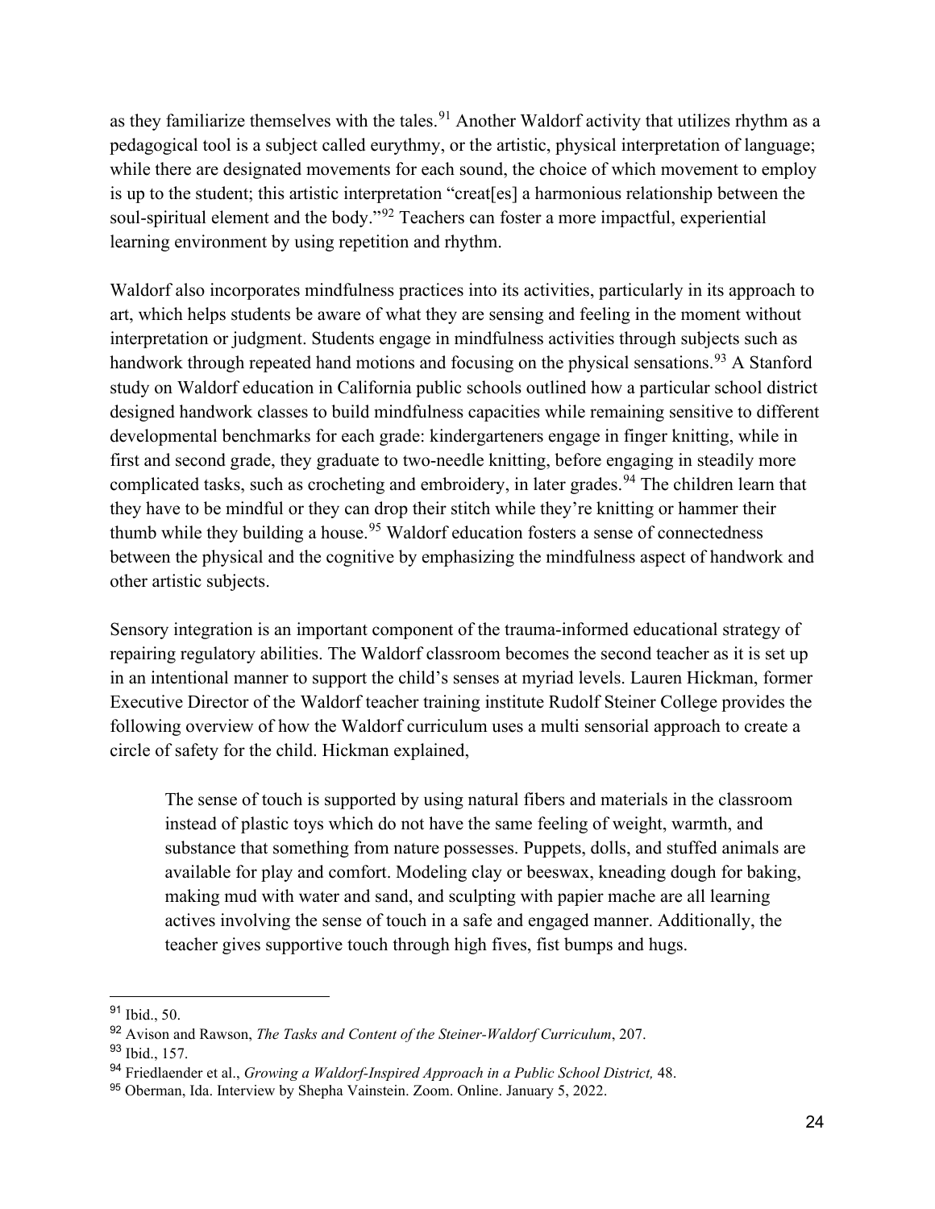as they familiarize themselves with the tales.[91] Another Waldorf activity that utilizes rhythm as a pedagogical tool is a subject called eurythmy, or the artistic, physical interpretation of language; while there are designated movements for each sound, the choice of which movement to employ is up to the student; this artistic interpretation "creat[es] a harmonious relationship between the soul-spiritual element and the body."[92] Teachers can foster a more impactful, experiential learning environment by using repetition and rhythm.

Waldorf also incorporates mindfulness practices into its activities, particularly in its approach to art, which helps students be aware of what they are sensing and feeling in the moment without interpretation or judgment. Students engage in mindfulness activities through subjects such as handwork through repeated hand motions and focusing on the physical sensations.[93] A Stanford study on Waldorf education in California public schools outlined how a particular school district designed handwork classes to build mindfulness capacities while remaining sensitive to different developmental benchmarks for each grade: kindergarteners engage in finger knitting, while in first and second grade, they graduate to two-needle knitting, before engaging in steadily more complicated tasks, such as crocheting and embroidery, in later grades.[94] The children learn that they have to be mindful or they can drop their stitch while they're knitting or hammer their thumb while they building a house.[95] Waldorf education fosters a sense of connectedness between the physical and the cognitive by emphasizing the mindfulness aspect of handwork and other artistic subjects.

Sensory integration is an important component of the trauma-informed educational strategy of repairing regulatory abilities. The Waldorf classroom becomes the second teacher as it is set up in an intentional manner to support the child's senses at myriad levels. Lauren Hickman, former Executive Director of the Waldorf teacher training institute Rudolf Steiner College provides the following overview of how the Waldorf curriculum uses a multi sensorial approach to create a circle of safety for the child. Hickman explained,

> The sense of touch is supported by using natural fibers and materials in the classroom instead of plastic toys which do not have the same feeling of weight, warmth, and substance that something from nature possesses. Puppets, dolls, and stuffed animals are available for play and comfort. Modeling clay or beeswax, kneading dough for baking, making mud with water and sand, and sculpting with papier mache are all learning actives involving the sense of touch in a safe and engaged manner. Additionally, the teacher gives supportive touch through high fives, fist bumps and hugs.

---

[91] Ibid., 50.

[92] Avison and Rawson, *The Tasks and Content of the Steiner-Waldorf Curriculum*, 207.

[93] Ibid., 157.

[94] Friedlaender et al., *Growing a Waldorf-Inspired Approach in a Public School District,* 48.

[95] Oberman, Ida. Interview by Shepha Vainstein. Zoom. Online. January 5, 2022.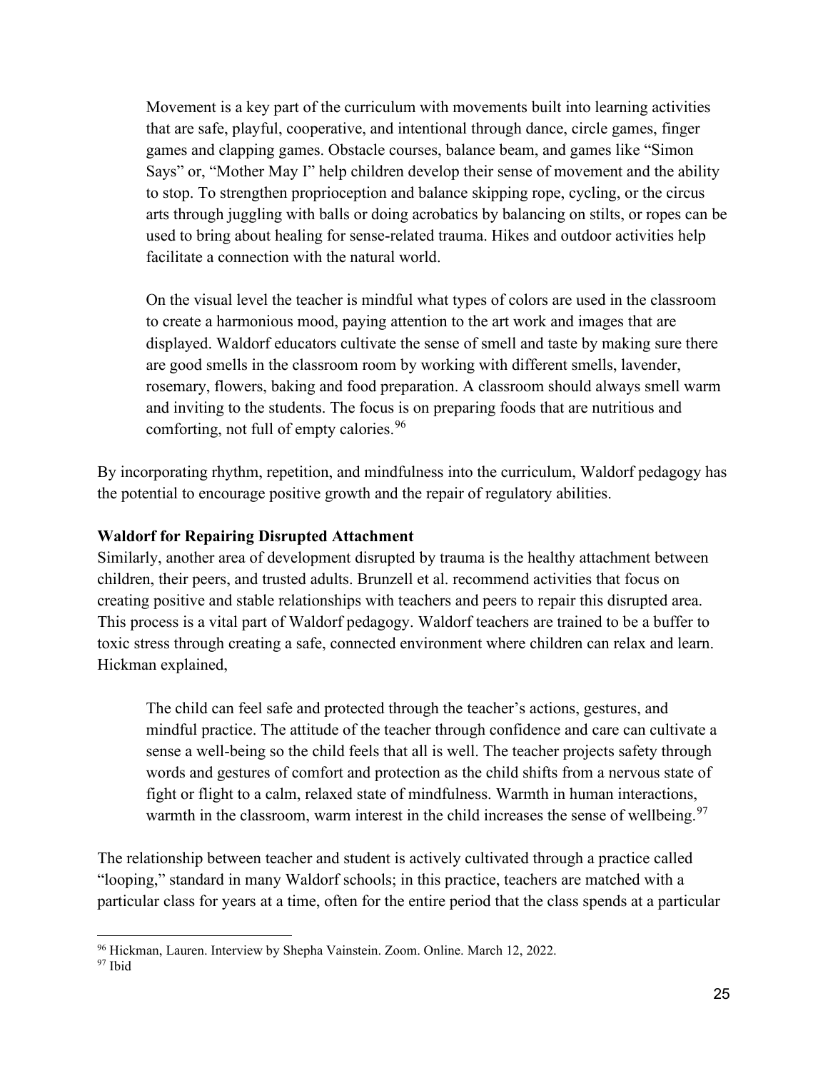> Movement is a key part of the curriculum with movements built into learning activities that are safe, playful, cooperative, and intentional through dance, circle games, finger games and clapping games. Obstacle courses, balance beam, and games like "Simon Says" or, "Mother May I" help children develop their sense of movement and the ability to stop. To strengthen proprioception and balance skipping rope, cycling, or the circus arts through juggling with balls or doing acrobatics by balancing on stilts, or ropes can be used to bring about healing for sense-related trauma. Hikes and outdoor activities help facilitate a connection with the natural world.
>
> On the visual level the teacher is mindful what types of colors are used in the classroom to create a harmonious mood, paying attention to the art work and images that are displayed. Waldorf educators cultivate the sense of smell and taste by making sure there are good smells in the classroom room by working with different smells, lavender, rosemary, flowers, baking and food preparation. A classroom should always smell warm and inviting to the students. The focus is on preparing foods that are nutritious and comforting, not full of empty calories.[96]

By incorporating rhythm, repetition, and mindfulness into the curriculum, Waldorf pedagogy has the potential to encourage positive growth and the repair of regulatory abilities.

**Waldorf for Repairing Disrupted Attachment**

Similarly, another area of development disrupted by trauma is the healthy attachment between children, their peers, and trusted adults. Brunzell et al. recommend activities that focus on creating positive and stable relationships with teachers and peers to repair this disrupted area. This process is a vital part of Waldorf pedagogy. Waldorf teachers are trained to be a buffer to toxic stress through creating a safe, connected environment where children can relax and learn. Hickman explained,

> The child can feel safe and protected through the teacher's actions, gestures, and mindful practice. The attitude of the teacher through confidence and care can cultivate a sense a well-being so the child feels that all is well. The teacher projects safety through words and gestures of comfort and protection as the child shifts from a nervous state of fight or flight to a calm, relaxed state of mindfulness. Warmth in human interactions, warmth in the classroom, warm interest in the child increases the sense of wellbeing.[97]

The relationship between teacher and student is actively cultivated through a practice called "looping," standard in many Waldorf schools; in this practice, teachers are matched with a particular class for years at a time, often for the entire period that the class spends at a particular

---

[96] Hickman, Lauren. Interview by Shepha Vainstein. Zoom. Online. March 12, 2022.

[97] Ibid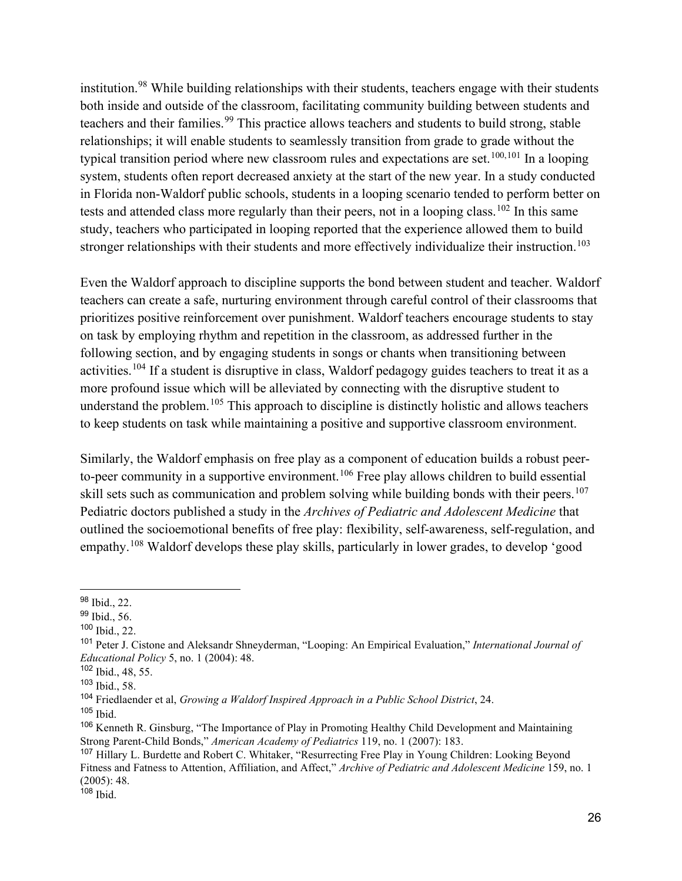institution.[98] While building relationships with their students, teachers engage with their students both inside and outside of the classroom, facilitating community building between students and teachers and their families.[99] This practice allows teachers and students to build strong, stable relationships; it will enable students to seamlessly transition from grade to grade without the typical transition period where new classroom rules and expectations are set.[100,101] In a looping system, students often report decreased anxiety at the start of the new year. In a study conducted in Florida non-Waldorf public schools, students in a looping scenario tended to perform better on tests and attended class more regularly than their peers, not in a looping class.[102] In this same study, teachers who participated in looping reported that the experience allowed them to build stronger relationships with their students and more effectively individualize their instruction.[103]

Even the Waldorf approach to discipline supports the bond between student and teacher. Waldorf teachers can create a safe, nurturing environment through careful control of their classrooms that prioritizes positive reinforcement over punishment. Waldorf teachers encourage students to stay on task by employing rhythm and repetition in the classroom, as addressed further in the following section, and by engaging students in songs or chants when transitioning between activities.[104] If a student is disruptive in class, Waldorf pedagogy guides teachers to treat it as a more profound issue which will be alleviated by connecting with the disruptive student to understand the problem.[105] This approach to discipline is distinctly holistic and allows teachers to keep students on task while maintaining a positive and supportive classroom environment.

Similarly, the Waldorf emphasis on free play as a component of education builds a robust peer-to-peer community in a supportive environment.[106] Free play allows children to build essential skill sets such as communication and problem solving while building bonds with their peers.[107] Pediatric doctors published a study in the *Archives of Pediatric and Adolescent Medicine* that outlined the socioemotional benefits of free play: flexibility, self-awareness, self-regulation, and empathy.[108] Waldorf develops these play skills, particularly in lower grades, to develop 'good

---

[98] Ibid., 22.

[99] Ibid., 56.

[100] Ibid., 22.

[101] Peter J. Cistone and Aleksandr Shneyderman, "Looping: An Empirical Evaluation," *International Journal of Educational Policy* 5, no. 1 (2004): 48.

[102] Ibid., 48, 55.

[103] Ibid., 58.

[104] Friedlaender et al, *Growing a Waldorf Inspired Approach in a Public School District*, 24.

[105] Ibid.

[106] Kenneth R. Ginsburg, "The Importance of Play in Promoting Healthy Child Development and Maintaining Strong Parent-Child Bonds," *American Academy of Pediatrics* 119, no. 1 (2007): 183.

[107] Hillary L. Burdette and Robert C. Whitaker, "Resurrecting Free Play in Young Children: Looking Beyond Fitness and Fatness to Attention, Affiliation, and Affect," *Archive of Pediatric and Adolescent Medicine* 159, no. 1 (2005): 48.

[108] Ibid.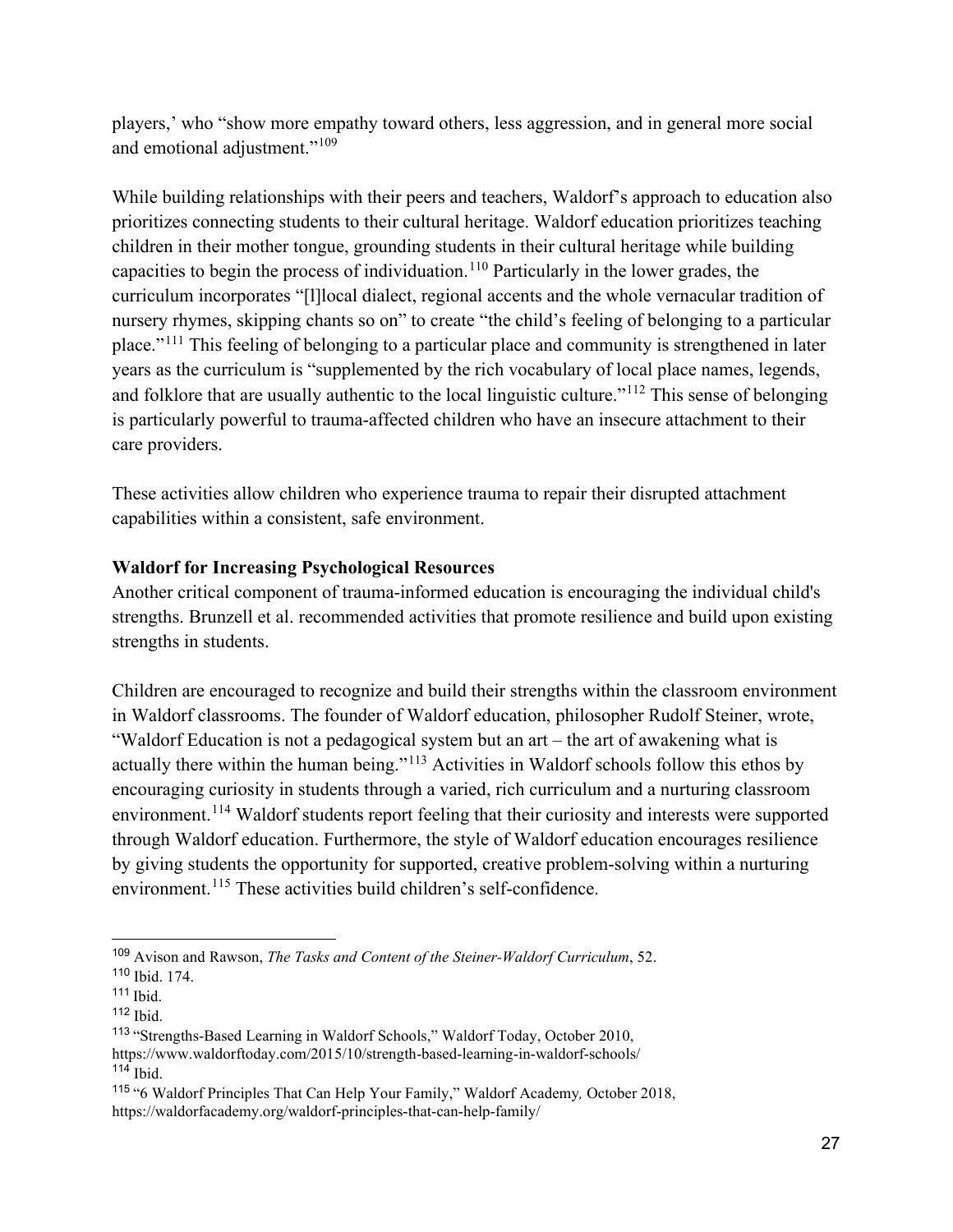players,' who "show more empathy toward others, less aggression, and in general more social and emotional adjustment."[109]

While building relationships with their peers and teachers, Waldorf's approach to education also prioritizes connecting students to their cultural heritage. Waldorf education prioritizes teaching children in their mother tongue, grounding students in their cultural heritage while building capacities to begin the process of individuation.[110] Particularly in the lower grades, the curriculum incorporates "[l]local dialect, regional accents and the whole vernacular tradition of nursery rhymes, skipping chants so on" to create "the child's feeling of belonging to a particular place."[111] This feeling of belonging to a particular place and community is strengthened in later years as the curriculum is "supplemented by the rich vocabulary of local place names, legends, and folklore that are usually authentic to the local linguistic culture."[112] This sense of belonging is particularly powerful to trauma-affected children who have an insecure attachment to their care providers.

These activities allow children who experience trauma to repair their disrupted attachment capabilities within a consistent, safe environment.

**Waldorf for Increasing Psychological Resources**

Another critical component of trauma-informed education is encouraging the individual child's strengths. Brunzell et al. recommended activities that promote resilience and build upon existing strengths in students.

Children are encouraged to recognize and build their strengths within the classroom environment in Waldorf classrooms. The founder of Waldorf education, philosopher Rudolf Steiner, wrote, "Waldorf Education is not a pedagogical system but an art – the art of awakening what is actually there within the human being."[113] Activities in Waldorf schools follow this ethos by encouraging curiosity in students through a varied, rich curriculum and a nurturing classroom environment.[114] Waldorf students report feeling that their curiosity and interests were supported through Waldorf education. Furthermore, the style of Waldorf education encourages resilience by giving students the opportunity for supported, creative problem-solving within a nurturing environment.[115] These activities build children's self-confidence.

---

[109] Avison and Rawson, *The Tasks and Content of the Steiner-Waldorf Curriculum*, 52.
[110] Ibid. 174.
[111] Ibid.
[112] Ibid.
[113] "Strengths-Based Learning in Waldorf Schools," Waldorf Today, October 2010, https://www.waldorftoday.com/2015/10/strength-based-learning-in-waldorf-schools/
[114] Ibid.
[115] "6 Waldorf Principles That Can Help Your Family," Waldorf Academy*,* October 2018, https://waldorfacademy.org/waldorf-principles-that-can-help-family/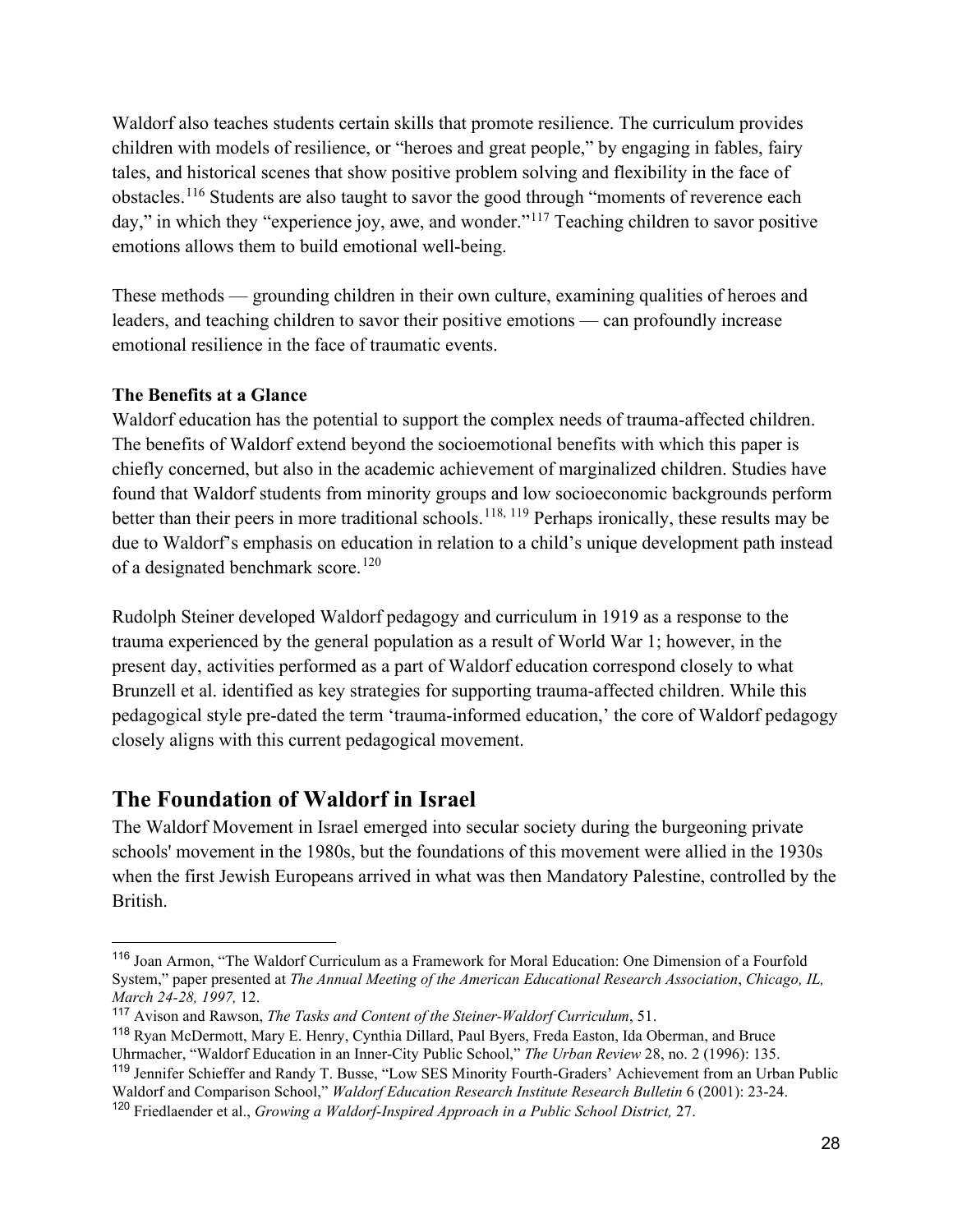Waldorf also teaches students certain skills that promote resilience. The curriculum provides children with models of resilience, or "heroes and great people," by engaging in fables, fairy tales, and historical scenes that show positive problem solving and flexibility in the face of obstacles.[116] Students are also taught to savor the good through "moments of reverence each day," in which they "experience joy, awe, and wonder."[117] Teaching children to savor positive emotions allows them to build emotional well-being.

These methods — grounding children in their own culture, examining qualities of heroes and leaders, and teaching children to savor their positive emotions — can profoundly increase emotional resilience in the face of traumatic events.

**The Benefits at a Glance**

Waldorf education has the potential to support the complex needs of trauma-affected children. The benefits of Waldorf extend beyond the socioemotional benefits with which this paper is chiefly concerned, but also in the academic achievement of marginalized children. Studies have found that Waldorf students from minority groups and low socioeconomic backgrounds perform better than their peers in more traditional schools.[118, 119] Perhaps ironically, these results may be due to Waldorf's emphasis on education in relation to a child's unique development path instead of a designated benchmark score.[120]

Rudolph Steiner developed Waldorf pedagogy and curriculum in 1919 as a response to the trauma experienced by the general population as a result of World War 1; however, in the present day, activities performed as a part of Waldorf education correspond closely to what Brunzell et al. identified as key strategies for supporting trauma-affected children. While this pedagogical style pre-dated the term 'trauma-informed education,' the core of Waldorf pedagogy closely aligns with this current pedagogical movement.

## The Foundation of Waldorf in Israel

The Waldorf Movement in Israel emerged into secular society during the burgeoning private schools' movement in the 1980s, but the foundations of this movement were allied in the 1930s when the first Jewish Europeans arrived in what was then Mandatory Palestine, controlled by the British.

---

[116] Joan Armon, "The Waldorf Curriculum as a Framework for Moral Education: One Dimension of a Fourfold System," paper presented at *The Annual Meeting of the American Educational Research Association*, *Chicago, IL, March 24-28, 1997,* 12.

[117] Avison and Rawson, *The Tasks and Content of the Steiner-Waldorf Curriculum*, 51.

[118] Ryan McDermott, Mary E. Henry, Cynthia Dillard, Paul Byers, Freda Easton, Ida Oberman, and Bruce Uhrmacher, "Waldorf Education in an Inner-City Public School," *The Urban Review* 28, no. 2 (1996): 135.

[119] Jennifer Schieffer and Randy T. Busse, "Low SES Minority Fourth-Graders' Achievement from an Urban Public Waldorf and Comparison School," *Waldorf Education Research Institute Research Bulletin* 6 (2001): 23-24.

[120] Friedlaender et al., *Growing a Waldorf-Inspired Approach in a Public School District,* 27.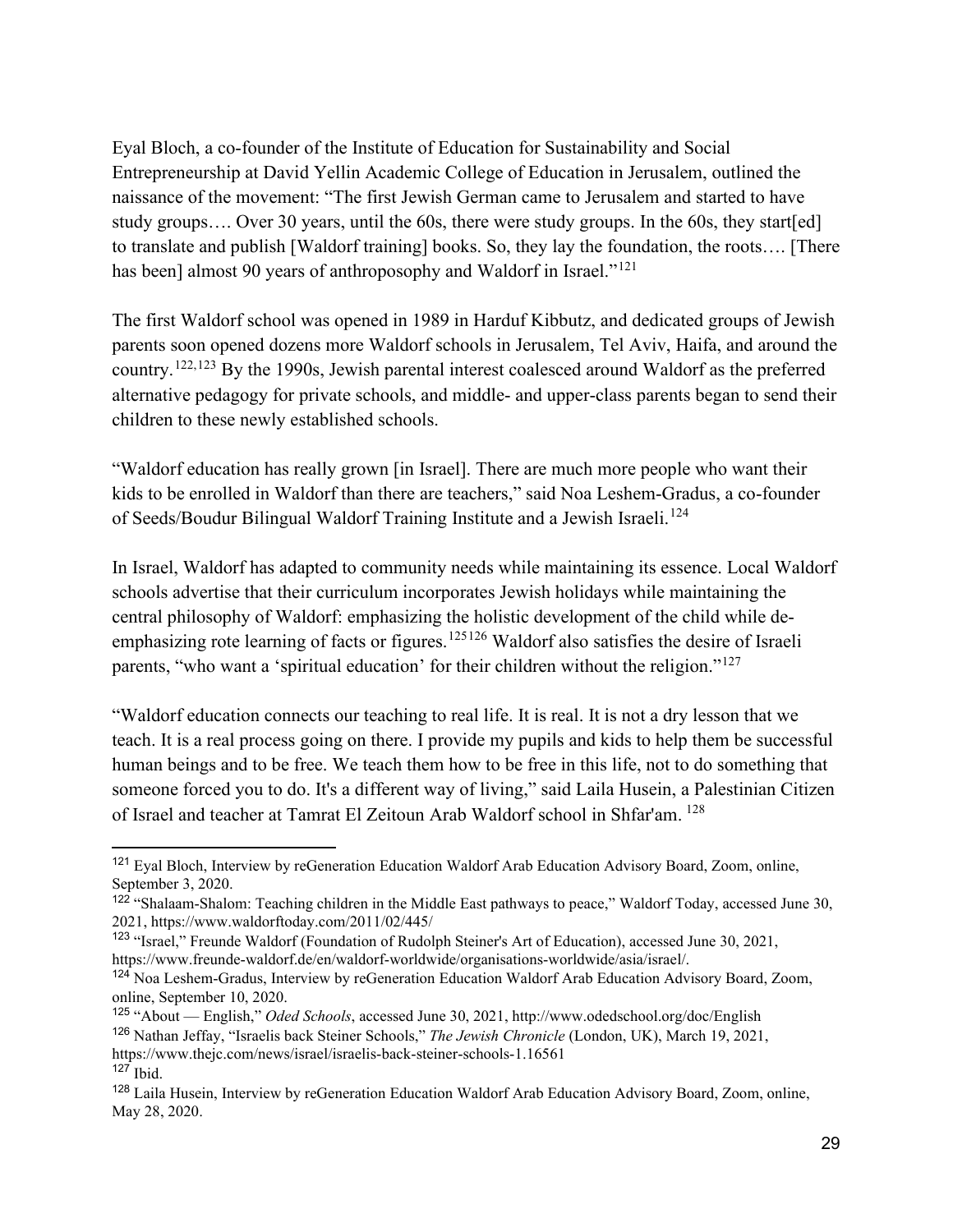Eyal Bloch, a co-founder of the Institute of Education for Sustainability and Social Entrepreneurship at David Yellin Academic College of Education in Jerusalem, outlined the naissance of the movement: "The first Jewish German came to Jerusalem and started to have study groups…. Over 30 years, until the 60s, there were study groups. In the 60s, they start[ed] to translate and publish [Waldorf training] books. So, they lay the foundation, the roots…. [There has been] almost 90 years of anthroposophy and Waldorf in Israel."[121]

The first Waldorf school was opened in 1989 in Harduf Kibbutz, and dedicated groups of Jewish parents soon opened dozens more Waldorf schools in Jerusalem, Tel Aviv, Haifa, and around the country.[122,123] By the 1990s, Jewish parental interest coalesced around Waldorf as the preferred alternative pedagogy for private schools, and middle- and upper-class parents began to send their children to these newly established schools.

"Waldorf education has really grown [in Israel]. There are much more people who want their kids to be enrolled in Waldorf than there are teachers," said Noa Leshem-Gradus, a co-founder of Seeds/Boudur Bilingual Waldorf Training Institute and a Jewish Israeli.[124]

In Israel, Waldorf has adapted to community needs while maintaining its essence. Local Waldorf schools advertise that their curriculum incorporates Jewish holidays while maintaining the central philosophy of Waldorf: emphasizing the holistic development of the child while de-emphasizing rote learning of facts or figures.[125][126] Waldorf also satisfies the desire of Israeli parents, "who want a 'spiritual education' for their children without the religion."[127]

"Waldorf education connects our teaching to real life. It is real. It is not a dry lesson that we teach. It is a real process going on there. I provide my pupils and kids to help them be successful human beings and to be free. We teach them how to be free in this life, not to do something that someone forced you to do. It's a different way of living," said Laila Husein, a Palestinian Citizen of Israel and teacher at Tamrat El Zeitoun Arab Waldorf school in Shfar'am.[128]

---

[121] Eyal Bloch, Interview by reGeneration Education Waldorf Arab Education Advisory Board, Zoom, online, September 3, 2020.

[122] "Shalaam-Shalom: Teaching children in the Middle East pathways to peace," Waldorf Today, accessed June 30, 2021, https://www.waldorftoday.com/2011/02/445/

[123] "Israel," Freunde Waldorf (Foundation of Rudolph Steiner's Art of Education), accessed June 30, 2021, https://www.freunde-waldorf.de/en/waldorf-worldwide/organisations-worldwide/asia/israel/.

[124] Noa Leshem-Gradus, Interview by reGeneration Education Waldorf Arab Education Advisory Board, Zoom, online, September 10, 2020.

[125] "About — English," *Oded Schools*, accessed June 30, 2021, http://www.odedschool.org/doc/English

[126] Nathan Jeffay, "Israelis back Steiner Schools," *The Jewish Chronicle* (London, UK), March 19, 2021, https://www.thejc.com/news/israel/israelis-back-steiner-schools-1.16561

[127] Ibid.

[128] Laila Husein, Interview by reGeneration Education Waldorf Arab Education Advisory Board, Zoom, online, May 28, 2020.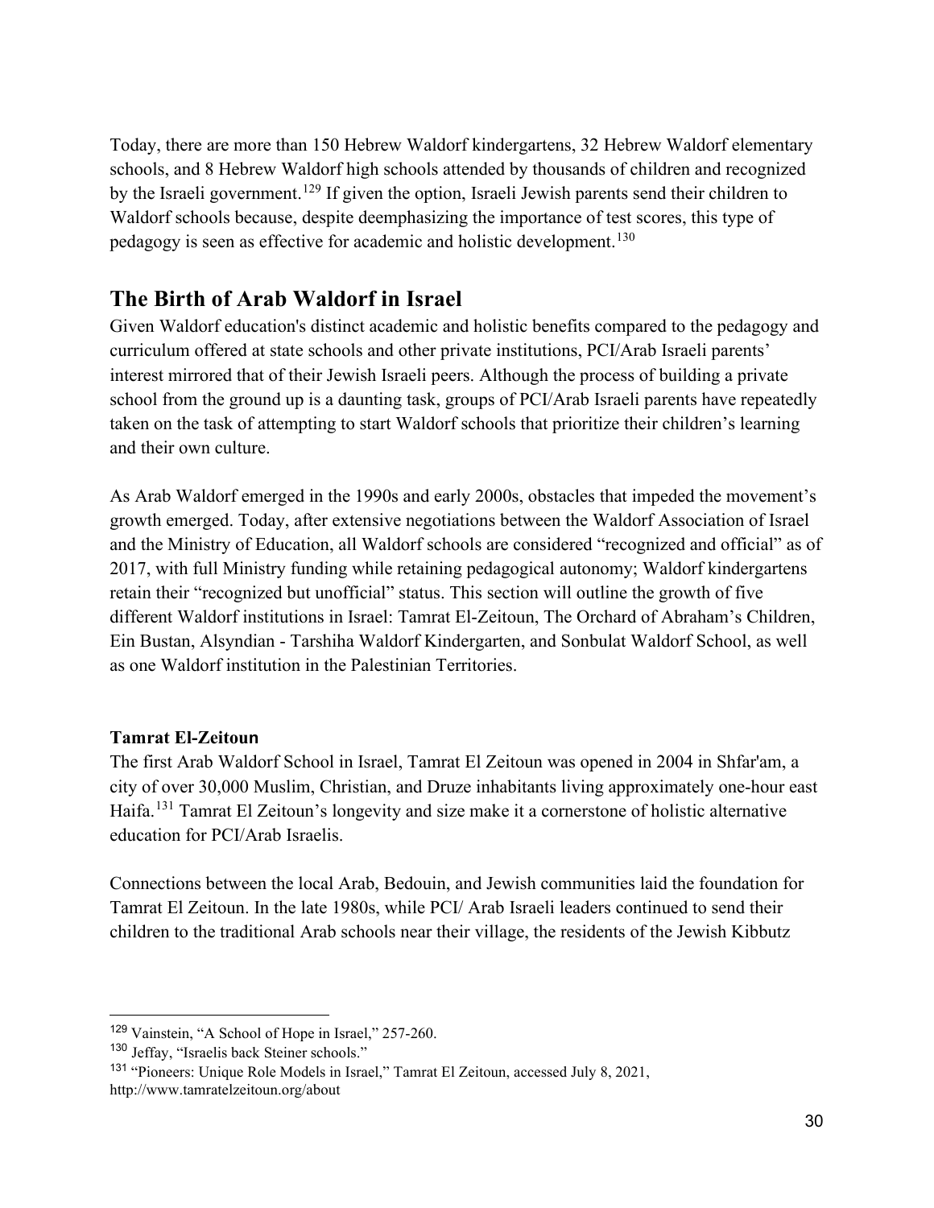Today, there are more than 150 Hebrew Waldorf kindergartens, 32 Hebrew Waldorf elementary schools, and 8 Hebrew Waldorf high schools attended by thousands of children and recognized by the Israeli government.[129] If given the option, Israeli Jewish parents send their children to Waldorf schools because, despite deemphasizing the importance of test scores, this type of pedagogy is seen as effective for academic and holistic development.[130]

## The Birth of Arab Waldorf in Israel

Given Waldorf education's distinct academic and holistic benefits compared to the pedagogy and curriculum offered at state schools and other private institutions, PCI/Arab Israeli parents' interest mirrored that of their Jewish Israeli peers. Although the process of building a private school from the ground up is a daunting task, groups of PCI/Arab Israeli parents have repeatedly taken on the task of attempting to start Waldorf schools that prioritize their children's learning and their own culture.

As Arab Waldorf emerged in the 1990s and early 2000s, obstacles that impeded the movement's growth emerged. Today, after extensive negotiations between the Waldorf Association of Israel and the Ministry of Education, all Waldorf schools are considered "recognized and official" as of 2017, with full Ministry funding while retaining pedagogical autonomy; Waldorf kindergartens retain their "recognized but unofficial" status. This section will outline the growth of five different Waldorf institutions in Israel: Tamrat El-Zeitoun, The Orchard of Abraham's Children, Ein Bustan, Alsyndian - Tarshiha Waldorf Kindergarten, and Sonbulat Waldorf School, as well as one Waldorf institution in the Palestinian Territories.

**Tamrat El-Zeitoun**

The first Arab Waldorf School in Israel, Tamrat El Zeitoun was opened in 2004 in Shfar'am, a city of over 30,000 Muslim, Christian, and Druze inhabitants living approximately one-hour east Haifa.[131] Tamrat El Zeitoun's longevity and size make it a cornerstone of holistic alternative education for PCI/Arab Israelis.

Connections between the local Arab, Bedouin, and Jewish communities laid the foundation for Tamrat El Zeitoun. In the late 1980s, while PCI/ Arab Israeli leaders continued to send their children to the traditional Arab schools near their village, the residents of the Jewish Kibbutz

---

[129] Vainstein, "A School of Hope in Israel," 257-260.

[130] Jeffay, "Israelis back Steiner schools."

[131] "Pioneers: Unique Role Models in Israel," Tamrat El Zeitoun, accessed July 8, 2021, http://www.tamratelzeitoun.org/about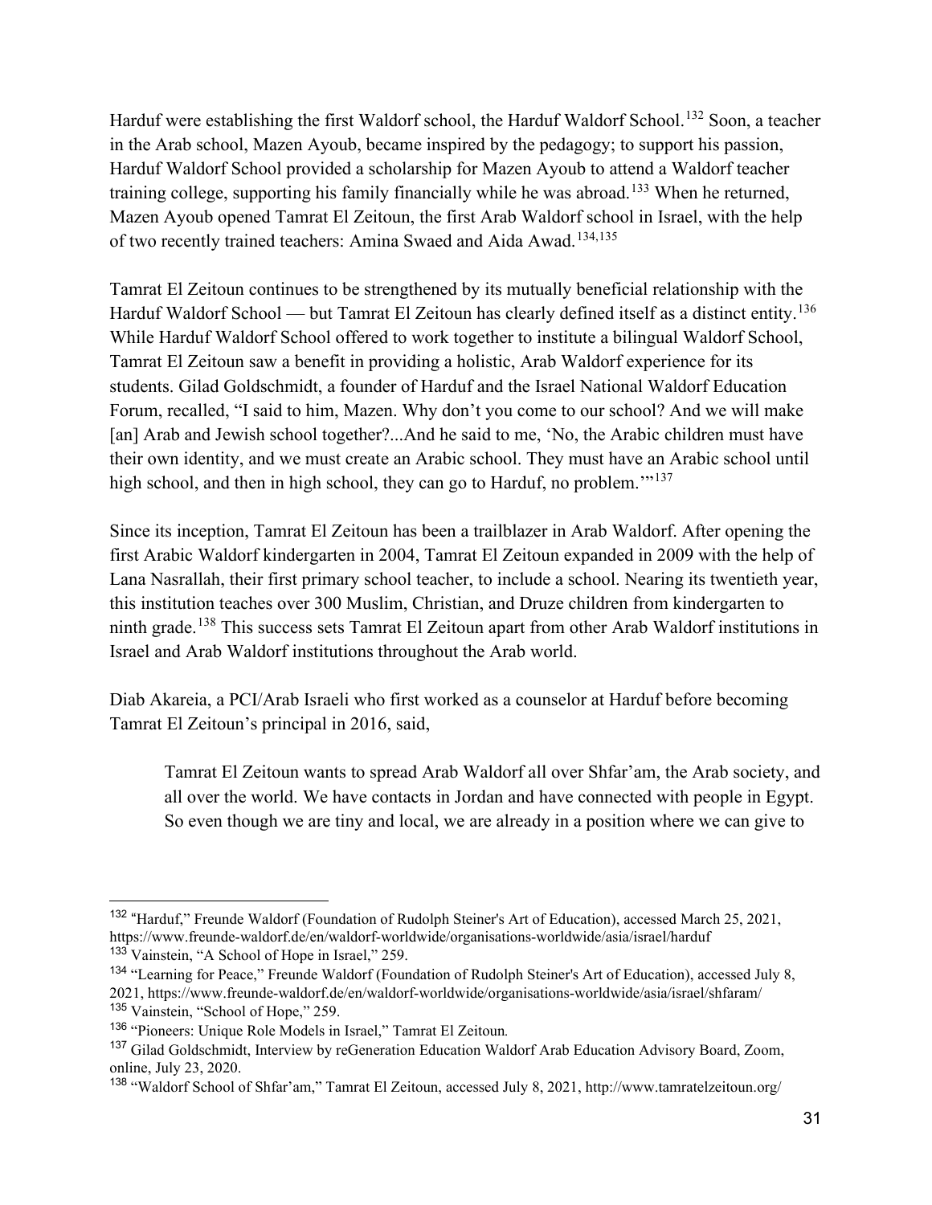Harduf were establishing the first Waldorf school, the Harduf Waldorf School.[132] Soon, a teacher in the Arab school, Mazen Ayoub, became inspired by the pedagogy; to support his passion, Harduf Waldorf School provided a scholarship for Mazen Ayoub to attend a Waldorf teacher training college, supporting his family financially while he was abroad.[133] When he returned, Mazen Ayoub opened Tamrat El Zeitoun, the first Arab Waldorf school in Israel, with the help of two recently trained teachers: Amina Swaed and Aida Awad.[134,135]

Tamrat El Zeitoun continues to be strengthened by its mutually beneficial relationship with the Harduf Waldorf School — but Tamrat El Zeitoun has clearly defined itself as a distinct entity.[136] While Harduf Waldorf School offered to work together to institute a bilingual Waldorf School, Tamrat El Zeitoun saw a benefit in providing a holistic, Arab Waldorf experience for its students. Gilad Goldschmidt, a founder of Harduf and the Israel National Waldorf Education Forum, recalled, "I said to him, Mazen. Why don't you come to our school? And we will make [an] Arab and Jewish school together?...And he said to me, 'No, the Arabic children must have their own identity, and we must create an Arabic school. They must have an Arabic school until high school, and then in high school, they can go to Harduf, no problem.'"[137]

Since its inception, Tamrat El Zeitoun has been a trailblazer in Arab Waldorf. After opening the first Arabic Waldorf kindergarten in 2004, Tamrat El Zeitoun expanded in 2009 with the help of Lana Nasrallah, their first primary school teacher, to include a school. Nearing its twentieth year, this institution teaches over 300 Muslim, Christian, and Druze children from kindergarten to ninth grade.[138] This success sets Tamrat El Zeitoun apart from other Arab Waldorf institutions in Israel and Arab Waldorf institutions throughout the Arab world.

Diab Akareia, a PCI/Arab Israeli who first worked as a counselor at Harduf before becoming Tamrat El Zeitoun's principal in 2016, said,

> Tamrat El Zeitoun wants to spread Arab Waldorf all over Shfar'am, the Arab society, and all over the world. We have contacts in Jordan and have connected with people in Egypt. So even though we are tiny and local, we are already in a position where we can give to

---

[132] "Harduf," Freunde Waldorf (Foundation of Rudolph Steiner's Art of Education), accessed March 25, 2021, https://www.freunde-waldorf.de/en/waldorf-worldwide/organisations-worldwide/asia/israel/harduf

[133] Vainstein, "A School of Hope in Israel," 259.

[134] "Learning for Peace," Freunde Waldorf (Foundation of Rudolph Steiner's Art of Education), accessed July 8, 2021, https://www.freunde-waldorf.de/en/waldorf-worldwide/organisations-worldwide/asia/israel/shfaram/

[135] Vainstein, "School of Hope," 259.

[136] "Pioneers: Unique Role Models in Israel," Tamrat El Zeitoun.

[137] Gilad Goldschmidt, Interview by reGeneration Education Waldorf Arab Education Advisory Board, Zoom, online, July 23, 2020.

[138] "Waldorf School of Shfar'am," Tamrat El Zeitoun, accessed July 8, 2021, http://www.tamratelzeitoun.org/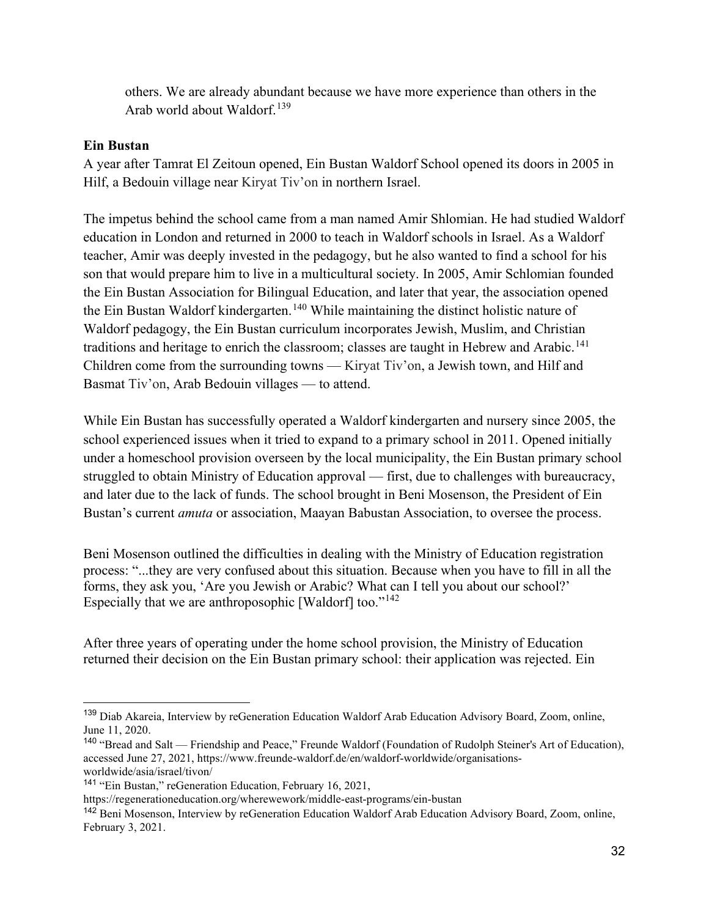others. We are already abundant because we have more experience than others in the Arab world about Waldorf.[139]

**Ein Bustan**

A year after Tamrat El Zeitoun opened, Ein Bustan Waldorf School opened its doors in 2005 in Hilf, a Bedouin village near Kiryat Tiv'on in northern Israel.

The impetus behind the school came from a man named Amir Shlomian. He had studied Waldorf education in London and returned in 2000 to teach in Waldorf schools in Israel. As a Waldorf teacher, Amir was deeply invested in the pedagogy, but he also wanted to find a school for his son that would prepare him to live in a multicultural society. In 2005, Amir Schlomian founded the Ein Bustan Association for Bilingual Education, and later that year, the association opened the Ein Bustan Waldorf kindergarten.[140] While maintaining the distinct holistic nature of Waldorf pedagogy, the Ein Bustan curriculum incorporates Jewish, Muslim, and Christian traditions and heritage to enrich the classroom; classes are taught in Hebrew and Arabic.[141] Children come from the surrounding towns — Kiryat Tiv'on, a Jewish town, and Hilf and Basmat Tiv'on, Arab Bedouin villages — to attend.

While Ein Bustan has successfully operated a Waldorf kindergarten and nursery since 2005, the school experienced issues when it tried to expand to a primary school in 2011. Opened initially under a homeschool provision overseen by the local municipality, the Ein Bustan primary school struggled to obtain Ministry of Education approval — first, due to challenges with bureaucracy, and later due to the lack of funds. The school brought in Beni Mosenson, the President of Ein Bustan's current *amuta* or association, Maayan Babustan Association, to oversee the process.

Beni Mosenson outlined the difficulties in dealing with the Ministry of Education registration process: "...they are very confused about this situation. Because when you have to fill in all the forms, they ask you, 'Are you Jewish or Arabic? What can I tell you about our school?' Especially that we are anthroposophic [Waldorf] too."[142]

After three years of operating under the home school provision, the Ministry of Education returned their decision on the Ein Bustan primary school: their application was rejected. Ein

---

[139] Diab Akareia, Interview by reGeneration Education Waldorf Arab Education Advisory Board, Zoom, online, June 11, 2020.

[140] "Bread and Salt — Friendship and Peace," Freunde Waldorf (Foundation of Rudolph Steiner's Art of Education), accessed June 27, 2021, https://www.freunde-waldorf.de/en/waldorf-worldwide/organisations-worldwide/asia/israel/tivon/

[141] "Ein Bustan," reGeneration Education, February 16, 2021, https://regenerationeducation.org/wherewework/middle-east-programs/ein-bustan

[142] Beni Mosenson, Interview by reGeneration Education Waldorf Arab Education Advisory Board, Zoom, online, February 3, 2021.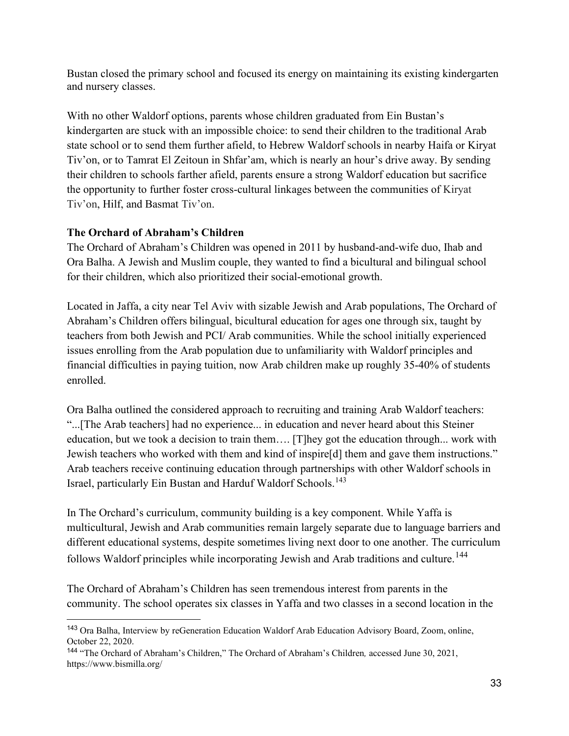Bustan closed the primary school and focused its energy on maintaining its existing kindergarten and nursery classes.

With no other Waldorf options, parents whose children graduated from Ein Bustan's kindergarten are stuck with an impossible choice: to send their children to the traditional Arab state school or to send them further afield, to Hebrew Waldorf schools in nearby Haifa or Kiryat Tiv'on, or to Tamrat El Zeitoun in Shfar'am, which is nearly an hour's drive away. By sending their children to schools farther afield, parents ensure a strong Waldorf education but sacrifice the opportunity to further foster cross-cultural linkages between the communities of Kiryat Tiv'on, Hilf, and Basmat Tiv'on.

**The Orchard of Abraham's Children**

The Orchard of Abraham's Children was opened in 2011 by husband-and-wife duo, Ihab and Ora Balha. A Jewish and Muslim couple, they wanted to find a bicultural and bilingual school for their children, which also prioritized their social-emotional growth.

Located in Jaffa, a city near Tel Aviv with sizable Jewish and Arab populations, The Orchard of Abraham's Children offers bilingual, bicultural education for ages one through six, taught by teachers from both Jewish and PCI/ Arab communities. While the school initially experienced issues enrolling from the Arab population due to unfamiliarity with Waldorf principles and financial difficulties in paying tuition, now Arab children make up roughly 35-40% of students enrolled.

Ora Balha outlined the considered approach to recruiting and training Arab Waldorf teachers: "...[The Arab teachers] had no experience... in education and never heard about this Steiner education, but we took a decision to train them…. [T]hey got the education through... work with Jewish teachers who worked with them and kind of inspire[d] them and gave them instructions." Arab teachers receive continuing education through partnerships with other Waldorf schools in Israel, particularly Ein Bustan and Harduf Waldorf Schools.[143]

In The Orchard's curriculum, community building is a key component. While Yaffa is multicultural, Jewish and Arab communities remain largely separate due to language barriers and different educational systems, despite sometimes living next door to one another. The curriculum follows Waldorf principles while incorporating Jewish and Arab traditions and culture.[144]

The Orchard of Abraham's Children has seen tremendous interest from parents in the community. The school operates six classes in Yaffa and two classes in a second location in the

---

[143] Ora Balha, Interview by reGeneration Education Waldorf Arab Education Advisory Board, Zoom, online, October 22, 2020.

[144] "The Orchard of Abraham's Children," The Orchard of Abraham's Children*,* accessed June 30, 2021, https://www.bismilla.org/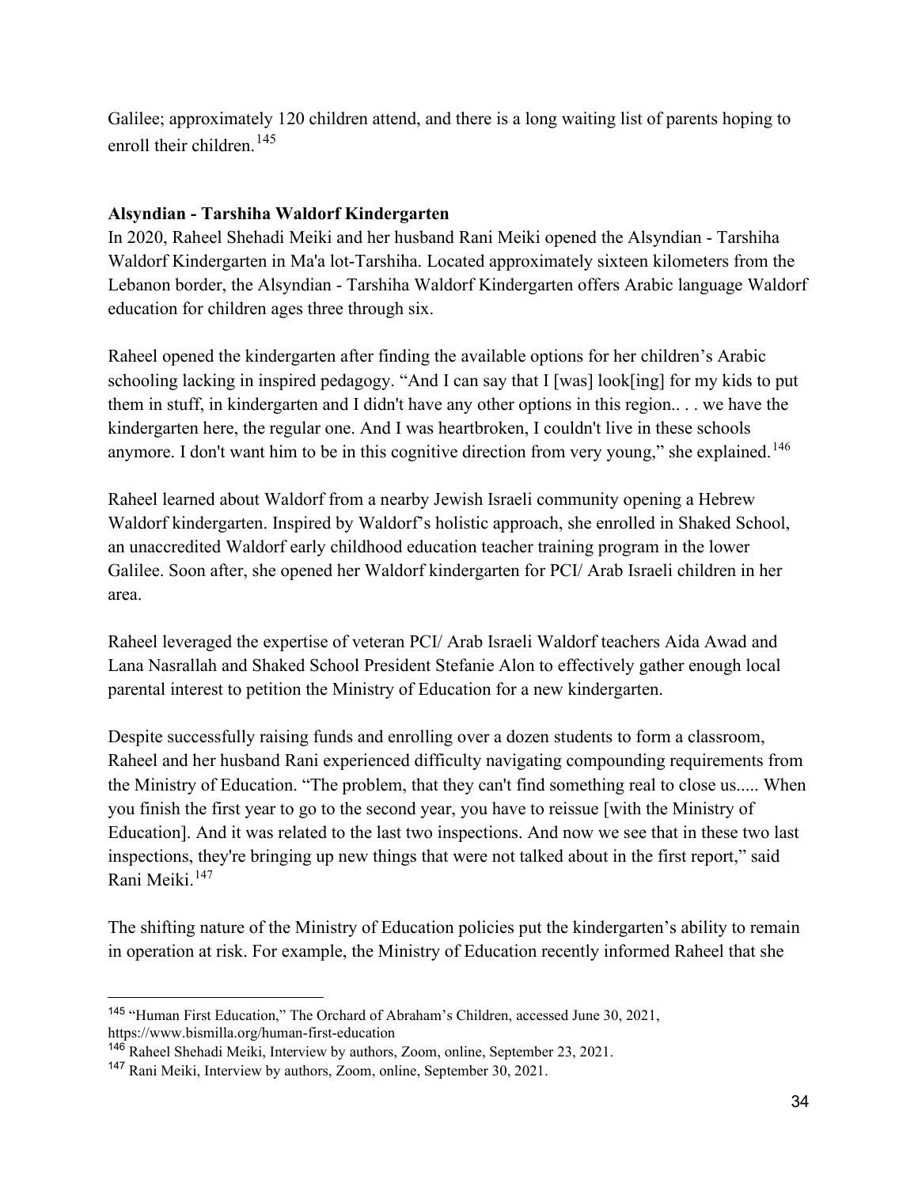Galilee; approximately 120 children attend, and there is a long waiting list of parents hoping to enroll their children.[145]

**Alsyndian - Tarshiha Waldorf Kindergarten**

In 2020, Raheel Shehadi Meiki and her husband Rani Meiki opened the Alsyndian - Tarshiha Waldorf Kindergarten in Ma'a lot-Tarshiha. Located approximately sixteen kilometers from the Lebanon border, the Alsyndian - Tarshiha Waldorf Kindergarten offers Arabic language Waldorf education for children ages three through six.

Raheel opened the kindergarten after finding the available options for her children's Arabic schooling lacking in inspired pedagogy. "And I can say that I [was] look[ing] for my kids to put them in stuff, in kindergarten and I didn't have any other options in this region.. . . we have the kindergarten here, the regular one. And I was heartbroken, I couldn't live in these schools anymore. I don't want him to be in this cognitive direction from very young," she explained.[146]

Raheel learned about Waldorf from a nearby Jewish Israeli community opening a Hebrew Waldorf kindergarten. Inspired by Waldorf's holistic approach, she enrolled in Shaked School, an unaccredited Waldorf early childhood education teacher training program in the lower Galilee. Soon after, she opened her Waldorf kindergarten for PCI/ Arab Israeli children in her area.

Raheel leveraged the expertise of veteran PCI/ Arab Israeli Waldorf teachers Aida Awad and Lana Nasrallah and Shaked School President Stefanie Alon to effectively gather enough local parental interest to petition the Ministry of Education for a new kindergarten.

Despite successfully raising funds and enrolling over a dozen students to form a classroom, Raheel and her husband Rani experienced difficulty navigating compounding requirements from the Ministry of Education. "The problem, that they can't find something real to close us..... When you finish the first year to go to the second year, you have to reissue [with the Ministry of Education]. And it was related to the last two inspections. And now we see that in these two last inspections, they're bringing up new things that were not talked about in the first report," said Rani Meiki.[147]

The shifting nature of the Ministry of Education policies put the kindergarten's ability to remain in operation at risk. For example, the Ministry of Education recently informed Raheel that she

---

[145] "Human First Education," The Orchard of Abraham's Children, accessed June 30, 2021, https://www.bismilla.org/human-first-education

[146] Raheel Shehadi Meiki, Interview by authors, Zoom, online, September 23, 2021.

[147] Rani Meiki, Interview by authors, Zoom, online, September 30, 2021.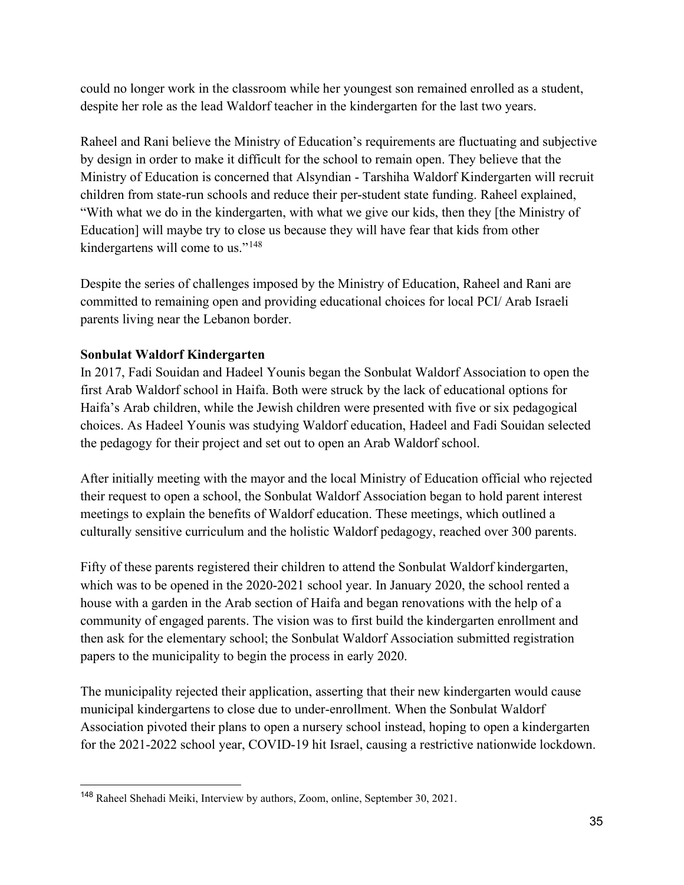could no longer work in the classroom while her youngest son remained enrolled as a student, despite her role as the lead Waldorf teacher in the kindergarten for the last two years.

Raheel and Rani believe the Ministry of Education's requirements are fluctuating and subjective by design in order to make it difficult for the school to remain open. They believe that the Ministry of Education is concerned that Alsyndian - Tarshiha Waldorf Kindergarten will recruit children from state-run schools and reduce their per-student state funding. Raheel explained, "With what we do in the kindergarten, with what we give our kids, then they [the Ministry of Education] will maybe try to close us because they will have fear that kids from other kindergartens will come to us."[148]

Despite the series of challenges imposed by the Ministry of Education, Raheel and Rani are committed to remaining open and providing educational choices for local PCI/ Arab Israeli parents living near the Lebanon border.

**Sonbulat Waldorf Kindergarten**

In 2017, Fadi Souidan and Hadeel Younis began the Sonbulat Waldorf Association to open the first Arab Waldorf school in Haifa. Both were struck by the lack of educational options for Haifa's Arab children, while the Jewish children were presented with five or six pedagogical choices. As Hadeel Younis was studying Waldorf education, Hadeel and Fadi Souidan selected the pedagogy for their project and set out to open an Arab Waldorf school.

After initially meeting with the mayor and the local Ministry of Education official who rejected their request to open a school, the Sonbulat Waldorf Association began to hold parent interest meetings to explain the benefits of Waldorf education. These meetings, which outlined a culturally sensitive curriculum and the holistic Waldorf pedagogy, reached over 300 parents.

Fifty of these parents registered their children to attend the Sonbulat Waldorf kindergarten, which was to be opened in the 2020-2021 school year. In January 2020, the school rented a house with a garden in the Arab section of Haifa and began renovations with the help of a community of engaged parents. The vision was to first build the kindergarten enrollment and then ask for the elementary school; the Sonbulat Waldorf Association submitted registration papers to the municipality to begin the process in early 2020.

The municipality rejected their application, asserting that their new kindergarten would cause municipal kindergartens to close due to under-enrollment. When the Sonbulat Waldorf Association pivoted their plans to open a nursery school instead, hoping to open a kindergarten for the 2021-2022 school year, COVID-19 hit Israel, causing a restrictive nationwide lockdown.

---

[148] Raheel Shehadi Meiki, Interview by authors, Zoom, online, September 30, 2021.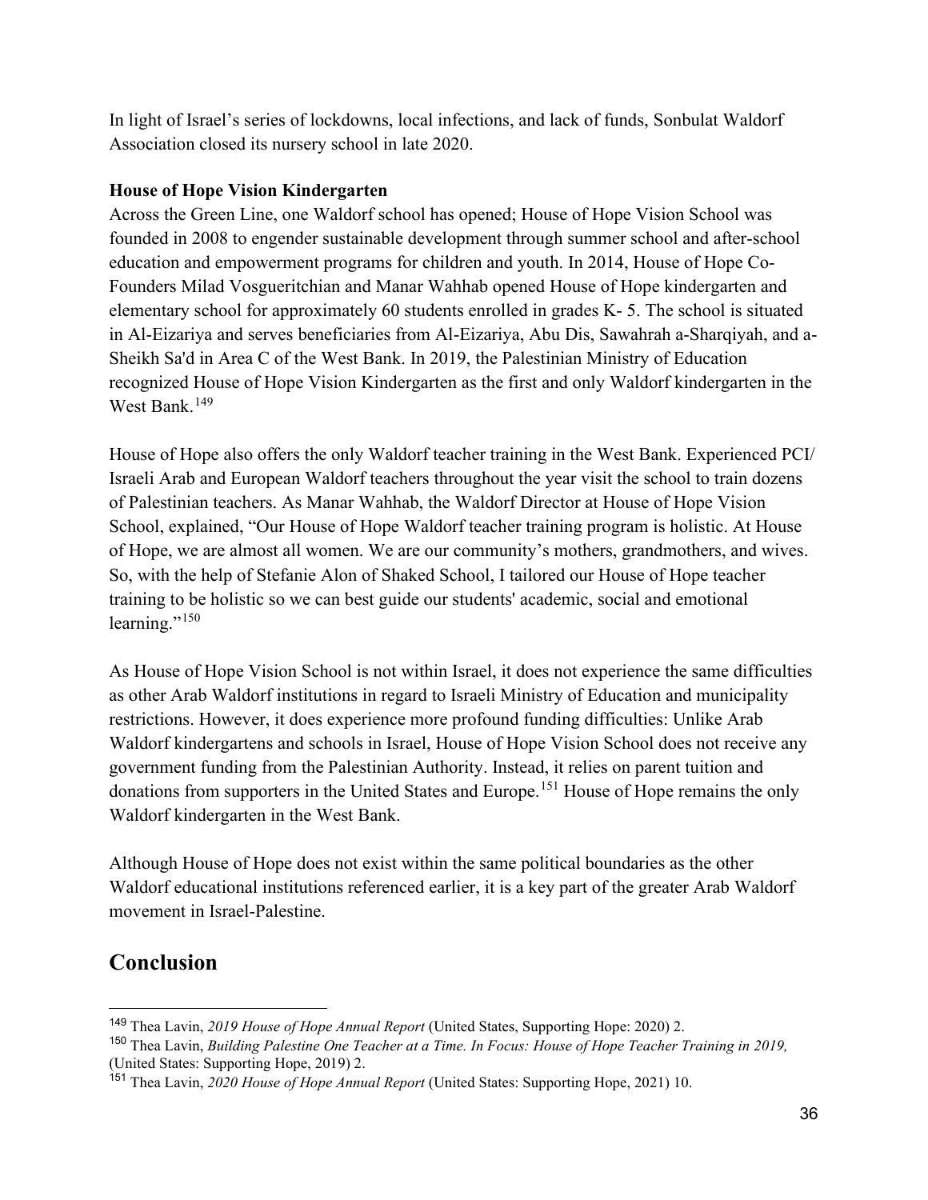In light of Israel's series of lockdowns, local infections, and lack of funds, Sonbulat Waldorf Association closed its nursery school in late 2020.

**House of Hope Vision Kindergarten**

Across the Green Line, one Waldorf school has opened; House of Hope Vision School was founded in 2008 to engender sustainable development through summer school and after-school education and empowerment programs for children and youth. In 2014, House of Hope Co-Founders Milad Vosgueritchian and Manar Wahhab opened House of Hope kindergarten and elementary school for approximately 60 students enrolled in grades K- 5. The school is situated in Al-Eizariya and serves beneficiaries from Al-Eizariya, Abu Dis, Sawahrah a-Sharqiyah, and a-Sheikh Sa'd in Area C of the West Bank. In 2019, the Palestinian Ministry of Education recognized House of Hope Vision Kindergarten as the first and only Waldorf kindergarten in the West Bank.[149]

House of Hope also offers the only Waldorf teacher training in the West Bank. Experienced PCI/ Israeli Arab and European Waldorf teachers throughout the year visit the school to train dozens of Palestinian teachers. As Manar Wahhab, the Waldorf Director at House of Hope Vision School, explained, "Our House of Hope Waldorf teacher training program is holistic. At House of Hope, we are almost all women. We are our community's mothers, grandmothers, and wives. So, with the help of Stefanie Alon of Shaked School, I tailored our House of Hope teacher training to be holistic so we can best guide our students' academic, social and emotional learning."[150]

As House of Hope Vision School is not within Israel, it does not experience the same difficulties as other Arab Waldorf institutions in regard to Israeli Ministry of Education and municipality restrictions. However, it does experience more profound funding difficulties: Unlike Arab Waldorf kindergartens and schools in Israel, House of Hope Vision School does not receive any government funding from the Palestinian Authority. Instead, it relies on parent tuition and donations from supporters in the United States and Europe.[151] House of Hope remains the only Waldorf kindergarten in the West Bank.

Although House of Hope does not exist within the same political boundaries as the other Waldorf educational institutions referenced earlier, it is a key part of the greater Arab Waldorf movement in Israel-Palestine.

## Conclusion

---

[149] Thea Lavin, *2019 House of Hope Annual Report* (United States, Supporting Hope: 2020) 2.

[150] Thea Lavin, *Building Palestine One Teacher at a Time. In Focus: House of Hope Teacher Training in 2019,* (United States: Supporting Hope, 2019) 2.

[151] Thea Lavin, *2020 House of Hope Annual Report* (United States: Supporting Hope, 2021) 10.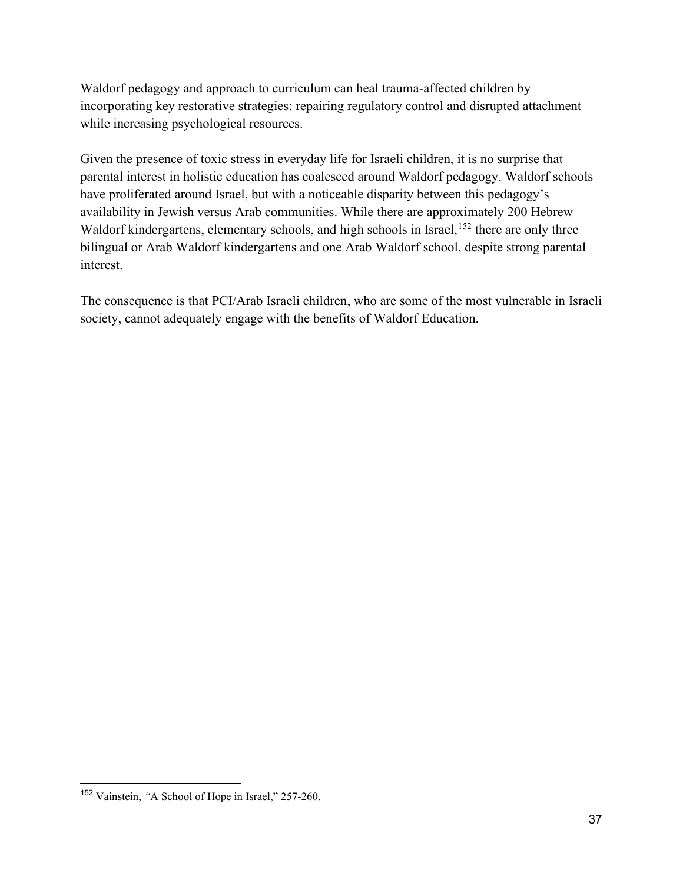Waldorf pedagogy and approach to curriculum can heal trauma-affected children by incorporating key restorative strategies: repairing regulatory control and disrupted attachment while increasing psychological resources.

Given the presence of toxic stress in everyday life for Israeli children, it is no surprise that parental interest in holistic education has coalesced around Waldorf pedagogy. Waldorf schools have proliferated around Israel, but with a noticeable disparity between this pedagogy's availability in Jewish versus Arab communities. While there are approximately 200 Hebrew Waldorf kindergartens, elementary schools, and high schools in Israel,[152] there are only three bilingual or Arab Waldorf kindergartens and one Arab Waldorf school, despite strong parental interest.

The consequence is that PCI/Arab Israeli children, who are some of the most vulnerable in Israeli society, cannot adequately engage with the benefits of Waldorf Education.

---

[152] Vainstein, "A School of Hope in Israel," 257-260.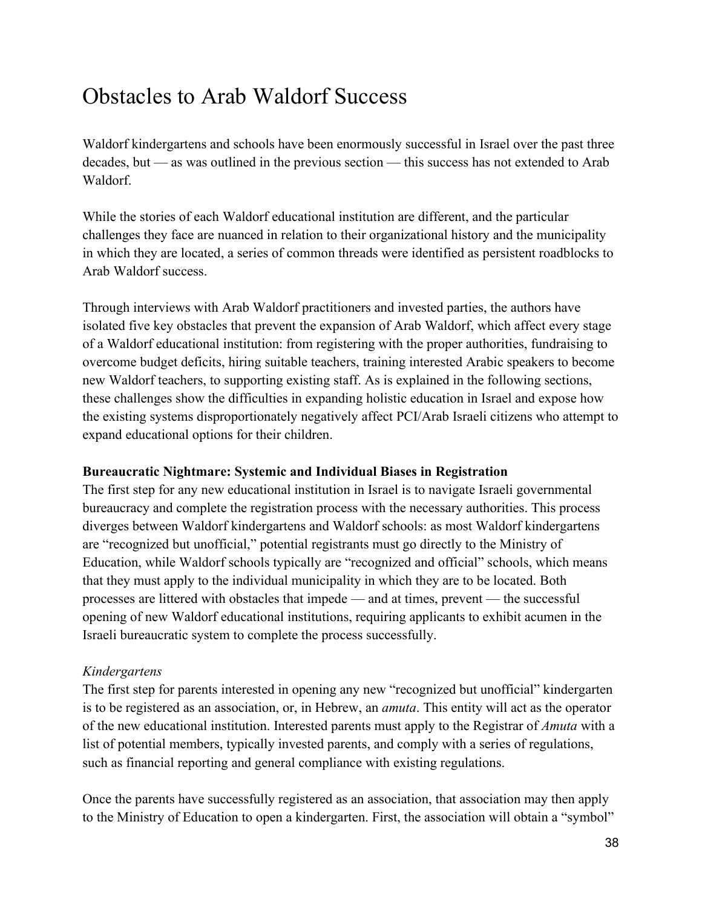# Obstacles to Arab Waldorf Success

Waldorf kindergartens and schools have been enormously successful in Israel over the past three decades, but — as was outlined in the previous section — this success has not extended to Arab Waldorf.

While the stories of each Waldorf educational institution are different, and the particular challenges they face are nuanced in relation to their organizational history and the municipality in which they are located, a series of common threads were identified as persistent roadblocks to Arab Waldorf success.

Through interviews with Arab Waldorf practitioners and invested parties, the authors have isolated five key obstacles that prevent the expansion of Arab Waldorf, which affect every stage of a Waldorf educational institution: from registering with the proper authorities, fundraising to overcome budget deficits, hiring suitable teachers, training interested Arabic speakers to become new Waldorf teachers, to supporting existing staff. As is explained in the following sections, these challenges show the difficulties in expanding holistic education in Israel and expose how the existing systems disproportionately negatively affect PCI/Arab Israeli citizens who attempt to expand educational options for their children.

**Bureaucratic Nightmare: Systemic and Individual Biases in Registration**

The first step for any new educational institution in Israel is to navigate Israeli governmental bureaucracy and complete the registration process with the necessary authorities. This process diverges between Waldorf kindergartens and Waldorf schools: as most Waldorf kindergartens are "recognized but unofficial," potential registrants must go directly to the Ministry of Education, while Waldorf schools typically are "recognized and official" schools, which means that they must apply to the individual municipality in which they are to be located. Both processes are littered with obstacles that impede — and at times, prevent — the successful opening of new Waldorf educational institutions, requiring applicants to exhibit acumen in the Israeli bureaucratic system to complete the process successfully.

*Kindergartens*

The first step for parents interested in opening any new "recognized but unofficial" kindergarten is to be registered as an association, or, in Hebrew, an *amuta*. This entity will act as the operator of the new educational institution. Interested parents must apply to the Registrar of *Amuta* with a list of potential members, typically invested parents, and comply with a series of regulations, such as financial reporting and general compliance with existing regulations.

Once the parents have successfully registered as an association, that association may then apply to the Ministry of Education to open a kindergarten. First, the association will obtain a "symbol"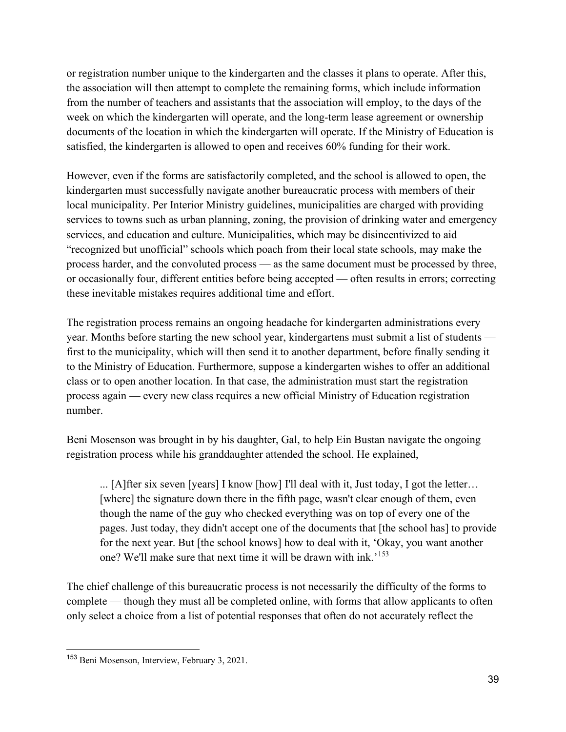or registration number unique to the kindergarten and the classes it plans to operate. After this, the association will then attempt to complete the remaining forms, which include information from the number of teachers and assistants that the association will employ, to the days of the week on which the kindergarten will operate, and the long-term lease agreement or ownership documents of the location in which the kindergarten will operate. If the Ministry of Education is satisfied, the kindergarten is allowed to open and receives 60% funding for their work.

However, even if the forms are satisfactorily completed, and the school is allowed to open, the kindergarten must successfully navigate another bureaucratic process with members of their local municipality. Per Interior Ministry guidelines, municipalities are charged with providing services to towns such as urban planning, zoning, the provision of drinking water and emergency services, and education and culture. Municipalities, which may be disincentivized to aid "recognized but unofficial" schools which poach from their local state schools, may make the process harder, and the convoluted process — as the same document must be processed by three, or occasionally four, different entities before being accepted — often results in errors; correcting these inevitable mistakes requires additional time and effort.

The registration process remains an ongoing headache for kindergarten administrations every year. Months before starting the new school year, kindergartens must submit a list of students — first to the municipality, which will then send it to another department, before finally sending it to the Ministry of Education. Furthermore, suppose a kindergarten wishes to offer an additional class or to open another location. In that case, the administration must start the registration process again — every new class requires a new official Ministry of Education registration number.

Beni Mosenson was brought in by his daughter, Gal, to help Ein Bustan navigate the ongoing registration process while his granddaughter attended the school. He explained,

> ... [A]fter six seven [years] I know [how] I'll deal with it, Just today, I got the letter… [where] the signature down there in the fifth page, wasn't clear enough of them, even though the name of the guy who checked everything was on top of every one of the pages. Just today, they didn't accept one of the documents that [the school has] to provide for the next year. But [the school knows] how to deal with it, 'Okay, you want another one? We'll make sure that next time it will be drawn with ink.'[153]

The chief challenge of this bureaucratic process is not necessarily the difficulty of the forms to complete — though they must all be completed online, with forms that allow applicants to often only select a choice from a list of potential responses that often do not accurately reflect the

---

[153] Beni Mosenson, Interview, February 3, 2021.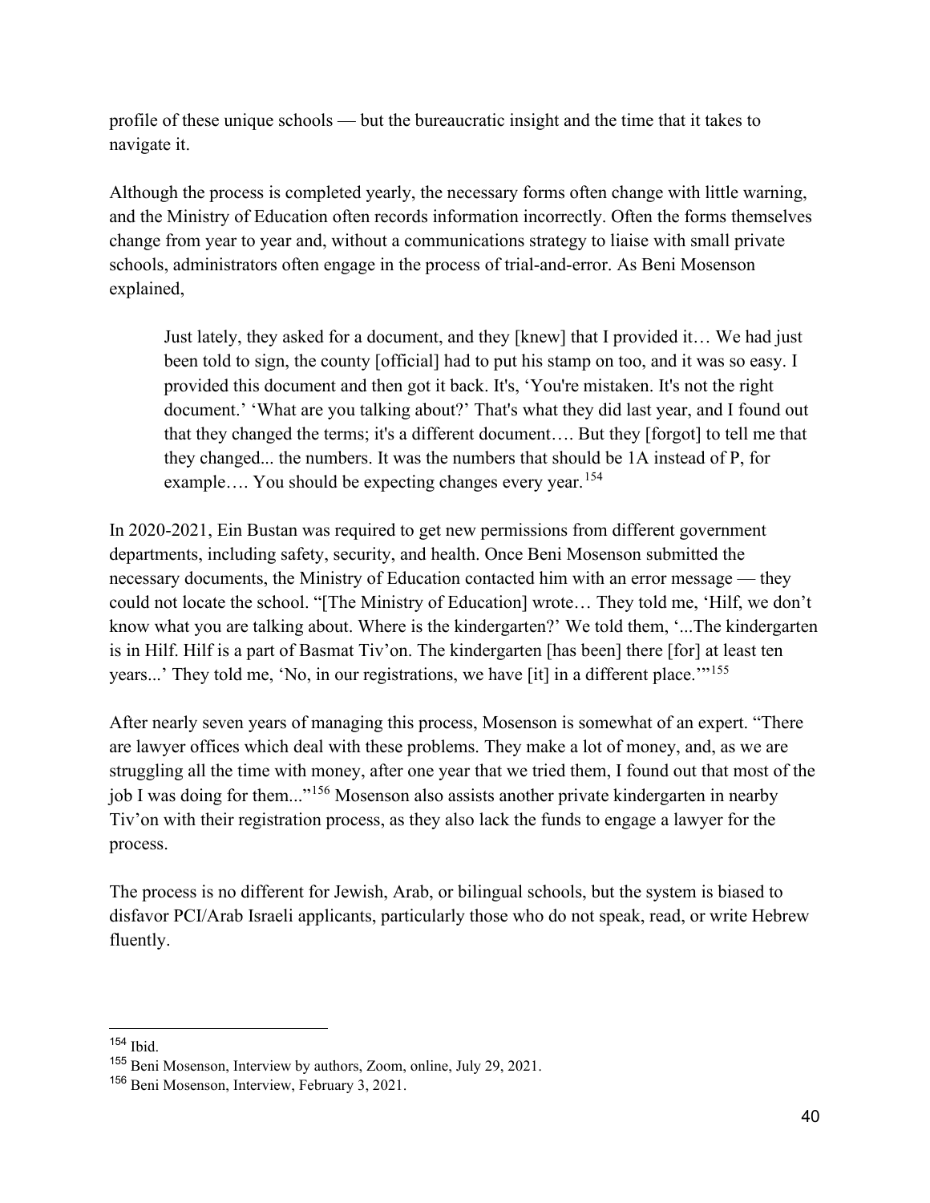profile of these unique schools — but the bureaucratic insight and the time that it takes to navigate it.

Although the process is completed yearly, the necessary forms often change with little warning, and the Ministry of Education often records information incorrectly. Often the forms themselves change from year to year and, without a communications strategy to liaise with small private schools, administrators often engage in the process of trial-and-error. As Beni Mosenson explained,

> Just lately, they asked for a document, and they [knew] that I provided it… We had just been told to sign, the county [official] had to put his stamp on too, and it was so easy. I provided this document and then got it back. It's, 'You're mistaken. It's not the right document.' 'What are you talking about?' That's what they did last year, and I found out that they changed the terms; it's a different document…. But they [forgot] to tell me that they changed... the numbers. It was the numbers that should be 1A instead of P, for example…. You should be expecting changes every year.[154]

In 2020-2021, Ein Bustan was required to get new permissions from different government departments, including safety, security, and health. Once Beni Mosenson submitted the necessary documents, the Ministry of Education contacted him with an error message — they could not locate the school. "[The Ministry of Education] wrote… They told me, 'Hilf, we don't know what you are talking about. Where is the kindergarten?' We told them, '...The kindergarten is in Hilf. Hilf is a part of Basmat Tiv'on. The kindergarten [has been] there [for] at least ten years...' They told me, 'No, in our registrations, we have [it] in a different place.'"[155]

After nearly seven years of managing this process, Mosenson is somewhat of an expert. "There are lawyer offices which deal with these problems. They make a lot of money, and, as we are struggling all the time with money, after one year that we tried them, I found out that most of the job I was doing for them..."[156] Mosenson also assists another private kindergarten in nearby Tiv'on with their registration process, as they also lack the funds to engage a lawyer for the process.

The process is no different for Jewish, Arab, or bilingual schools, but the system is biased to disfavor PCI/Arab Israeli applicants, particularly those who do not speak, read, or write Hebrew fluently.

---

[154] Ibid.

[155] Beni Mosenson, Interview by authors, Zoom, online, July 29, 2021.

[156] Beni Mosenson, Interview, February 3, 2021.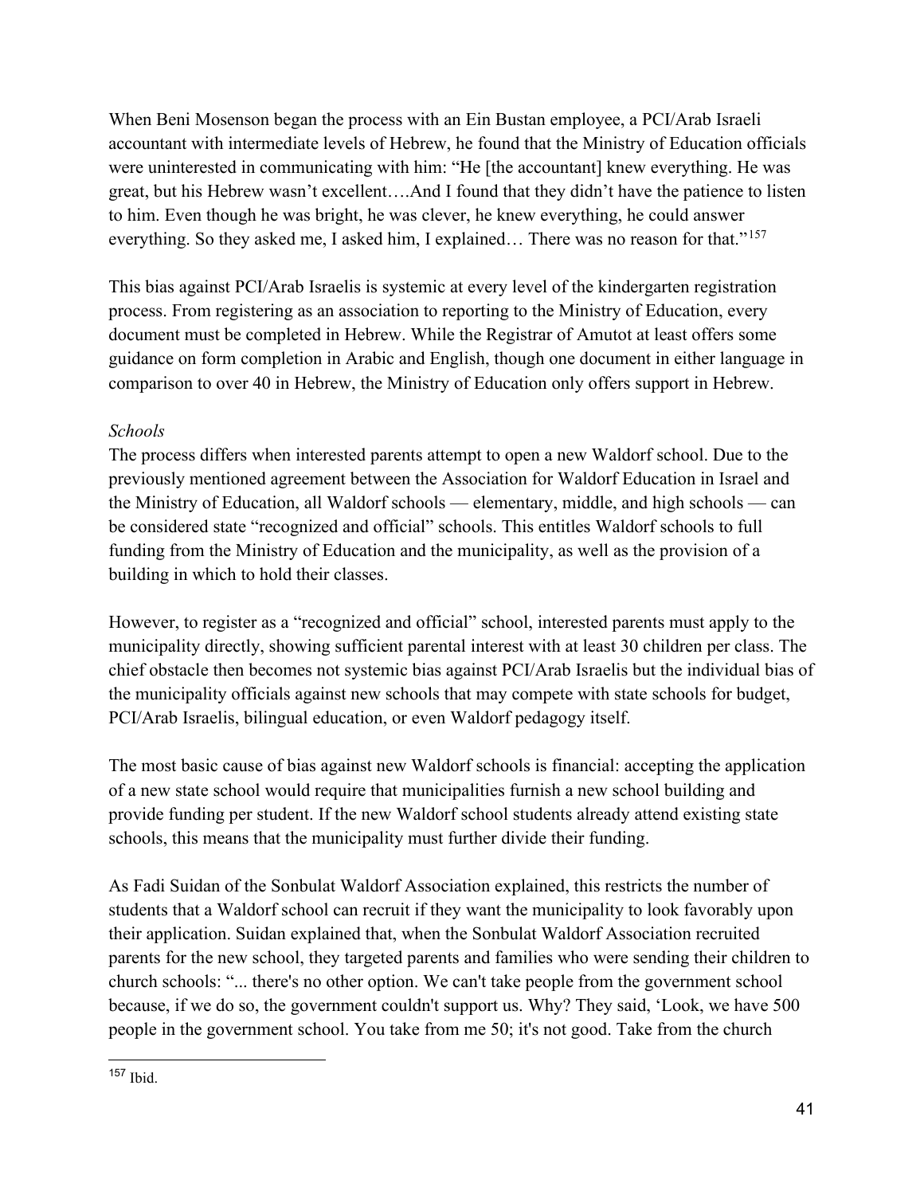When Beni Mosenson began the process with an Ein Bustan employee, a PCI/Arab Israeli accountant with intermediate levels of Hebrew, he found that the Ministry of Education officials were uninterested in communicating with him: "He [the accountant] knew everything. He was great, but his Hebrew wasn't excellent….And I found that they didn't have the patience to listen to him. Even though he was bright, he was clever, he knew everything, he could answer everything. So they asked me, I asked him, I explained… There was no reason for that."[157]

This bias against PCI/Arab Israelis is systemic at every level of the kindergarten registration process. From registering as an association to reporting to the Ministry of Education, every document must be completed in Hebrew. While the Registrar of Amutot at least offers some guidance on form completion in Arabic and English, though one document in either language in comparison to over 40 in Hebrew, the Ministry of Education only offers support in Hebrew.

*Schools*

The process differs when interested parents attempt to open a new Waldorf school. Due to the previously mentioned agreement between the Association for Waldorf Education in Israel and the Ministry of Education, all Waldorf schools — elementary, middle, and high schools — can be considered state "recognized and official" schools. This entitles Waldorf schools to full funding from the Ministry of Education and the municipality, as well as the provision of a building in which to hold their classes.

However, to register as a "recognized and official" school, interested parents must apply to the municipality directly, showing sufficient parental interest with at least 30 children per class. The chief obstacle then becomes not systemic bias against PCI/Arab Israelis but the individual bias of the municipality officials against new schools that may compete with state schools for budget, PCI/Arab Israelis, bilingual education, or even Waldorf pedagogy itself.

The most basic cause of bias against new Waldorf schools is financial: accepting the application of a new state school would require that municipalities furnish a new school building and provide funding per student. If the new Waldorf school students already attend existing state schools, this means that the municipality must further divide their funding.

As Fadi Suidan of the Sonbulat Waldorf Association explained, this restricts the number of students that a Waldorf school can recruit if they want the municipality to look favorably upon their application. Suidan explained that, when the Sonbulat Waldorf Association recruited parents for the new school, they targeted parents and families who were sending their children to church schools: "... there's no other option. We can't take people from the government school because, if we do so, the government couldn't support us. Why? They said, 'Look, we have 500 people in the government school. You take from me 50; it's not good. Take from the church

---

[157] Ibid.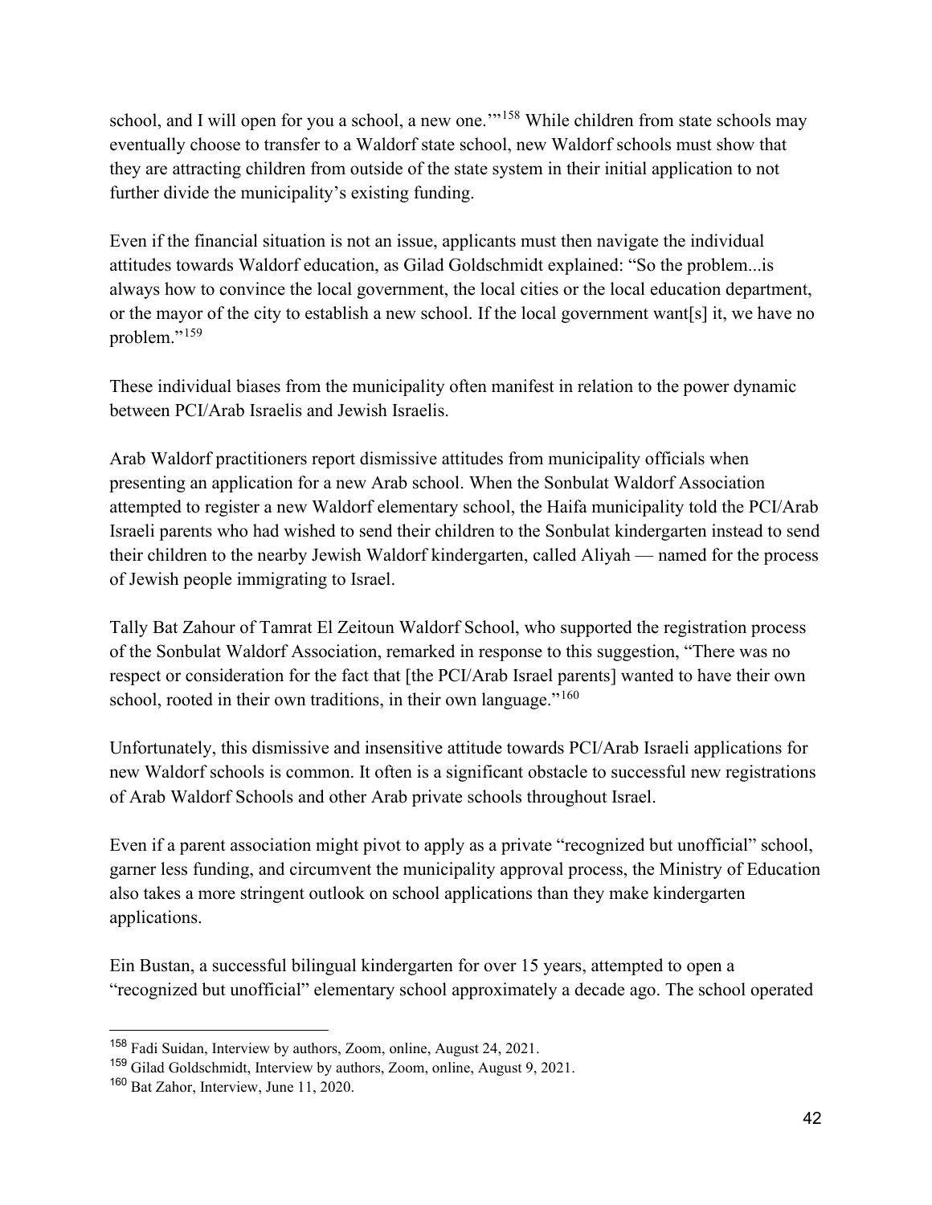school, and I will open for you a school, a new one.'"[158] While children from state schools may eventually choose to transfer to a Waldorf state school, new Waldorf schools must show that they are attracting children from outside of the state system in their initial application to not further divide the municipality's existing funding.

Even if the financial situation is not an issue, applicants must then navigate the individual attitudes towards Waldorf education, as Gilad Goldschmidt explained: "So the problem...is always how to convince the local government, the local cities or the local education department, or the mayor of the city to establish a new school. If the local government want[s] it, we have no problem."[159]

These individual biases from the municipality often manifest in relation to the power dynamic between PCI/Arab Israelis and Jewish Israelis.

Arab Waldorf practitioners report dismissive attitudes from municipality officials when presenting an application for a new Arab school. When the Sonbulat Waldorf Association attempted to register a new Waldorf elementary school, the Haifa municipality told the PCI/Arab Israeli parents who had wished to send their children to the Sonbulat kindergarten instead to send their children to the nearby Jewish Waldorf kindergarten, called Aliyah — named for the process of Jewish people immigrating to Israel.

Tally Bat Zahour of Tamrat El Zeitoun Waldorf School, who supported the registration process of the Sonbulat Waldorf Association, remarked in response to this suggestion, "There was no respect or consideration for the fact that [the PCI/Arab Israel parents] wanted to have their own school, rooted in their own traditions, in their own language."[160]

Unfortunately, this dismissive and insensitive attitude towards PCI/Arab Israeli applications for new Waldorf schools is common. It often is a significant obstacle to successful new registrations of Arab Waldorf Schools and other Arab private schools throughout Israel.

Even if a parent association might pivot to apply as a private "recognized but unofficial" school, garner less funding, and circumvent the municipality approval process, the Ministry of Education also takes a more stringent outlook on school applications than they make kindergarten applications.

Ein Bustan, a successful bilingual kindergarten for over 15 years, attempted to open a "recognized but unofficial" elementary school approximately a decade ago. The school operated

---

[158] Fadi Suidan, Interview by authors, Zoom, online, August 24, 2021.

[159] Gilad Goldschmidt, Interview by authors, Zoom, online, August 9, 2021.

[160] Bat Zahor, Interview, June 11, 2020.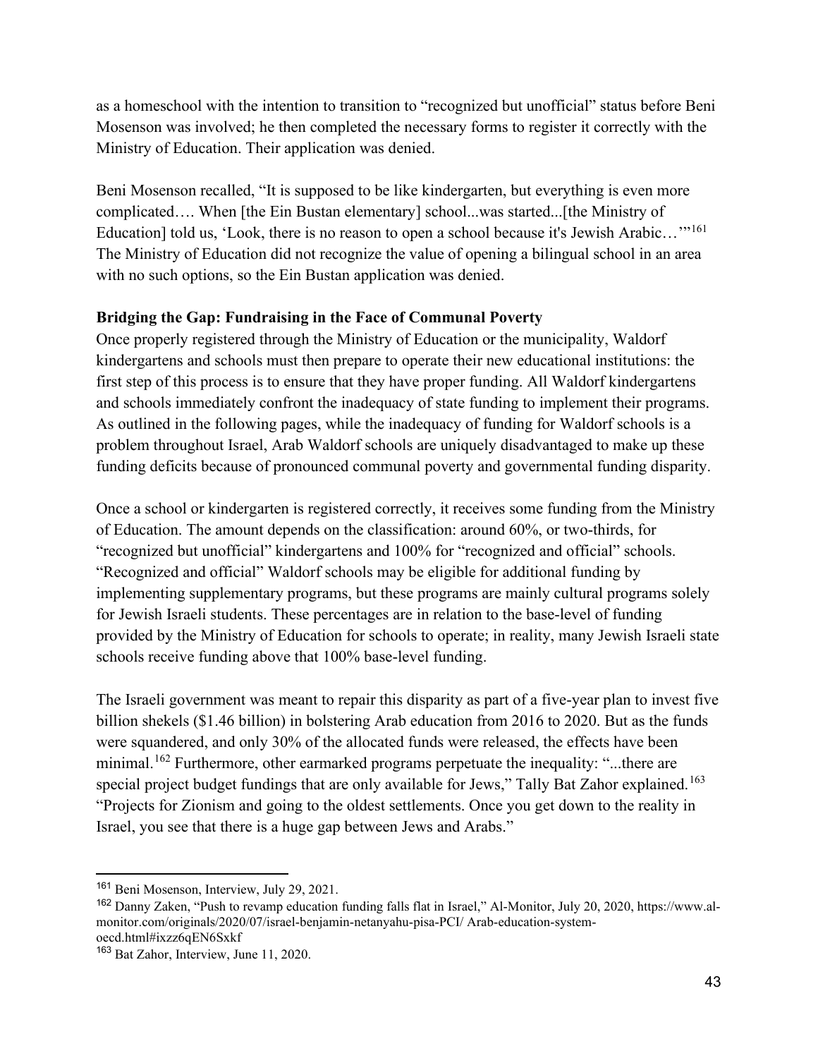as a homeschool with the intention to transition to "recognized but unofficial" status before Beni Mosenson was involved; he then completed the necessary forms to register it correctly with the Ministry of Education. Their application was denied.

Beni Mosenson recalled, "It is supposed to be like kindergarten, but everything is even more complicated…. When [the Ein Bustan elementary] school...was started...[the Ministry of Education] told us, 'Look, there is no reason to open a school because it's Jewish Arabic…'"[161] The Ministry of Education did not recognize the value of opening a bilingual school in an area with no such options, so the Ein Bustan application was denied.

**Bridging the Gap: Fundraising in the Face of Communal Poverty**

Once properly registered through the Ministry of Education or the municipality, Waldorf kindergartens and schools must then prepare to operate their new educational institutions: the first step of this process is to ensure that they have proper funding. All Waldorf kindergartens and schools immediately confront the inadequacy of state funding to implement their programs. As outlined in the following pages, while the inadequacy of funding for Waldorf schools is a problem throughout Israel, Arab Waldorf schools are uniquely disadvantaged to make up these funding deficits because of pronounced communal poverty and governmental funding disparity.

Once a school or kindergarten is registered correctly, it receives some funding from the Ministry of Education. The amount depends on the classification: around 60%, or two-thirds, for "recognized but unofficial" kindergartens and 100% for "recognized and official" schools. "Recognized and official" Waldorf schools may be eligible for additional funding by implementing supplementary programs, but these programs are mainly cultural programs solely for Jewish Israeli students. These percentages are in relation to the base-level of funding provided by the Ministry of Education for schools to operate; in reality, many Jewish Israeli state schools receive funding above that 100% base-level funding.

The Israeli government was meant to repair this disparity as part of a five-year plan to invest five billion shekels ($1.46 billion) in bolstering Arab education from 2016 to 2020. But as the funds were squandered, and only 30% of the allocated funds were released, the effects have been minimal.[162] Furthermore, other earmarked programs perpetuate the inequality: "...there are special project budget fundings that are only available for Jews," Tally Bat Zahor explained.[163] "Projects for Zionism and going to the oldest settlements. Once you get down to the reality in Israel, you see that there is a huge gap between Jews and Arabs."

---

[161] Beni Mosenson, Interview, July 29, 2021.

[162] Danny Zaken, "Push to revamp education funding falls flat in Israel," Al-Monitor, July 20, 2020, https://www.al-monitor.com/originals/2020/07/israel-benjamin-netanyahu-pisa-PCI/ Arab-education-system-oecd.html#ixzz6qEN6Sxkf

[163] Bat Zahor, Interview, June 11, 2020.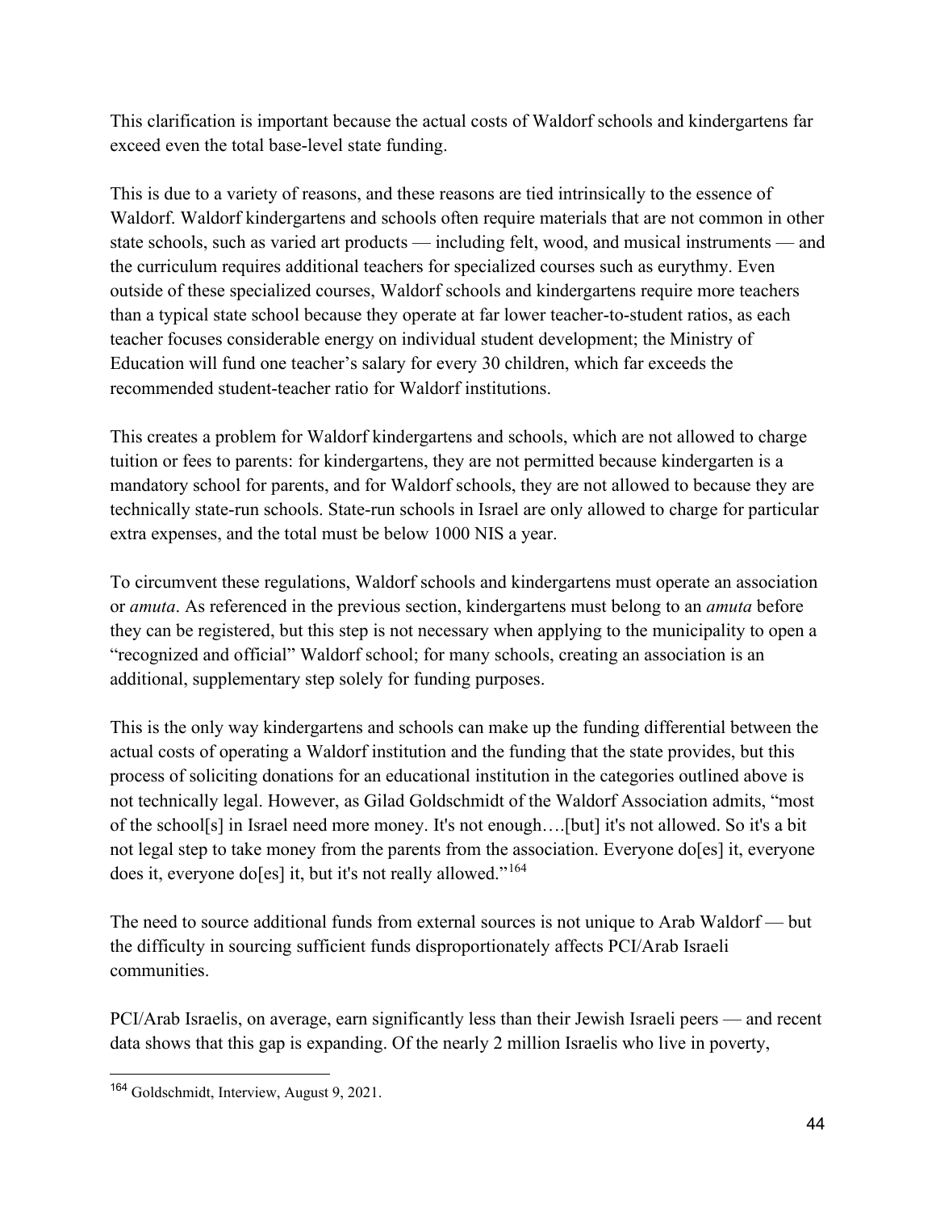This clarification is important because the actual costs of Waldorf schools and kindergartens far exceed even the total base-level state funding.

This is due to a variety of reasons, and these reasons are tied intrinsically to the essence of Waldorf. Waldorf kindergartens and schools often require materials that are not common in other state schools, such as varied art products — including felt, wood, and musical instruments — and the curriculum requires additional teachers for specialized courses such as eurythmy. Even outside of these specialized courses, Waldorf schools and kindergartens require more teachers than a typical state school because they operate at far lower teacher-to-student ratios, as each teacher focuses considerable energy on individual student development; the Ministry of Education will fund one teacher's salary for every 30 children, which far exceeds the recommended student-teacher ratio for Waldorf institutions.

This creates a problem for Waldorf kindergartens and schools, which are not allowed to charge tuition or fees to parents: for kindergartens, they are not permitted because kindergarten is a mandatory school for parents, and for Waldorf schools, they are not allowed to because they are technically state-run schools. State-run schools in Israel are only allowed to charge for particular extra expenses, and the total must be below 1000 NIS a year.

To circumvent these regulations, Waldorf schools and kindergartens must operate an association or *amuta*. As referenced in the previous section, kindergartens must belong to an *amuta* before they can be registered, but this step is not necessary when applying to the municipality to open a "recognized and official" Waldorf school; for many schools, creating an association is an additional, supplementary step solely for funding purposes.

This is the only way kindergartens and schools can make up the funding differential between the actual costs of operating a Waldorf institution and the funding that the state provides, but this process of soliciting donations for an educational institution in the categories outlined above is not technically legal. However, as Gilad Goldschmidt of the Waldorf Association admits, "most of the school[s] in Israel need more money. It's not enough….[but] it's not allowed. So it's a bit not legal step to take money from the parents from the association. Everyone do[es] it, everyone does it, everyone do[es] it, but it's not really allowed."[164]

The need to source additional funds from external sources is not unique to Arab Waldorf — but the difficulty in sourcing sufficient funds disproportionately affects PCI/Arab Israeli communities.

PCI/Arab Israelis, on average, earn significantly less than their Jewish Israeli peers — and recent data shows that this gap is expanding. Of the nearly 2 million Israelis who live in poverty,

[164] Goldschmidt, Interview, August 9, 2021.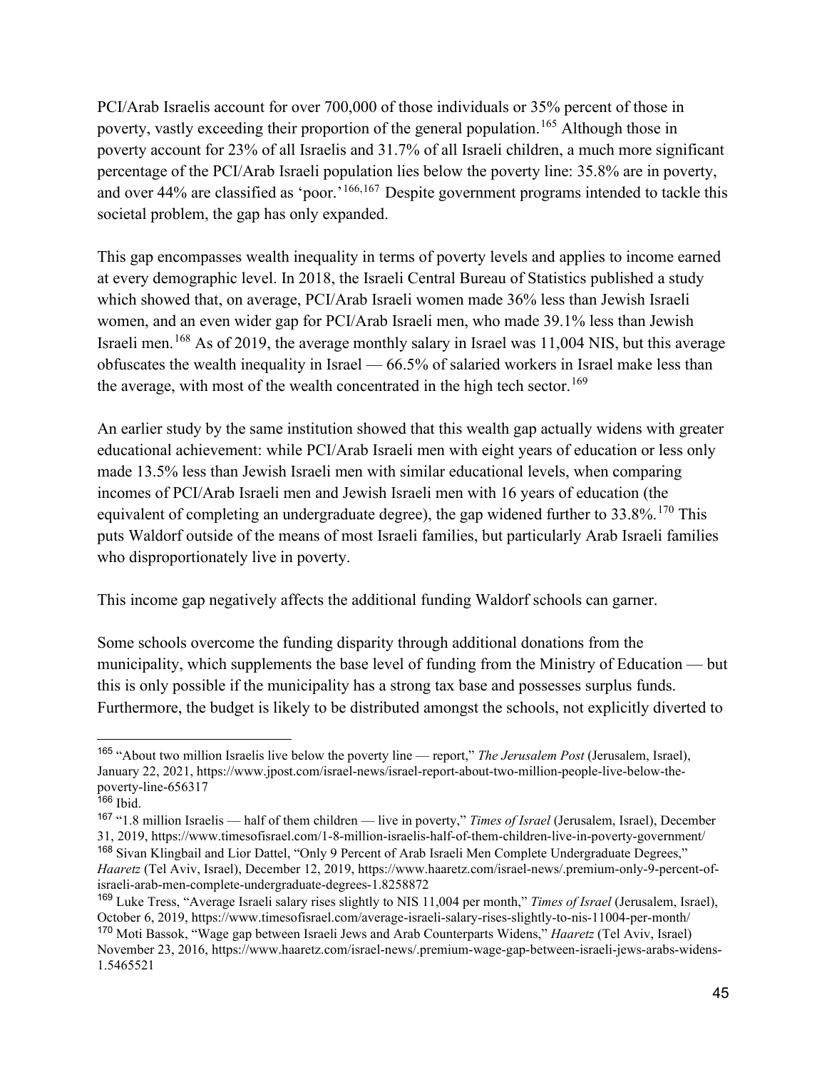PCI/Arab Israelis account for over 700,000 of those individuals or 35% percent of those in poverty, vastly exceeding their proportion of the general population.[165] Although those in poverty account for 23% of all Israelis and 31.7% of all Israeli children, a much more significant percentage of the PCI/Arab Israeli population lies below the poverty line: 35.8% are in poverty, and over 44% are classified as 'poor.'[166,167] Despite government programs intended to tackle this societal problem, the gap has only expanded.

This gap encompasses wealth inequality in terms of poverty levels and applies to income earned at every demographic level. In 2018, the Israeli Central Bureau of Statistics published a study which showed that, on average, PCI/Arab Israeli women made 36% less than Jewish Israeli women, and an even wider gap for PCI/Arab Israeli men, who made 39.1% less than Jewish Israeli men.[168] As of 2019, the average monthly salary in Israel was 11,004 NIS, but this average obfuscates the wealth inequality in Israel — 66.5% of salaried workers in Israel make less than the average, with most of the wealth concentrated in the high tech sector.[169]

An earlier study by the same institution showed that this wealth gap actually widens with greater educational achievement: while PCI/Arab Israeli men with eight years of education or less only made 13.5% less than Jewish Israeli men with similar educational levels, when comparing incomes of PCI/Arab Israeli men and Jewish Israeli men with 16 years of education (the equivalent of completing an undergraduate degree), the gap widened further to 33.8%.[170] This puts Waldorf outside of the means of most Israeli families, but particularly Arab Israeli families who disproportionately live in poverty.

This income gap negatively affects the additional funding Waldorf schools can garner.

Some schools overcome the funding disparity through additional donations from the municipality, which supplements the base level of funding from the Ministry of Education — but this is only possible if the municipality has a strong tax base and possesses surplus funds. Furthermore, the budget is likely to be distributed amongst the schools, not explicitly diverted to

---

[165] "About two million Israelis live below the poverty line — report," *The Jerusalem Post* (Jerusalem, Israel), January 22, 2021, https://www.jpost.com/israel-news/israel-report-about-two-million-people-live-below-the-poverty-line-656317

[166] Ibid.

[167] "1.8 million Israelis — half of them children — live in poverty," *Times of Israel* (Jerusalem, Israel), December 31, 2019, https://www.timesofisrael.com/1-8-million-israelis-half-of-them-children-live-in-poverty-government/

[168] Sivan Klingbail and Lior Dattel, "Only 9 Percent of Arab Israeli Men Complete Undergraduate Degrees," *Haaretz* (Tel Aviv, Israel), December 12, 2019, https://www.haaretz.com/israel-news/.premium-only-9-percent-of-israeli-arab-men-complete-undergraduate-degrees-1.8258872

[169] Luke Tress, "Average Israeli salary rises slightly to NIS 11,004 per month," *Times of Israel* (Jerusalem, Israel), October 6, 2019, https://www.timesofisrael.com/average-israeli-salary-rises-slightly-to-nis-11004-per-month/

[170] Moti Bassok, "Wage gap between Israeli Jews and Arab Counterparts Widens," *Haaretz* (Tel Aviv, Israel) November 23, 2016, https://www.haaretz.com/israel-news/.premium-wage-gap-between-israeli-jews-arabs-widens-1.5465521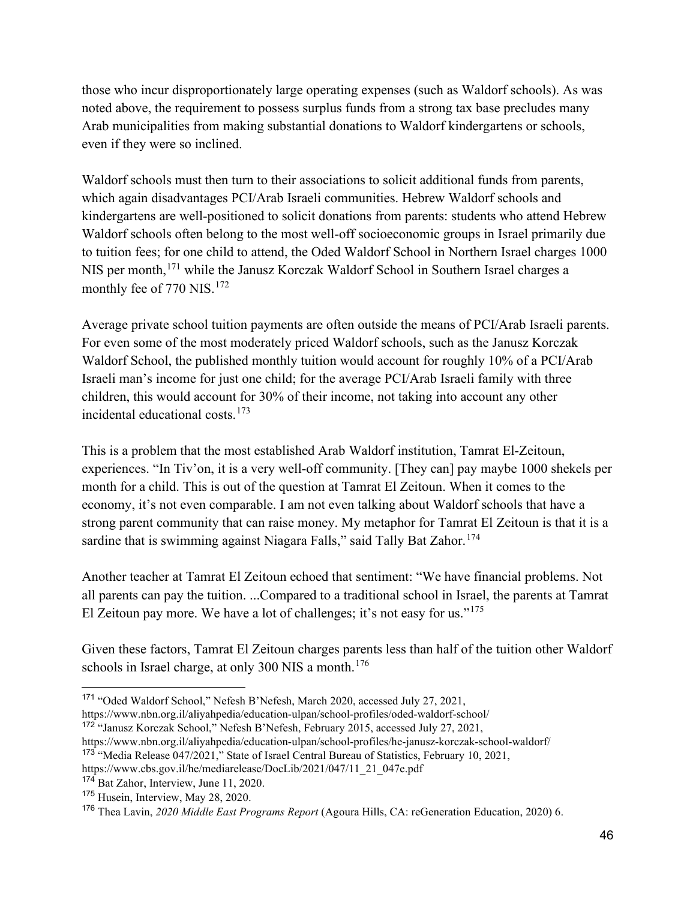those who incur disproportionately large operating expenses (such as Waldorf schools). As was noted above, the requirement to possess surplus funds from a strong tax base precludes many Arab municipalities from making substantial donations to Waldorf kindergartens or schools, even if they were so inclined.

Waldorf schools must then turn to their associations to solicit additional funds from parents, which again disadvantages PCI/Arab Israeli communities. Hebrew Waldorf schools and kindergartens are well-positioned to solicit donations from parents: students who attend Hebrew Waldorf schools often belong to the most well-off socioeconomic groups in Israel primarily due to tuition fees; for one child to attend, the Oded Waldorf School in Northern Israel charges 1000 NIS per month,[171] while the Janusz Korczak Waldorf School in Southern Israel charges a monthly fee of 770 NIS.[172]

Average private school tuition payments are often outside the means of PCI/Arab Israeli parents. For even some of the most moderately priced Waldorf schools, such as the Janusz Korczak Waldorf School, the published monthly tuition would account for roughly 10% of a PCI/Arab Israeli man's income for just one child; for the average PCI/Arab Israeli family with three children, this would account for 30% of their income, not taking into account any other incidental educational costs.[173]

This is a problem that the most established Arab Waldorf institution, Tamrat El-Zeitoun, experiences. "In Tiv'on, it is a very well-off community. [They can] pay maybe 1000 shekels per month for a child. This is out of the question at Tamrat El Zeitoun. When it comes to the economy, it's not even comparable. I am not even talking about Waldorf schools that have a strong parent community that can raise money. My metaphor for Tamrat El Zeitoun is that it is a sardine that is swimming against Niagara Falls," said Tally Bat Zahor.[174]

Another teacher at Tamrat El Zeitoun echoed that sentiment: "We have financial problems. Not all parents can pay the tuition. ...Compared to a traditional school in Israel, the parents at Tamrat El Zeitoun pay more. We have a lot of challenges; it's not easy for us."[175]

Given these factors, Tamrat El Zeitoun charges parents less than half of the tuition other Waldorf schools in Israel charge, at only 300 NIS a month.[176]

---

[171] "Oded Waldorf School," Nefesh B'Nefesh, March 2020, accessed July 27, 2021, https://www.nbn.org.il/aliyahpedia/education-ulpan/school-profiles/oded-waldorf-school/

[172] "Janusz Korczak School," Nefesh B'Nefesh, February 2015, accessed July 27, 2021, https://www.nbn.org.il/aliyahpedia/education-ulpan/school-profiles/he-janusz-korczak-school-waldorf/

[173] "Media Release 047/2021," State of Israel Central Bureau of Statistics, February 10, 2021, https://www.cbs.gov.il/he/mediarelease/DocLib/2021/047/11_21_047e.pdf

[174] Bat Zahor, Interview, June 11, 2020.

[175] Husein, Interview, May 28, 2020.

[176] Thea Lavin, *2020 Middle East Programs Report* (Agoura Hills, CA: reGeneration Education, 2020) 6.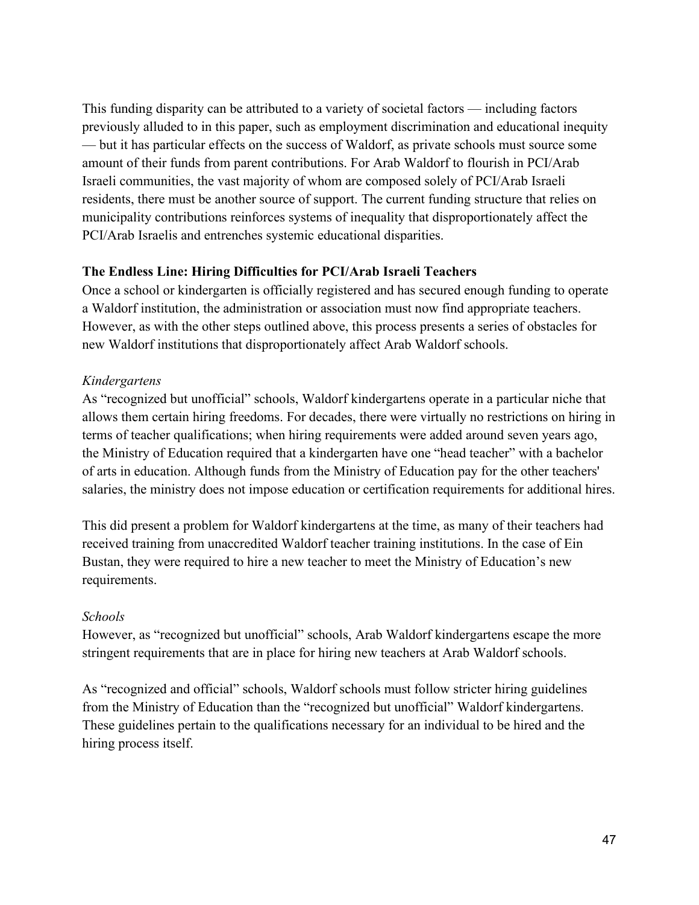This funding disparity can be attributed to a variety of societal factors — including factors previously alluded to in this paper, such as employment discrimination and educational inequity — but it has particular effects on the success of Waldorf, as private schools must source some amount of their funds from parent contributions. For Arab Waldorf to flourish in PCI/Arab Israeli communities, the vast majority of whom are composed solely of PCI/Arab Israeli residents, there must be another source of support. The current funding structure that relies on municipality contributions reinforces systems of inequality that disproportionately affect the PCI/Arab Israelis and entrenches systemic educational disparities.

**The Endless Line: Hiring Difficulties for PCI/Arab Israeli Teachers**

Once a school or kindergarten is officially registered and has secured enough funding to operate a Waldorf institution, the administration or association must now find appropriate teachers. However, as with the other steps outlined above, this process presents a series of obstacles for new Waldorf institutions that disproportionately affect Arab Waldorf schools.

*Kindergartens*

As "recognized but unofficial" schools, Waldorf kindergartens operate in a particular niche that allows them certain hiring freedoms. For decades, there were virtually no restrictions on hiring in terms of teacher qualifications; when hiring requirements were added around seven years ago, the Ministry of Education required that a kindergarten have one "head teacher" with a bachelor of arts in education. Although funds from the Ministry of Education pay for the other teachers' salaries, the ministry does not impose education or certification requirements for additional hires.

This did present a problem for Waldorf kindergartens at the time, as many of their teachers had received training from unaccredited Waldorf teacher training institutions. In the case of Ein Bustan, they were required to hire a new teacher to meet the Ministry of Education's new requirements.

*Schools*

However, as "recognized but unofficial" schools, Arab Waldorf kindergartens escape the more stringent requirements that are in place for hiring new teachers at Arab Waldorf schools.

As "recognized and official" schools, Waldorf schools must follow stricter hiring guidelines from the Ministry of Education than the "recognized but unofficial" Waldorf kindergartens. These guidelines pertain to the qualifications necessary for an individual to be hired and the hiring process itself.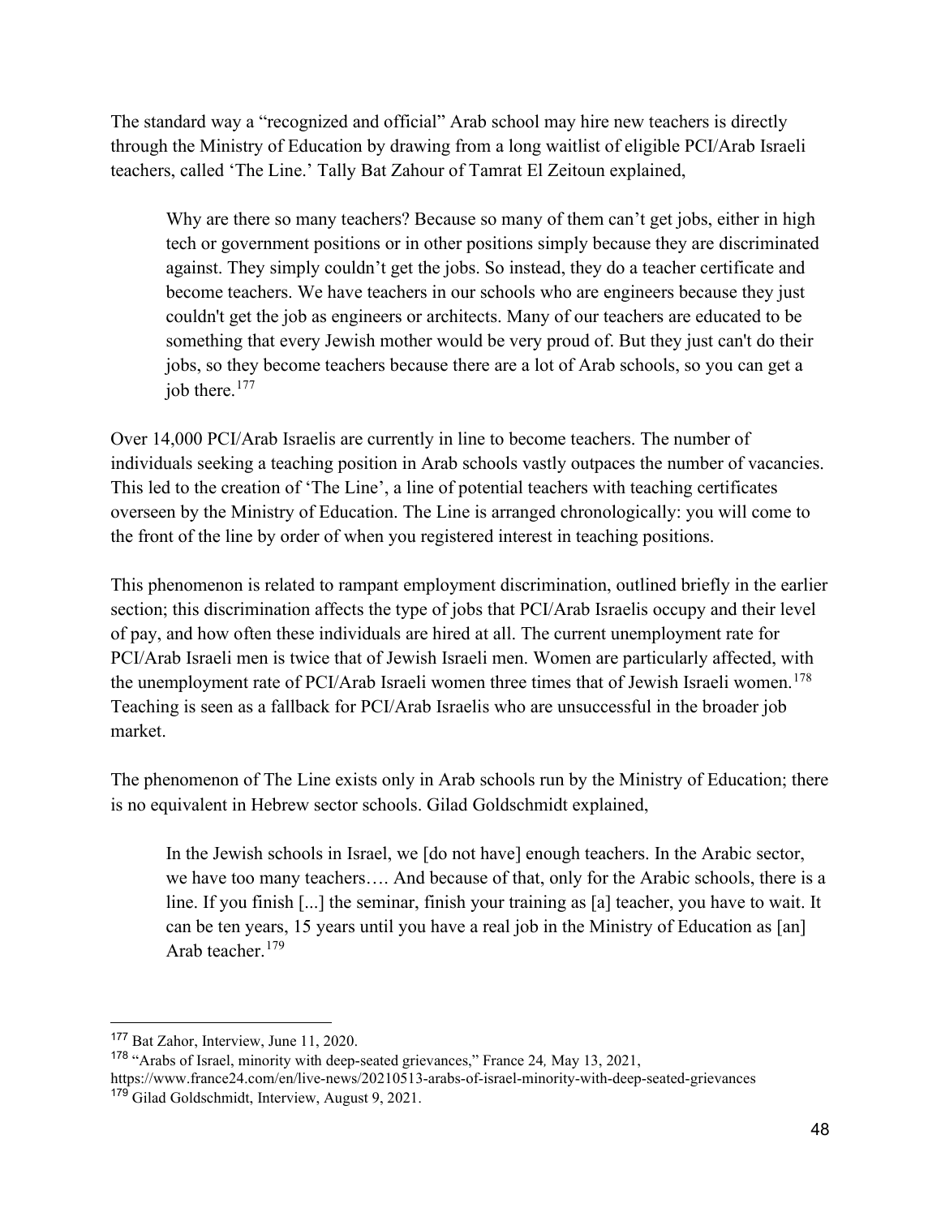The standard way a "recognized and official" Arab school may hire new teachers is directly through the Ministry of Education by drawing from a long waitlist of eligible PCI/Arab Israeli teachers, called 'The Line.' Tally Bat Zahour of Tamrat El Zeitoun explained,

> Why are there so many teachers? Because so many of them can't get jobs, either in high tech or government positions or in other positions simply because they are discriminated against. They simply couldn't get the jobs. So instead, they do a teacher certificate and become teachers. We have teachers in our schools who are engineers because they just couldn't get the job as engineers or architects. Many of our teachers are educated to be something that every Jewish mother would be very proud of. But they just can't do their jobs, so they become teachers because there are a lot of Arab schools, so you can get a job there.[177]

Over 14,000 PCI/Arab Israelis are currently in line to become teachers. The number of individuals seeking a teaching position in Arab schools vastly outpaces the number of vacancies. This led to the creation of 'The Line', a line of potential teachers with teaching certificates overseen by the Ministry of Education. The Line is arranged chronologically: you will come to the front of the line by order of when you registered interest in teaching positions.

This phenomenon is related to rampant employment discrimination, outlined briefly in the earlier section; this discrimination affects the type of jobs that PCI/Arab Israelis occupy and their level of pay, and how often these individuals are hired at all. The current unemployment rate for PCI/Arab Israeli men is twice that of Jewish Israeli men. Women are particularly affected, with the unemployment rate of PCI/Arab Israeli women three times that of Jewish Israeli women.[178] Teaching is seen as a fallback for PCI/Arab Israelis who are unsuccessful in the broader job market.

The phenomenon of The Line exists only in Arab schools run by the Ministry of Education; there is no equivalent in Hebrew sector schools. Gilad Goldschmidt explained,

> In the Jewish schools in Israel, we [do not have] enough teachers. In the Arabic sector, we have too many teachers…. And because of that, only for the Arabic schools, there is a line. If you finish [...] the seminar, finish your training as [a] teacher, you have to wait. It can be ten years, 15 years until you have a real job in the Ministry of Education as [an] Arab teacher.[179]

---

[177] Bat Zahor, Interview, June 11, 2020.

[178] "Arabs of Israel, minority with deep-seated grievances," France 24*,* May 13, 2021, https://www.france24.com/en/live-news/20210513-arabs-of-israel-minority-with-deep-seated-grievances

[179] Gilad Goldschmidt, Interview, August 9, 2021.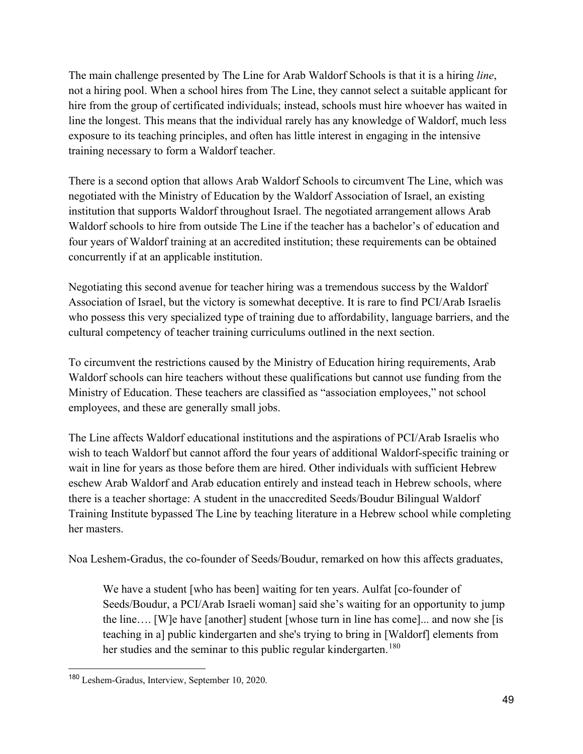The main challenge presented by The Line for Arab Waldorf Schools is that it is a hiring *line*, not a hiring pool. When a school hires from The Line, they cannot select a suitable applicant for hire from the group of certificated individuals; instead, schools must hire whoever has waited in line the longest. This means that the individual rarely has any knowledge of Waldorf, much less exposure to its teaching principles, and often has little interest in engaging in the intensive training necessary to form a Waldorf teacher.

There is a second option that allows Arab Waldorf Schools to circumvent The Line, which was negotiated with the Ministry of Education by the Waldorf Association of Israel, an existing institution that supports Waldorf throughout Israel. The negotiated arrangement allows Arab Waldorf schools to hire from outside The Line if the teacher has a bachelor's of education and four years of Waldorf training at an accredited institution; these requirements can be obtained concurrently if at an applicable institution.

Negotiating this second avenue for teacher hiring was a tremendous success by the Waldorf Association of Israel, but the victory is somewhat deceptive. It is rare to find PCI/Arab Israelis who possess this very specialized type of training due to affordability, language barriers, and the cultural competency of teacher training curriculums outlined in the next section.

To circumvent the restrictions caused by the Ministry of Education hiring requirements, Arab Waldorf schools can hire teachers without these qualifications but cannot use funding from the Ministry of Education. These teachers are classified as "association employees," not school employees, and these are generally small jobs.

The Line affects Waldorf educational institutions and the aspirations of PCI/Arab Israelis who wish to teach Waldorf but cannot afford the four years of additional Waldorf-specific training or wait in line for years as those before them are hired. Other individuals with sufficient Hebrew eschew Arab Waldorf and Arab education entirely and instead teach in Hebrew schools, where there is a teacher shortage: A student in the unaccredited Seeds/Boudur Bilingual Waldorf Training Institute bypassed The Line by teaching literature in a Hebrew school while completing her masters.

Noa Leshem-Gradus, the co-founder of Seeds/Boudur, remarked on how this affects graduates,

> We have a student [who has been] waiting for ten years. Aulfat [co-founder of Seeds/Boudur, a PCI/Arab Israeli woman] said she's waiting for an opportunity to jump the line…. [W]e have [another] student [whose turn in line has come]... and now she [is teaching in a] public kindergarten and she's trying to bring in [Waldorf] elements from her studies and the seminar to this public regular kindergarten.[180]

[180] Leshem-Gradus, Interview, September 10, 2020.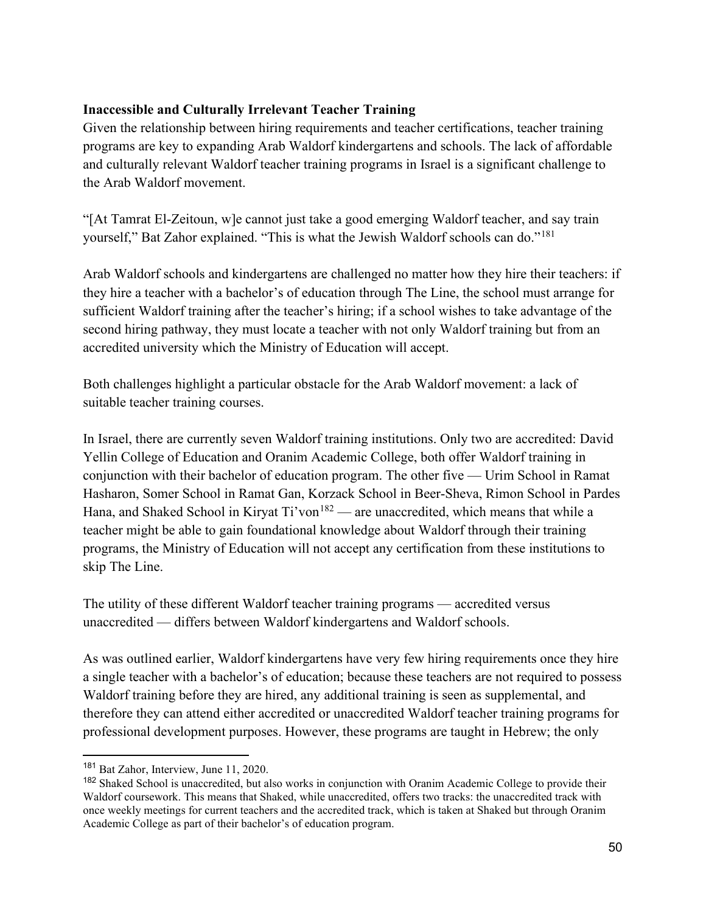**Inaccessible and Culturally Irrelevant Teacher Training**

Given the relationship between hiring requirements and teacher certifications, teacher training programs are key to expanding Arab Waldorf kindergartens and schools. The lack of affordable and culturally relevant Waldorf teacher training programs in Israel is a significant challenge to the Arab Waldorf movement.

"[At Tamrat El-Zeitoun, w]e cannot just take a good emerging Waldorf teacher, and say train yourself," Bat Zahor explained. "This is what the Jewish Waldorf schools can do."[181]

Arab Waldorf schools and kindergartens are challenged no matter how they hire their teachers: if they hire a teacher with a bachelor's of education through The Line, the school must arrange for sufficient Waldorf training after the teacher's hiring; if a school wishes to take advantage of the second hiring pathway, they must locate a teacher with not only Waldorf training but from an accredited university which the Ministry of Education will accept.

Both challenges highlight a particular obstacle for the Arab Waldorf movement: a lack of suitable teacher training courses.

In Israel, there are currently seven Waldorf training institutions. Only two are accredited: David Yellin College of Education and Oranim Academic College, both offer Waldorf training in conjunction with their bachelor of education program. The other five — Urim School in Ramat Hasharon, Somer School in Ramat Gan, Korzack School in Beer-Sheva, Rimon School in Pardes Hana, and Shaked School in Kiryat Ti'von[182] — are unaccredited, which means that while a teacher might be able to gain foundational knowledge about Waldorf through their training programs, the Ministry of Education will not accept any certification from these institutions to skip The Line.

The utility of these different Waldorf teacher training programs — accredited versus unaccredited — differs between Waldorf kindergartens and Waldorf schools.

As was outlined earlier, Waldorf kindergartens have very few hiring requirements once they hire a single teacher with a bachelor's of education; because these teachers are not required to possess Waldorf training before they are hired, any additional training is seen as supplemental, and therefore they can attend either accredited or unaccredited Waldorf teacher training programs for professional development purposes. However, these programs are taught in Hebrew; the only

---

[181] Bat Zahor, Interview, June 11, 2020.

[182] Shaked School is unaccredited, but also works in conjunction with Oranim Academic College to provide their Waldorf coursework. This means that Shaked, while unaccredited, offers two tracks: the unaccredited track with once weekly meetings for current teachers and the accredited track, which is taken at Shaked but through Oranim Academic College as part of their bachelor's of education program.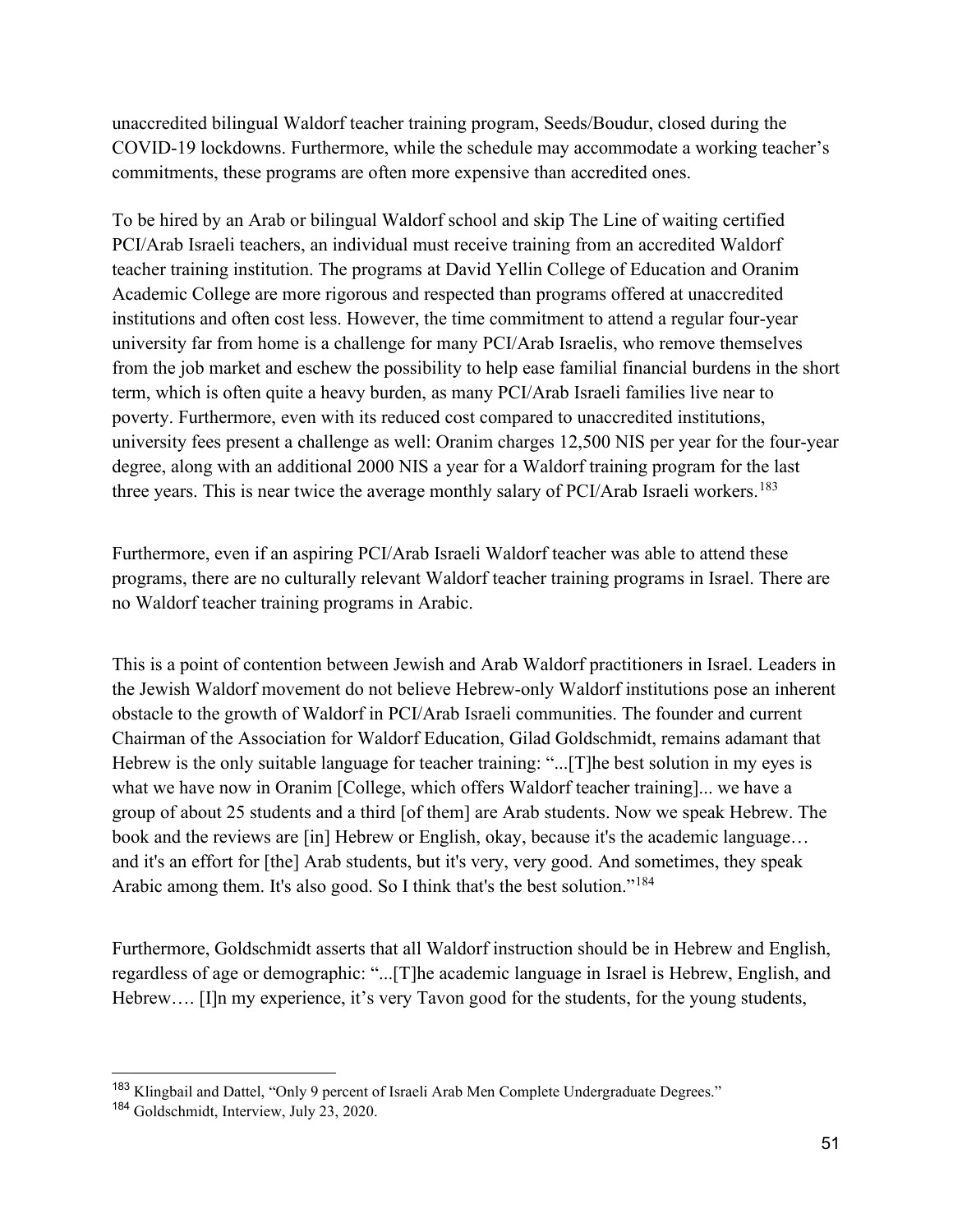unaccredited bilingual Waldorf teacher training program, Seeds/Boudur, closed during the COVID-19 lockdowns. Furthermore, while the schedule may accommodate a working teacher's commitments, these programs are often more expensive than accredited ones.

To be hired by an Arab or bilingual Waldorf school and skip The Line of waiting certified PCI/Arab Israeli teachers, an individual must receive training from an accredited Waldorf teacher training institution. The programs at David Yellin College of Education and Oranim Academic College are more rigorous and respected than programs offered at unaccredited institutions and often cost less. However, the time commitment to attend a regular four-year university far from home is a challenge for many PCI/Arab Israelis, who remove themselves from the job market and eschew the possibility to help ease familial financial burdens in the short term, which is often quite a heavy burden, as many PCI/Arab Israeli families live near to poverty. Furthermore, even with its reduced cost compared to unaccredited institutions, university fees present a challenge as well: Oranim charges 12,500 NIS per year for the four-year degree, along with an additional 2000 NIS a year for a Waldorf training program for the last three years. This is near twice the average monthly salary of PCI/Arab Israeli workers.[183]

Furthermore, even if an aspiring PCI/Arab Israeli Waldorf teacher was able to attend these programs, there are no culturally relevant Waldorf teacher training programs in Israel. There are no Waldorf teacher training programs in Arabic.

This is a point of contention between Jewish and Arab Waldorf practitioners in Israel. Leaders in the Jewish Waldorf movement do not believe Hebrew-only Waldorf institutions pose an inherent obstacle to the growth of Waldorf in PCI/Arab Israeli communities. The founder and current Chairman of the Association for Waldorf Education, Gilad Goldschmidt, remains adamant that Hebrew is the only suitable language for teacher training: "...[T]he best solution in my eyes is what we have now in Oranim [College, which offers Waldorf teacher training]... we have a group of about 25 students and a third [of them] are Arab students. Now we speak Hebrew. The book and the reviews are [in] Hebrew or English, okay, because it's the academic language… and it's an effort for [the] Arab students, but it's very, very good. And sometimes, they speak Arabic among them. It's also good. So I think that's the best solution."[184]

Furthermore, Goldschmidt asserts that all Waldorf instruction should be in Hebrew and English, regardless of age or demographic: "...[T]he academic language in Israel is Hebrew, English, and Hebrew…. [I]n my experience, it's very Tavon good for the students, for the young students,

---

[183] Klingbail and Dattel, "Only 9 percent of Israeli Arab Men Complete Undergraduate Degrees."

[184] Goldschmidt, Interview, July 23, 2020.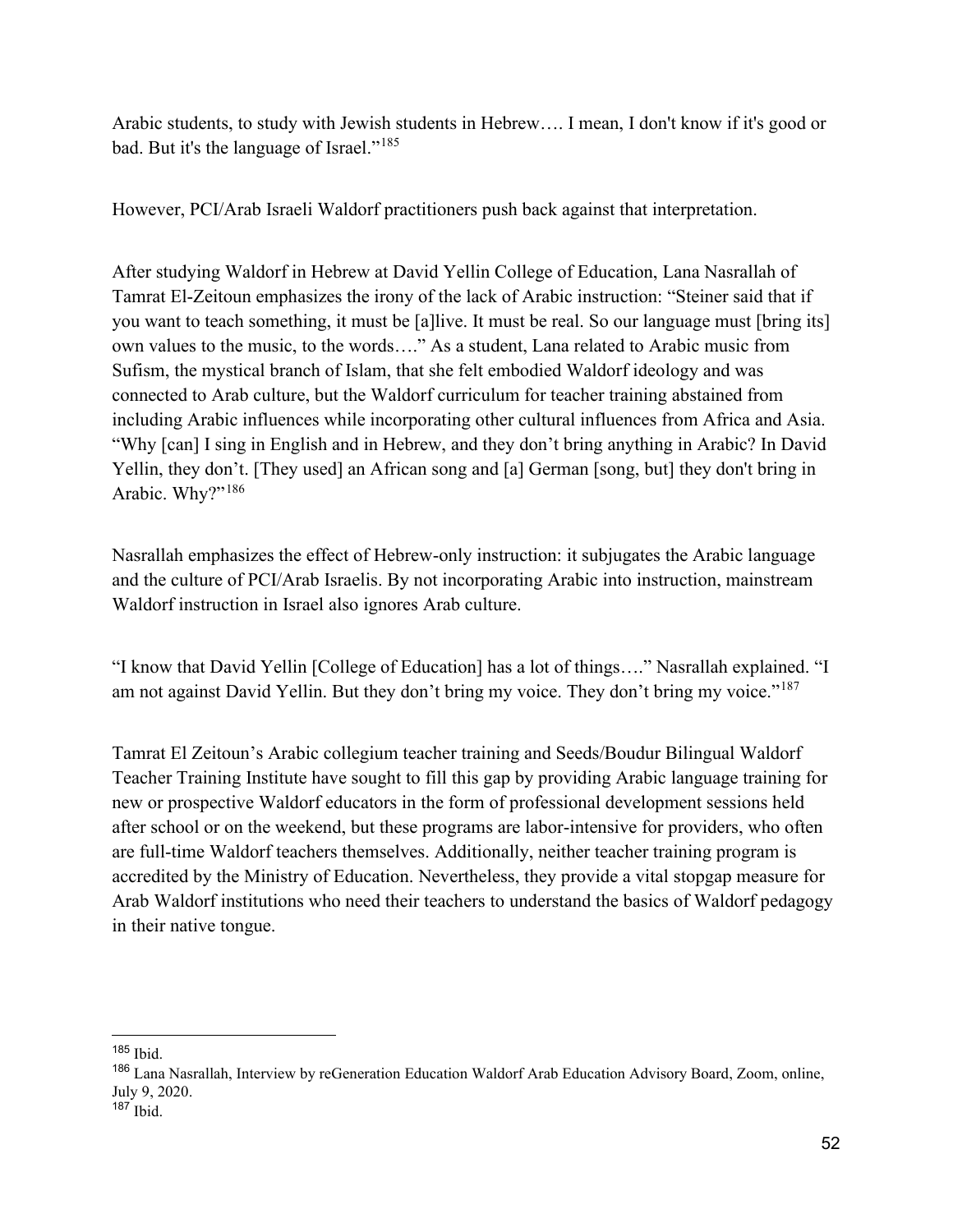Arabic students, to study with Jewish students in Hebrew…. I mean, I don't know if it's good or bad. But it's the language of Israel."[185]

However, PCI/Arab Israeli Waldorf practitioners push back against that interpretation.

After studying Waldorf in Hebrew at David Yellin College of Education, Lana Nasrallah of Tamrat El-Zeitoun emphasizes the irony of the lack of Arabic instruction: "Steiner said that if you want to teach something, it must be [a]live. It must be real. So our language must [bring its] own values to the music, to the words…." As a student, Lana related to Arabic music from Sufism, the mystical branch of Islam, that she felt embodied Waldorf ideology and was connected to Arab culture, but the Waldorf curriculum for teacher training abstained from including Arabic influences while incorporating other cultural influences from Africa and Asia. "Why [can] I sing in English and in Hebrew, and they don't bring anything in Arabic? In David Yellin, they don't. [They used] an African song and [a] German [song, but] they don't bring in Arabic. Why?"[186]

Nasrallah emphasizes the effect of Hebrew-only instruction: it subjugates the Arabic language and the culture of PCI/Arab Israelis. By not incorporating Arabic into instruction, mainstream Waldorf instruction in Israel also ignores Arab culture.

"I know that David Yellin [College of Education] has a lot of things…." Nasrallah explained. "I am not against David Yellin. But they don't bring my voice. They don't bring my voice."[187]

Tamrat El Zeitoun's Arabic collegium teacher training and Seeds/Boudur Bilingual Waldorf Teacher Training Institute have sought to fill this gap by providing Arabic language training for new or prospective Waldorf educators in the form of professional development sessions held after school or on the weekend, but these programs are labor-intensive for providers, who often are full-time Waldorf teachers themselves. Additionally, neither teacher training program is accredited by the Ministry of Education. Nevertheless, they provide a vital stopgap measure for Arab Waldorf institutions who need their teachers to understand the basics of Waldorf pedagogy in their native tongue.

---

[185] Ibid.

[186] Lana Nasrallah, Interview by reGeneration Education Waldorf Arab Education Advisory Board, Zoom, online, July 9, 2020.

[187] Ibid.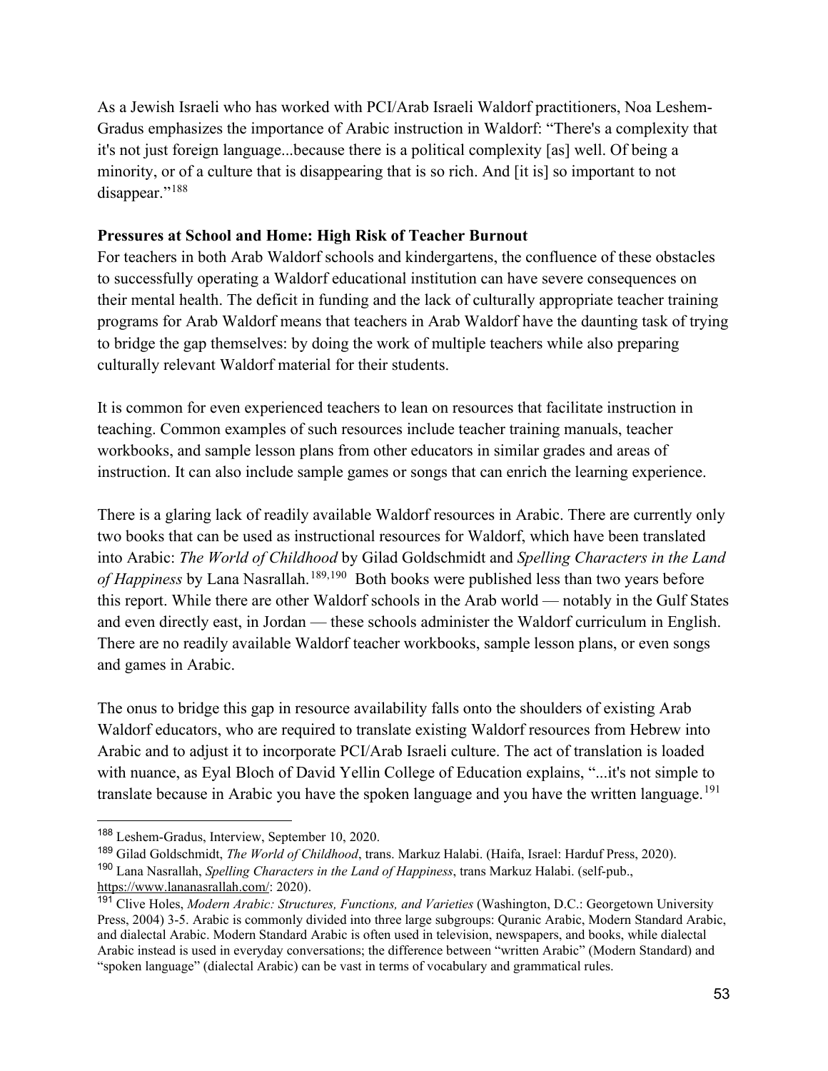As a Jewish Israeli who has worked with PCI/Arab Israeli Waldorf practitioners, Noa Leshem-Gradus emphasizes the importance of Arabic instruction in Waldorf: "There's a complexity that it's not just foreign language...because there is a political complexity [as] well. Of being a minority, or of a culture that is disappearing that is so rich. And [it is] so important to not disappear."[188]

**Pressures at School and Home: High Risk of Teacher Burnout**

For teachers in both Arab Waldorf schools and kindergartens, the confluence of these obstacles to successfully operating a Waldorf educational institution can have severe consequences on their mental health. The deficit in funding and the lack of culturally appropriate teacher training programs for Arab Waldorf means that teachers in Arab Waldorf have the daunting task of trying to bridge the gap themselves: by doing the work of multiple teachers while also preparing culturally relevant Waldorf material for their students.

It is common for even experienced teachers to lean on resources that facilitate instruction in teaching. Common examples of such resources include teacher training manuals, teacher workbooks, and sample lesson plans from other educators in similar grades and areas of instruction. It can also include sample games or songs that can enrich the learning experience.

There is a glaring lack of readily available Waldorf resources in Arabic. There are currently only two books that can be used as instructional resources for Waldorf, which have been translated into Arabic: *The World of Childhood* by Gilad Goldschmidt and *Spelling Characters in the Land of Happiness* by Lana Nasrallah.[189,190] Both books were published less than two years before this report. While there are other Waldorf schools in the Arab world — notably in the Gulf States and even directly east, in Jordan — these schools administer the Waldorf curriculum in English. There are no readily available Waldorf teacher workbooks, sample lesson plans, or even songs and games in Arabic.

The onus to bridge this gap in resource availability falls onto the shoulders of existing Arab Waldorf educators, who are required to translate existing Waldorf resources from Hebrew into Arabic and to adjust it to incorporate PCI/Arab Israeli culture. The act of translation is loaded with nuance, as Eyal Bloch of David Yellin College of Education explains, "...it's not simple to translate because in Arabic you have the spoken language and you have the written language.[191]

---

[188] Leshem-Gradus, Interview, September 10, 2020.

[189] Gilad Goldschmidt, *The World of Childhood*, trans. Markuz Halabi. (Haifa, Israel: Harduf Press, 2020).

[190] Lana Nasrallah, *Spelling Characters in the Land of Happiness*, trans Markuz Halabi. (self-pub., https://www.lananasrallah.com/: 2020).

[191] Clive Holes, *Modern Arabic: Structures, Functions, and Varieties* (Washington, D.C.: Georgetown University Press, 2004) 3-5. Arabic is commonly divided into three large subgroups: Quranic Arabic, Modern Standard Arabic, and dialectal Arabic. Modern Standard Arabic is often used in television, newspapers, and books, while dialectal Arabic instead is used in everyday conversations; the difference between "written Arabic" (Modern Standard) and "spoken language" (dialectal Arabic) can be vast in terms of vocabulary and grammatical rules.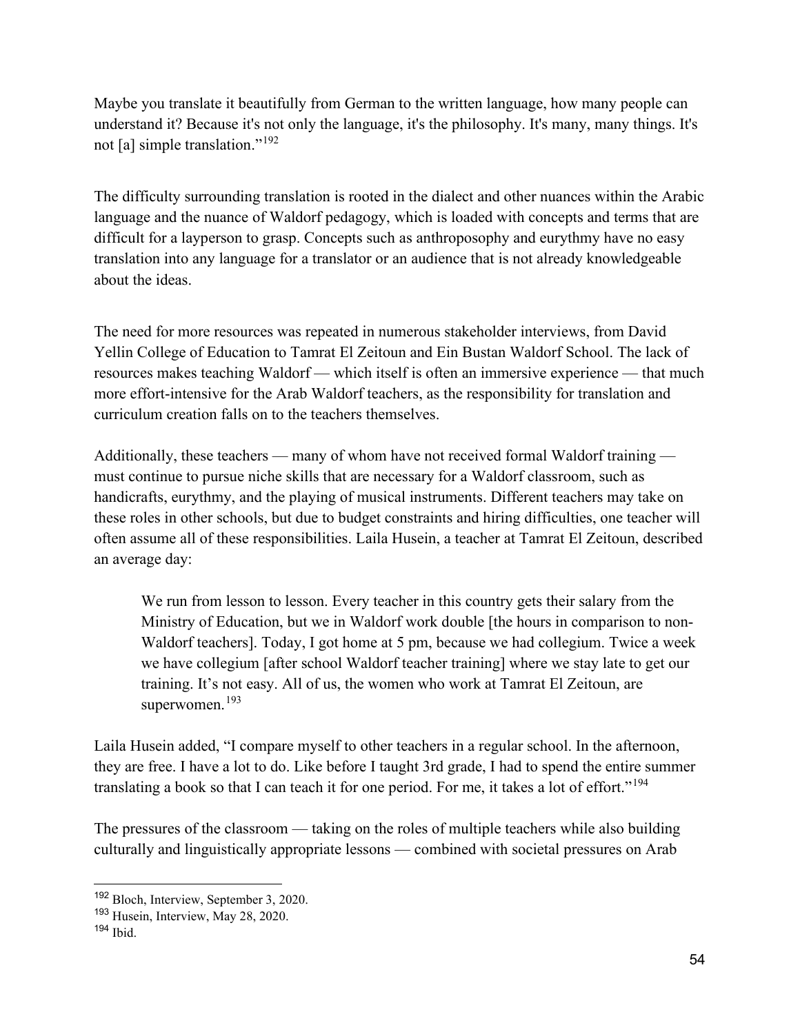Maybe you translate it beautifully from German to the written language, how many people can understand it? Because it's not only the language, it's the philosophy. It's many, many things. It's not [a] simple translation."[192]

The difficulty surrounding translation is rooted in the dialect and other nuances within the Arabic language and the nuance of Waldorf pedagogy, which is loaded with concepts and terms that are difficult for a layperson to grasp. Concepts such as anthroposophy and eurythmy have no easy translation into any language for a translator or an audience that is not already knowledgeable about the ideas.

The need for more resources was repeated in numerous stakeholder interviews, from David Yellin College of Education to Tamrat El Zeitoun and Ein Bustan Waldorf School. The lack of resources makes teaching Waldorf — which itself is often an immersive experience — that much more effort-intensive for the Arab Waldorf teachers, as the responsibility for translation and curriculum creation falls on to the teachers themselves.

Additionally, these teachers — many of whom have not received formal Waldorf training — must continue to pursue niche skills that are necessary for a Waldorf classroom, such as handicrafts, eurythmy, and the playing of musical instruments. Different teachers may take on these roles in other schools, but due to budget constraints and hiring difficulties, one teacher will often assume all of these responsibilities. Laila Husein, a teacher at Tamrat El Zeitoun, described an average day:

> We run from lesson to lesson. Every teacher in this country gets their salary from the Ministry of Education, but we in Waldorf work double [the hours in comparison to non-Waldorf teachers]. Today, I got home at 5 pm, because we had collegium. Twice a week we have collegium [after school Waldorf teacher training] where we stay late to get our training. It's not easy. All of us, the women who work at Tamrat El Zeitoun, are superwomen.[193]

Laila Husein added, "I compare myself to other teachers in a regular school. In the afternoon, they are free. I have a lot to do. Like before I taught 3rd grade, I had to spend the entire summer translating a book so that I can teach it for one period. For me, it takes a lot of effort."[194]

The pressures of the classroom — taking on the roles of multiple teachers while also building culturally and linguistically appropriate lessons — combined with societal pressures on Arab

---

[192] Bloch, Interview, September 3, 2020.

[193] Husein, Interview, May 28, 2020.

[194] Ibid.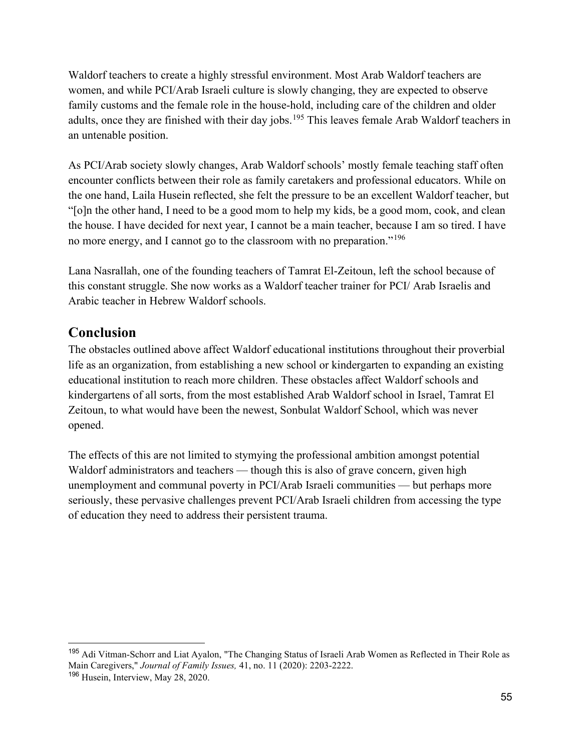Waldorf teachers to create a highly stressful environment. Most Arab Waldorf teachers are women, and while PCI/Arab Israeli culture is slowly changing, they are expected to observe family customs and the female role in the house-hold, including care of the children and older adults, once they are finished with their day jobs.[195] This leaves female Arab Waldorf teachers in an untenable position.

As PCI/Arab society slowly changes, Arab Waldorf schools' mostly female teaching staff often encounter conflicts between their role as family caretakers and professional educators. While on the one hand, Laila Husein reflected, she felt the pressure to be an excellent Waldorf teacher, but "[o]n the other hand, I need to be a good mom to help my kids, be a good mom, cook, and clean the house. I have decided for next year, I cannot be a main teacher, because I am so tired. I have no more energy, and I cannot go to the classroom with no preparation."[196]

Lana Nasrallah, one of the founding teachers of Tamrat El-Zeitoun, left the school because of this constant struggle. She now works as a Waldorf teacher trainer for PCI/ Arab Israelis and Arabic teacher in Hebrew Waldorf schools.

## Conclusion

The obstacles outlined above affect Waldorf educational institutions throughout their proverbial life as an organization, from establishing a new school or kindergarten to expanding an existing educational institution to reach more children. These obstacles affect Waldorf schools and kindergartens of all sorts, from the most established Arab Waldorf school in Israel, Tamrat El Zeitoun, to what would have been the newest, Sonbulat Waldorf School, which was never opened.

The effects of this are not limited to stymying the professional ambition amongst potential Waldorf administrators and teachers — though this is also of grave concern, given high unemployment and communal poverty in PCI/Arab Israeli communities — but perhaps more seriously, these pervasive challenges prevent PCI/Arab Israeli children from accessing the type of education they need to address their persistent trauma.

---

[195] Adi Vitman-Schorr and Liat Ayalon, "The Changing Status of Israeli Arab Women as Reflected in Their Role as Main Caregivers," *Journal of Family Issues,* 41, no. 11 (2020): 2203-2222.

[196] Husein, Interview, May 28, 2020.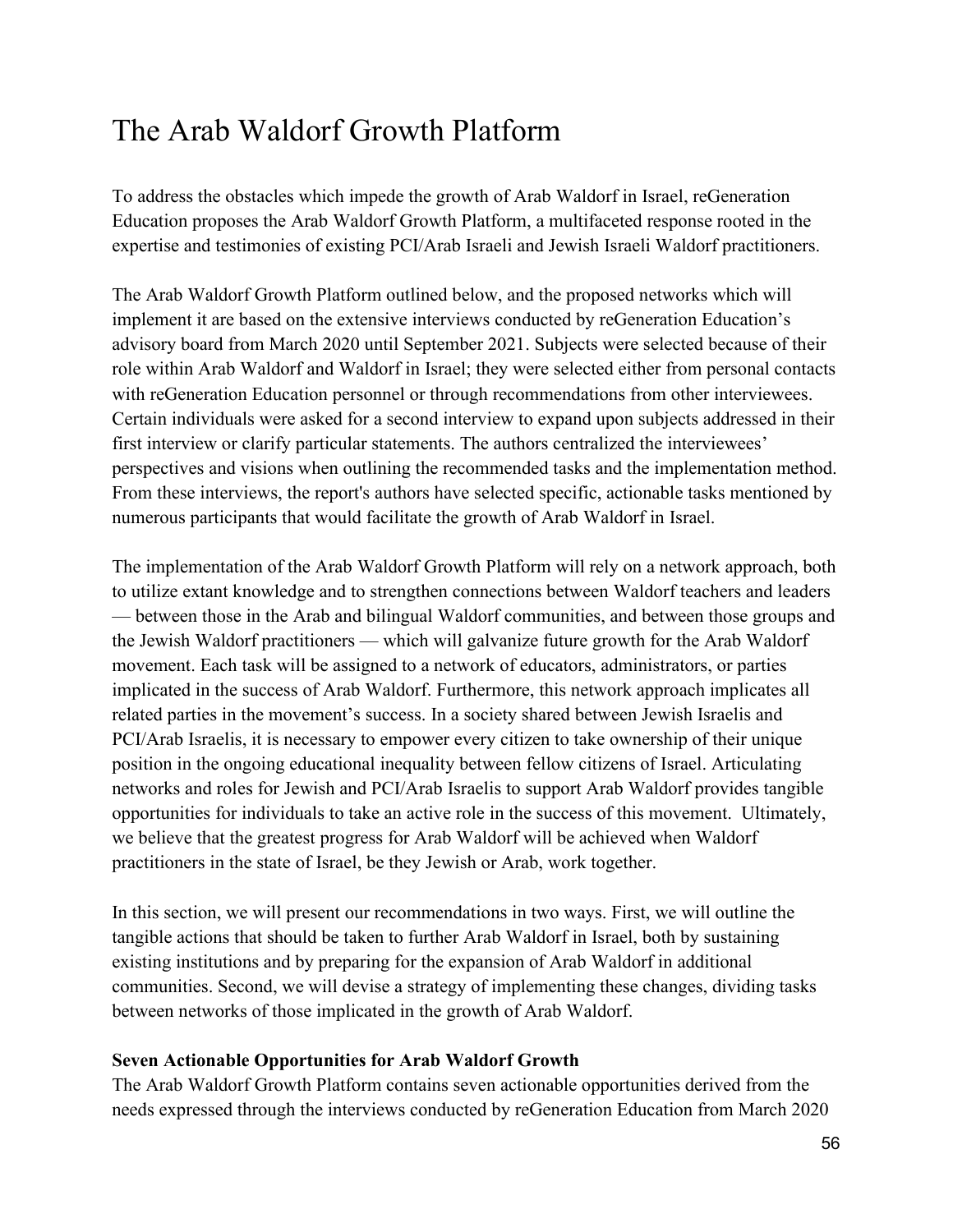# The Arab Waldorf Growth Platform

To address the obstacles which impede the growth of Arab Waldorf in Israel, reGeneration Education proposes the Arab Waldorf Growth Platform, a multifaceted response rooted in the expertise and testimonies of existing PCI/Arab Israeli and Jewish Israeli Waldorf practitioners.

The Arab Waldorf Growth Platform outlined below, and the proposed networks which will implement it are based on the extensive interviews conducted by reGeneration Education's advisory board from March 2020 until September 2021. Subjects were selected because of their role within Arab Waldorf and Waldorf in Israel; they were selected either from personal contacts with reGeneration Education personnel or through recommendations from other interviewees. Certain individuals were asked for a second interview to expand upon subjects addressed in their first interview or clarify particular statements. The authors centralized the interviewees' perspectives and visions when outlining the recommended tasks and the implementation method. From these interviews, the report's authors have selected specific, actionable tasks mentioned by numerous participants that would facilitate the growth of Arab Waldorf in Israel.

The implementation of the Arab Waldorf Growth Platform will rely on a network approach, both to utilize extant knowledge and to strengthen connections between Waldorf teachers and leaders — between those in the Arab and bilingual Waldorf communities, and between those groups and the Jewish Waldorf practitioners — which will galvanize future growth for the Arab Waldorf movement. Each task will be assigned to a network of educators, administrators, or parties implicated in the success of Arab Waldorf. Furthermore, this network approach implicates all related parties in the movement's success. In a society shared between Jewish Israelis and PCI/Arab Israelis, it is necessary to empower every citizen to take ownership of their unique position in the ongoing educational inequality between fellow citizens of Israel. Articulating networks and roles for Jewish and PCI/Arab Israelis to support Arab Waldorf provides tangible opportunities for individuals to take an active role in the success of this movement. Ultimately, we believe that the greatest progress for Arab Waldorf will be achieved when Waldorf practitioners in the state of Israel, be they Jewish or Arab, work together.

In this section, we will present our recommendations in two ways. First, we will outline the tangible actions that should be taken to further Arab Waldorf in Israel, both by sustaining existing institutions and by preparing for the expansion of Arab Waldorf in additional communities. Second, we will devise a strategy of implementing these changes, dividing tasks between networks of those implicated in the growth of Arab Waldorf.

**Seven Actionable Opportunities for Arab Waldorf Growth**

The Arab Waldorf Growth Platform contains seven actionable opportunities derived from the needs expressed through the interviews conducted by reGeneration Education from March 2020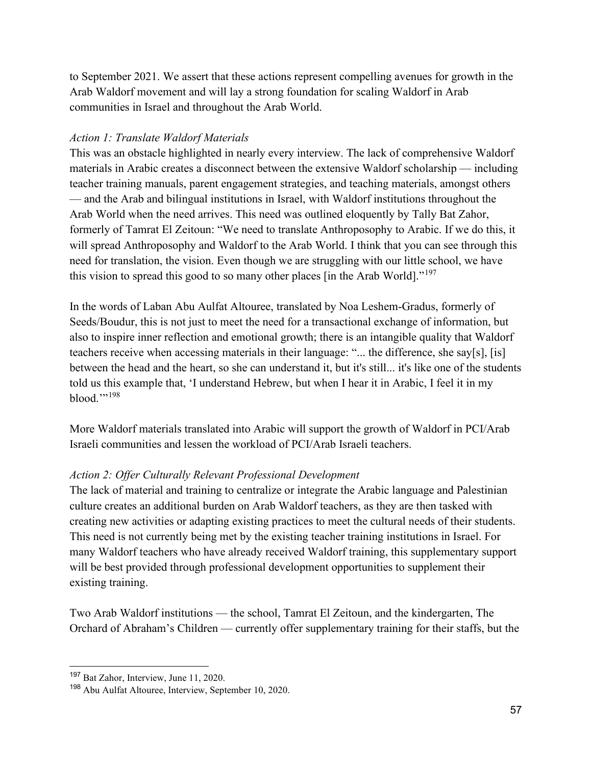to September 2021. We assert that these actions represent compelling avenues for growth in the Arab Waldorf movement and will lay a strong foundation for scaling Waldorf in Arab communities in Israel and throughout the Arab World.

*Action 1: Translate Waldorf Materials*

This was an obstacle highlighted in nearly every interview. The lack of comprehensive Waldorf materials in Arabic creates a disconnect between the extensive Waldorf scholarship — including teacher training manuals, parent engagement strategies, and teaching materials, amongst others — and the Arab and bilingual institutions in Israel, with Waldorf institutions throughout the Arab World when the need arrives. This need was outlined eloquently by Tally Bat Zahor, formerly of Tamrat El Zeitoun: "We need to translate Anthroposophy to Arabic. If we do this, it will spread Anthroposophy and Waldorf to the Arab World. I think that you can see through this need for translation, the vision. Even though we are struggling with our little school, we have this vision to spread this good to so many other places [in the Arab World]."[197]

In the words of Laban Abu Aulfat Altouree, translated by Noa Leshem-Gradus, formerly of Seeds/Boudur, this is not just to meet the need for a transactional exchange of information, but also to inspire inner reflection and emotional growth; there is an intangible quality that Waldorf teachers receive when accessing materials in their language: "... the difference, she say[s], [is] between the head and the heart, so she can understand it, but it's still... it's like one of the students told us this example that, 'I understand Hebrew, but when I hear it in Arabic, I feel it in my blood.'"[198]

More Waldorf materials translated into Arabic will support the growth of Waldorf in PCI/Arab Israeli communities and lessen the workload of PCI/Arab Israeli teachers.

*Action 2: Offer Culturally Relevant Professional Development*

The lack of material and training to centralize or integrate the Arabic language and Palestinian culture creates an additional burden on Arab Waldorf teachers, as they are then tasked with creating new activities or adapting existing practices to meet the cultural needs of their students. This need is not currently being met by the existing teacher training institutions in Israel. For many Waldorf teachers who have already received Waldorf training, this supplementary support will be best provided through professional development opportunities to supplement their existing training.

Two Arab Waldorf institutions — the school, Tamrat El Zeitoun, and the kindergarten, The Orchard of Abraham's Children — currently offer supplementary training for their staffs, but the

[197] Bat Zahor, Interview, June 11, 2020.

[198] Abu Aulfat Altouree, Interview, September 10, 2020.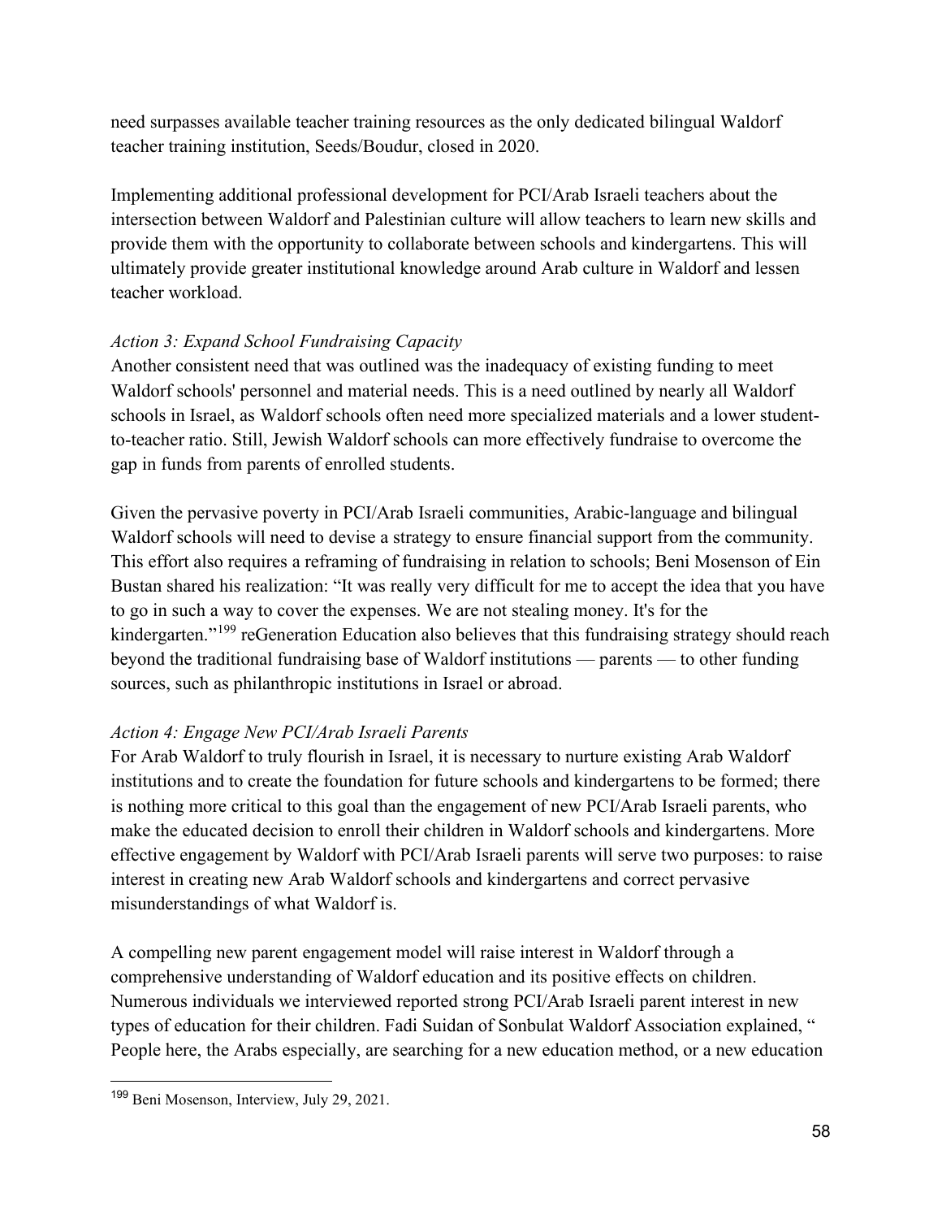need surpasses available teacher training resources as the only dedicated bilingual Waldorf teacher training institution, Seeds/Boudur, closed in 2020.

Implementing additional professional development for PCI/Arab Israeli teachers about the intersection between Waldorf and Palestinian culture will allow teachers to learn new skills and provide them with the opportunity to collaborate between schools and kindergartens. This will ultimately provide greater institutional knowledge around Arab culture in Waldorf and lessen teacher workload.

*Action 3: Expand School Fundraising Capacity*

Another consistent need that was outlined was the inadequacy of existing funding to meet Waldorf schools' personnel and material needs. This is a need outlined by nearly all Waldorf schools in Israel, as Waldorf schools often need more specialized materials and a lower student-to-teacher ratio. Still, Jewish Waldorf schools can more effectively fundraise to overcome the gap in funds from parents of enrolled students.

Given the pervasive poverty in PCI/Arab Israeli communities, Arabic-language and bilingual Waldorf schools will need to devise a strategy to ensure financial support from the community. This effort also requires a reframing of fundraising in relation to schools; Beni Mosenson of Ein Bustan shared his realization: "It was really very difficult for me to accept the idea that you have to go in such a way to cover the expenses. We are not stealing money. It's for the kindergarten."[199] reGeneration Education also believes that this fundraising strategy should reach beyond the traditional fundraising base of Waldorf institutions — parents — to other funding sources, such as philanthropic institutions in Israel or abroad.

*Action 4: Engage New PCI/Arab Israeli Parents*

For Arab Waldorf to truly flourish in Israel, it is necessary to nurture existing Arab Waldorf institutions and to create the foundation for future schools and kindergartens to be formed; there is nothing more critical to this goal than the engagement of new PCI/Arab Israeli parents, who make the educated decision to enroll their children in Waldorf schools and kindergartens. More effective engagement by Waldorf with PCI/Arab Israeli parents will serve two purposes: to raise interest in creating new Arab Waldorf schools and kindergartens and correct pervasive misunderstandings of what Waldorf is.

A compelling new parent engagement model will raise interest in Waldorf through a comprehensive understanding of Waldorf education and its positive effects on children. Numerous individuals we interviewed reported strong PCI/Arab Israeli parent interest in new types of education for their children. Fadi Suidan of Sonbulat Waldorf Association explained, " People here, the Arabs especially, are searching for a new education method, or a new education

---

[199] Beni Mosenson, Interview, July 29, 2021.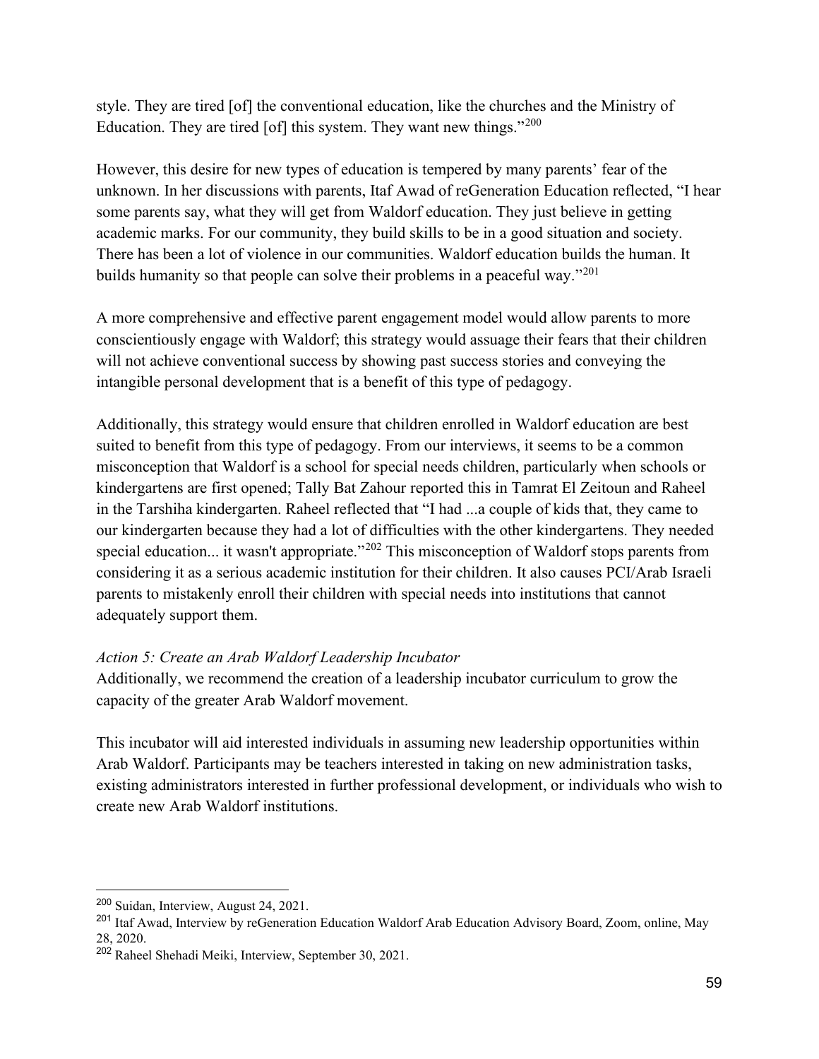style. They are tired [of] the conventional education, like the churches and the Ministry of Education. They are tired [of] this system. They want new things."[200]

However, this desire for new types of education is tempered by many parents' fear of the unknown. In her discussions with parents, Itaf Awad of reGeneration Education reflected, "I hear some parents say, what they will get from Waldorf education. They just believe in getting academic marks. For our community, they build skills to be in a good situation and society. There has been a lot of violence in our communities. Waldorf education builds the human. It builds humanity so that people can solve their problems in a peaceful way."[201]

A more comprehensive and effective parent engagement model would allow parents to more conscientiously engage with Waldorf; this strategy would assuage their fears that their children will not achieve conventional success by showing past success stories and conveying the intangible personal development that is a benefit of this type of pedagogy.

Additionally, this strategy would ensure that children enrolled in Waldorf education are best suited to benefit from this type of pedagogy. From our interviews, it seems to be a common misconception that Waldorf is a school for special needs children, particularly when schools or kindergartens are first opened; Tally Bat Zahour reported this in Tamrat El Zeitoun and Raheel in the Tarshiha kindergarten. Raheel reflected that "I had ...a couple of kids that, they came to our kindergarten because they had a lot of difficulties with the other kindergartens. They needed special education... it wasn't appropriate."[202] This misconception of Waldorf stops parents from considering it as a serious academic institution for their children. It also causes PCI/Arab Israeli parents to mistakenly enroll their children with special needs into institutions that cannot adequately support them.

*Action 5: Create an Arab Waldorf Leadership Incubator*

Additionally, we recommend the creation of a leadership incubator curriculum to grow the capacity of the greater Arab Waldorf movement.

This incubator will aid interested individuals in assuming new leadership opportunities within Arab Waldorf. Participants may be teachers interested in taking on new administration tasks, existing administrators interested in further professional development, or individuals who wish to create new Arab Waldorf institutions.

---

[200] Suidan, Interview, August 24, 2021.

[201] Itaf Awad, Interview by reGeneration Education Waldorf Arab Education Advisory Board, Zoom, online, May 28, 2020.

[202] Raheel Shehadi Meiki, Interview, September 30, 2021.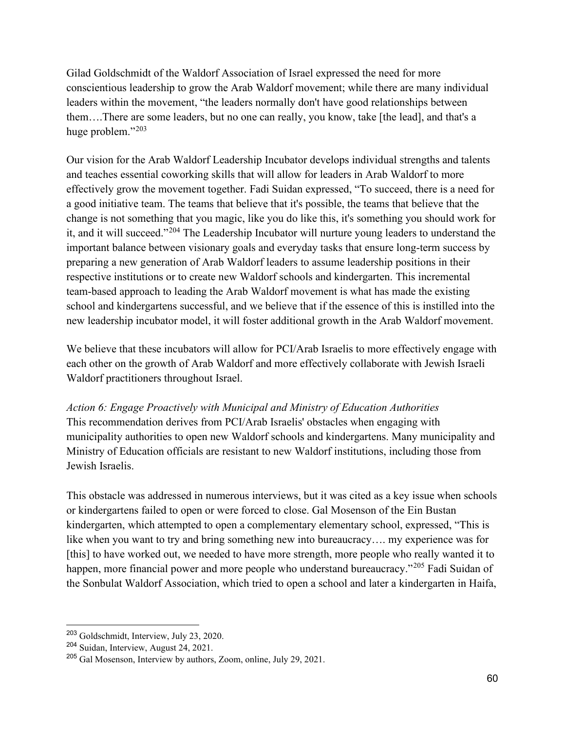Gilad Goldschmidt of the Waldorf Association of Israel expressed the need for more conscientious leadership to grow the Arab Waldorf movement; while there are many individual leaders within the movement, "the leaders normally don't have good relationships between them….There are some leaders, but no one can really, you know, take [the lead], and that's a huge problem."[203]

Our vision for the Arab Waldorf Leadership Incubator develops individual strengths and talents and teaches essential coworking skills that will allow for leaders in Arab Waldorf to more effectively grow the movement together. Fadi Suidan expressed, "To succeed, there is a need for a good initiative team. The teams that believe that it's possible, the teams that believe that the change is not something that you magic, like you do like this, it's something you should work for it, and it will succeed."[204] The Leadership Incubator will nurture young leaders to understand the important balance between visionary goals and everyday tasks that ensure long-term success by preparing a new generation of Arab Waldorf leaders to assume leadership positions in their respective institutions or to create new Waldorf schools and kindergarten. This incremental team-based approach to leading the Arab Waldorf movement is what has made the existing school and kindergartens successful, and we believe that if the essence of this is instilled into the new leadership incubator model, it will foster additional growth in the Arab Waldorf movement.

We believe that these incubators will allow for PCI/Arab Israelis to more effectively engage with each other on the growth of Arab Waldorf and more effectively collaborate with Jewish Israeli Waldorf practitioners throughout Israel.

*Action 6: Engage Proactively with Municipal and Ministry of Education Authorities*

This recommendation derives from PCI/Arab Israelis' obstacles when engaging with municipality authorities to open new Waldorf schools and kindergartens. Many municipality and Ministry of Education officials are resistant to new Waldorf institutions, including those from Jewish Israelis.

This obstacle was addressed in numerous interviews, but it was cited as a key issue when schools or kindergartens failed to open or were forced to close. Gal Mosenson of the Ein Bustan kindergarten, which attempted to open a complementary elementary school, expressed, "This is like when you want to try and bring something new into bureaucracy…. my experience was for [this] to have worked out, we needed to have more strength, more people who really wanted it to happen, more financial power and more people who understand bureaucracy."[205] Fadi Suidan of the Sonbulat Waldorf Association, which tried to open a school and later a kindergarten in Haifa,

[203] Goldschmidt, Interview, July 23, 2020.

[204] Suidan, Interview, August 24, 2021.

[205] Gal Mosenson, Interview by authors, Zoom, online, July 29, 2021.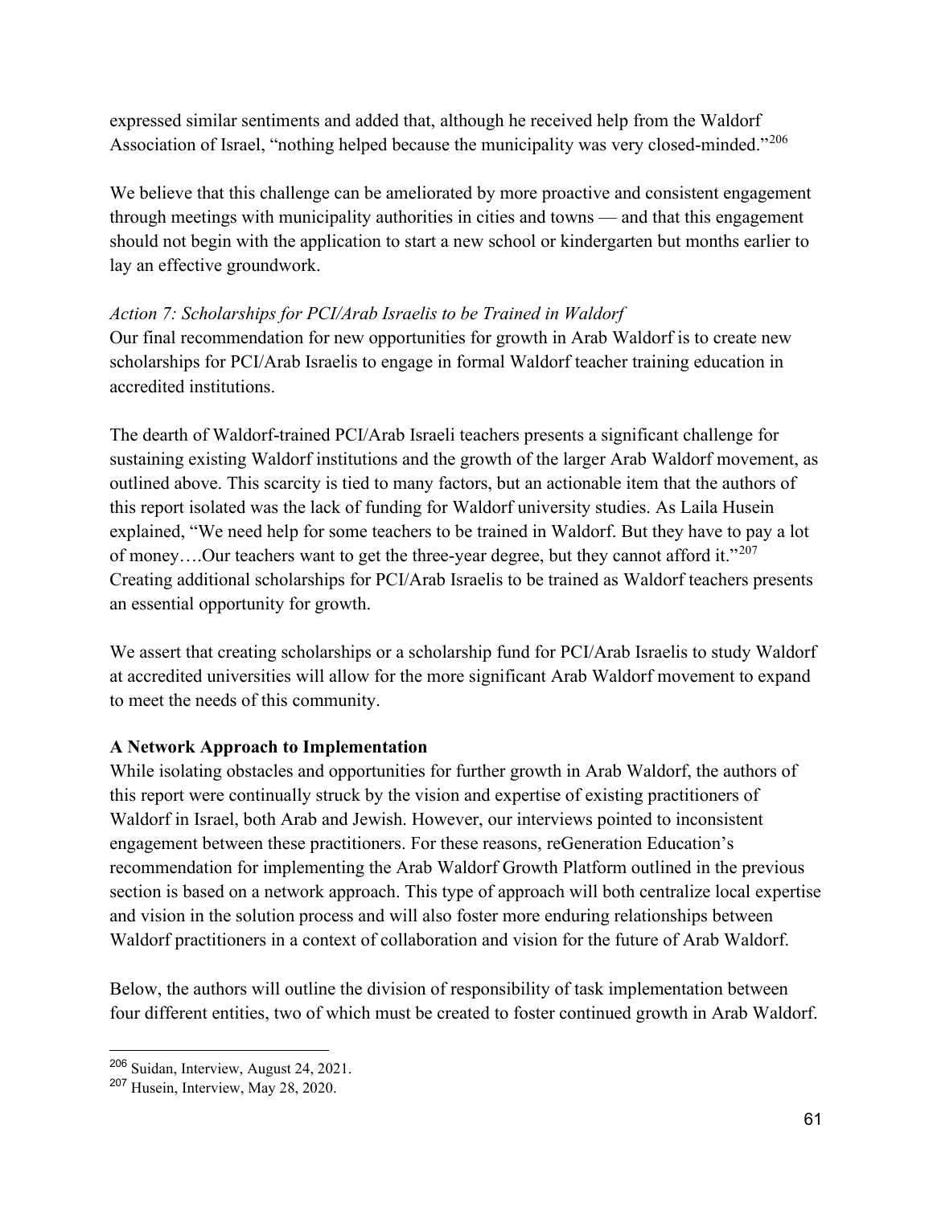expressed similar sentiments and added that, although he received help from the Waldorf Association of Israel, "nothing helped because the municipality was very closed-minded."[206]

We believe that this challenge can be ameliorated by more proactive and consistent engagement through meetings with municipality authorities in cities and towns — and that this engagement should not begin with the application to start a new school or kindergarten but months earlier to lay an effective groundwork.

*Action 7: Scholarships for PCI/Arab Israelis to be Trained in Waldorf*

Our final recommendation for new opportunities for growth in Arab Waldorf is to create new scholarships for PCI/Arab Israelis to engage in formal Waldorf teacher training education in accredited institutions.

The dearth of Waldorf-trained PCI/Arab Israeli teachers presents a significant challenge for sustaining existing Waldorf institutions and the growth of the larger Arab Waldorf movement, as outlined above. This scarcity is tied to many factors, but an actionable item that the authors of this report isolated was the lack of funding for Waldorf university studies. As Laila Husein explained, "We need help for some teachers to be trained in Waldorf. But they have to pay a lot of money….Our teachers want to get the three-year degree, but they cannot afford it."[207] Creating additional scholarships for PCI/Arab Israelis to be trained as Waldorf teachers presents an essential opportunity for growth.

We assert that creating scholarships or a scholarship fund for PCI/Arab Israelis to study Waldorf at accredited universities will allow for the more significant Arab Waldorf movement to expand to meet the needs of this community.

**A Network Approach to Implementation**

While isolating obstacles and opportunities for further growth in Arab Waldorf, the authors of this report were continually struck by the vision and expertise of existing practitioners of Waldorf in Israel, both Arab and Jewish. However, our interviews pointed to inconsistent engagement between these practitioners. For these reasons, reGeneration Education's recommendation for implementing the Arab Waldorf Growth Platform outlined in the previous section is based on a network approach. This type of approach will both centralize local expertise and vision in the solution process and will also foster more enduring relationships between Waldorf practitioners in a context of collaboration and vision for the future of Arab Waldorf.

Below, the authors will outline the division of responsibility of task implementation between four different entities, two of which must be created to foster continued growth in Arab Waldorf.

[206] Suidan, Interview, August 24, 2021.

[207] Husein, Interview, May 28, 2020.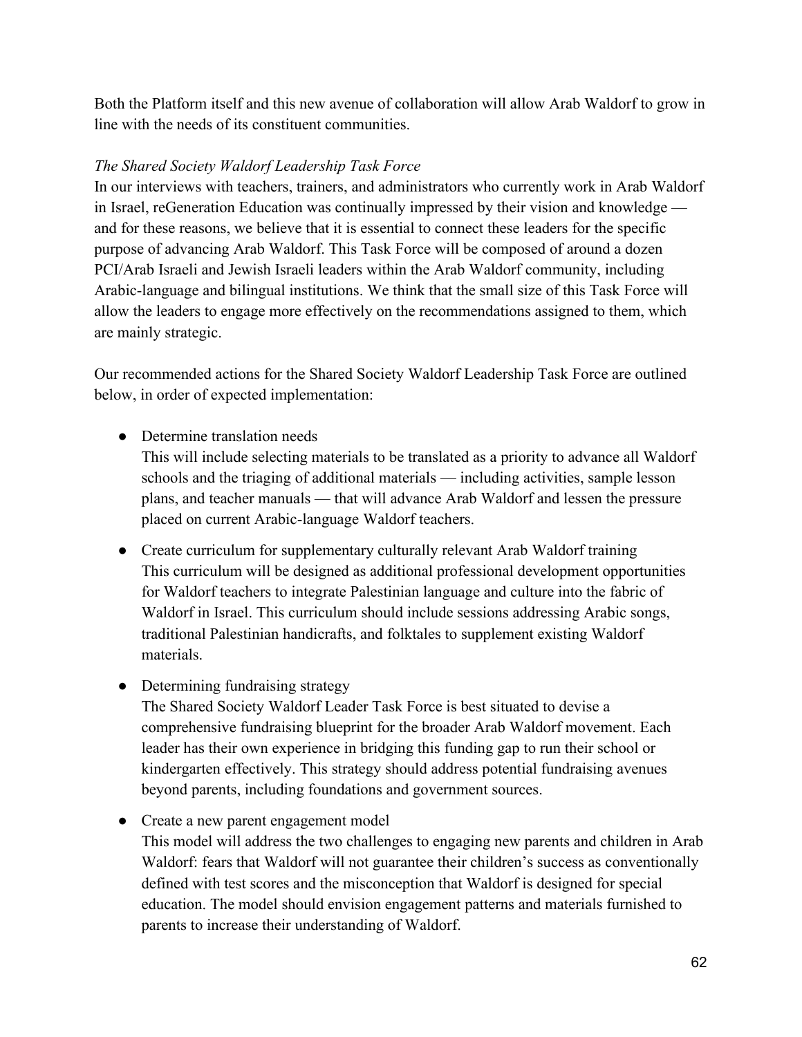Both the Platform itself and this new avenue of collaboration will allow Arab Waldorf to grow in line with the needs of its constituent communities.

*The Shared Society Waldorf Leadership Task Force*

In our interviews with teachers, trainers, and administrators who currently work in Arab Waldorf in Israel, reGeneration Education was continually impressed by their vision and knowledge — and for these reasons, we believe that it is essential to connect these leaders for the specific purpose of advancing Arab Waldorf. This Task Force will be composed of around a dozen PCI/Arab Israeli and Jewish Israeli leaders within the Arab Waldorf community, including Arabic-language and bilingual institutions. We think that the small size of this Task Force will allow the leaders to engage more effectively on the recommendations assigned to them, which are mainly strategic.

Our recommended actions for the Shared Society Waldorf Leadership Task Force are outlined below, in order of expected implementation:

- Determine translation needs
  This will include selecting materials to be translated as a priority to advance all Waldorf schools and the triaging of additional materials — including activities, sample lesson plans, and teacher manuals — that will advance Arab Waldorf and lessen the pressure placed on current Arabic-language Waldorf teachers.
- Create curriculum for supplementary culturally relevant Arab Waldorf training
  This curriculum will be designed as additional professional development opportunities for Waldorf teachers to integrate Palestinian language and culture into the fabric of Waldorf in Israel. This curriculum should include sessions addressing Arabic songs, traditional Palestinian handicrafts, and folktales to supplement existing Waldorf materials.
- Determining fundraising strategy
  The Shared Society Waldorf Leader Task Force is best situated to devise a comprehensive fundraising blueprint for the broader Arab Waldorf movement. Each leader has their own experience in bridging this funding gap to run their school or kindergarten effectively. This strategy should address potential fundraising avenues beyond parents, including foundations and government sources.
- Create a new parent engagement model
  This model will address the two challenges to engaging new parents and children in Arab Waldorf: fears that Waldorf will not guarantee their children's success as conventionally defined with test scores and the misconception that Waldorf is designed for special education. The model should envision engagement patterns and materials furnished to parents to increase their understanding of Waldorf.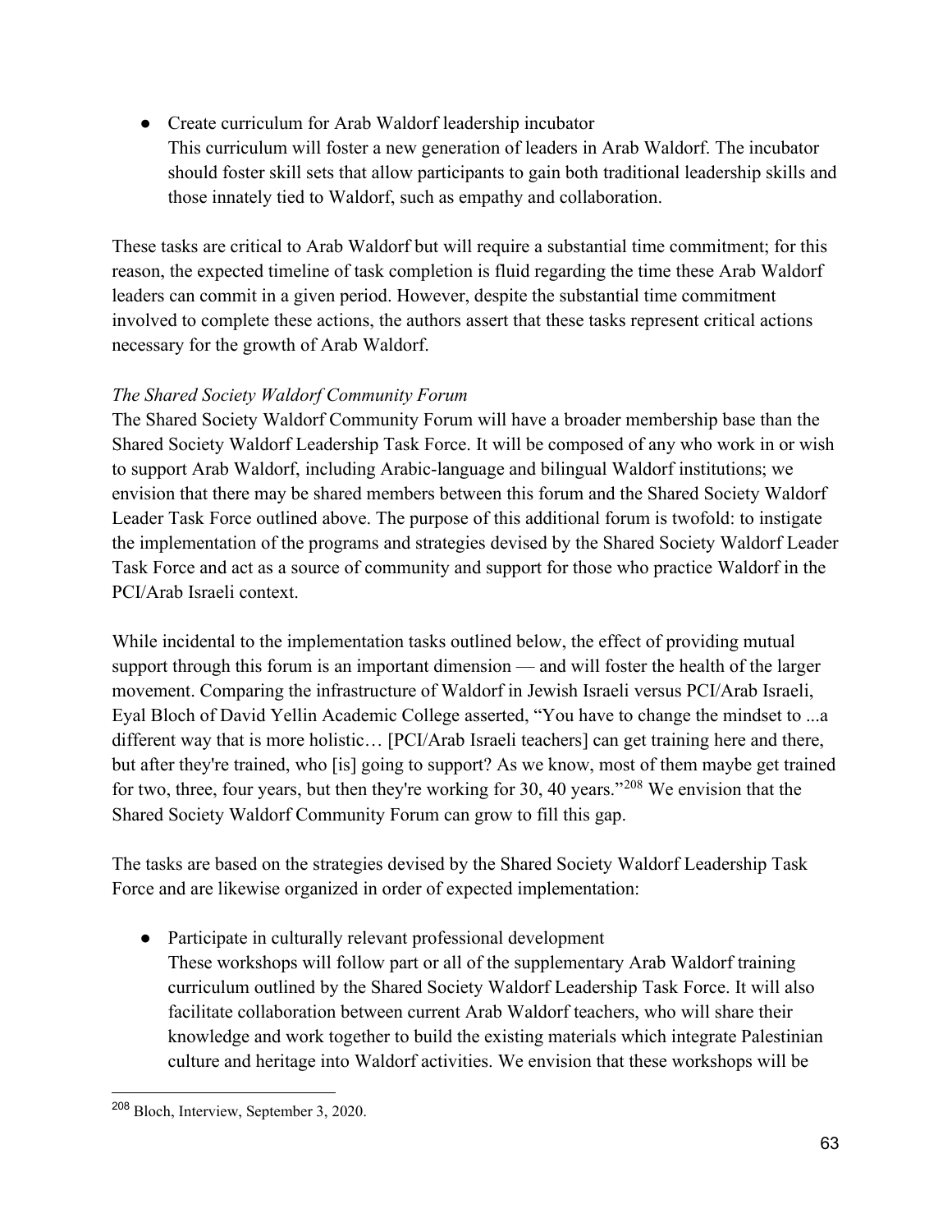- Create curriculum for Arab Waldorf leadership incubator
  This curriculum will foster a new generation of leaders in Arab Waldorf. The incubator should foster skill sets that allow participants to gain both traditional leadership skills and those innately tied to Waldorf, such as empathy and collaboration.

These tasks are critical to Arab Waldorf but will require a substantial time commitment; for this reason, the expected timeline of task completion is fluid regarding the time these Arab Waldorf leaders can commit in a given period. However, despite the substantial time commitment involved to complete these actions, the authors assert that these tasks represent critical actions necessary for the growth of Arab Waldorf.

*The Shared Society Waldorf Community Forum*

The Shared Society Waldorf Community Forum will have a broader membership base than the Shared Society Waldorf Leadership Task Force. It will be composed of any who work in or wish to support Arab Waldorf, including Arabic-language and bilingual Waldorf institutions; we envision that there may be shared members between this forum and the Shared Society Waldorf Leader Task Force outlined above. The purpose of this additional forum is twofold: to instigate the implementation of the programs and strategies devised by the Shared Society Waldorf Leader Task Force and act as a source of community and support for those who practice Waldorf in the PCI/Arab Israeli context.

While incidental to the implementation tasks outlined below, the effect of providing mutual support through this forum is an important dimension — and will foster the health of the larger movement. Comparing the infrastructure of Waldorf in Jewish Israeli versus PCI/Arab Israeli, Eyal Bloch of David Yellin Academic College asserted, "You have to change the mindset to ...a different way that is more holistic… [PCI/Arab Israeli teachers] can get training here and there, but after they're trained, who [is] going to support? As we know, most of them maybe get trained for two, three, four years, but then they're working for 30, 40 years."[208] We envision that the Shared Society Waldorf Community Forum can grow to fill this gap.

The tasks are based on the strategies devised by the Shared Society Waldorf Leadership Task Force and are likewise organized in order of expected implementation:

- Participate in culturally relevant professional development
  These workshops will follow part or all of the supplementary Arab Waldorf training curriculum outlined by the Shared Society Waldorf Leadership Task Force. It will also facilitate collaboration between current Arab Waldorf teachers, who will share their knowledge and work together to build the existing materials which integrate Palestinian culture and heritage into Waldorf activities. We envision that these workshops will be

[208] Bloch, Interview, September 3, 2020.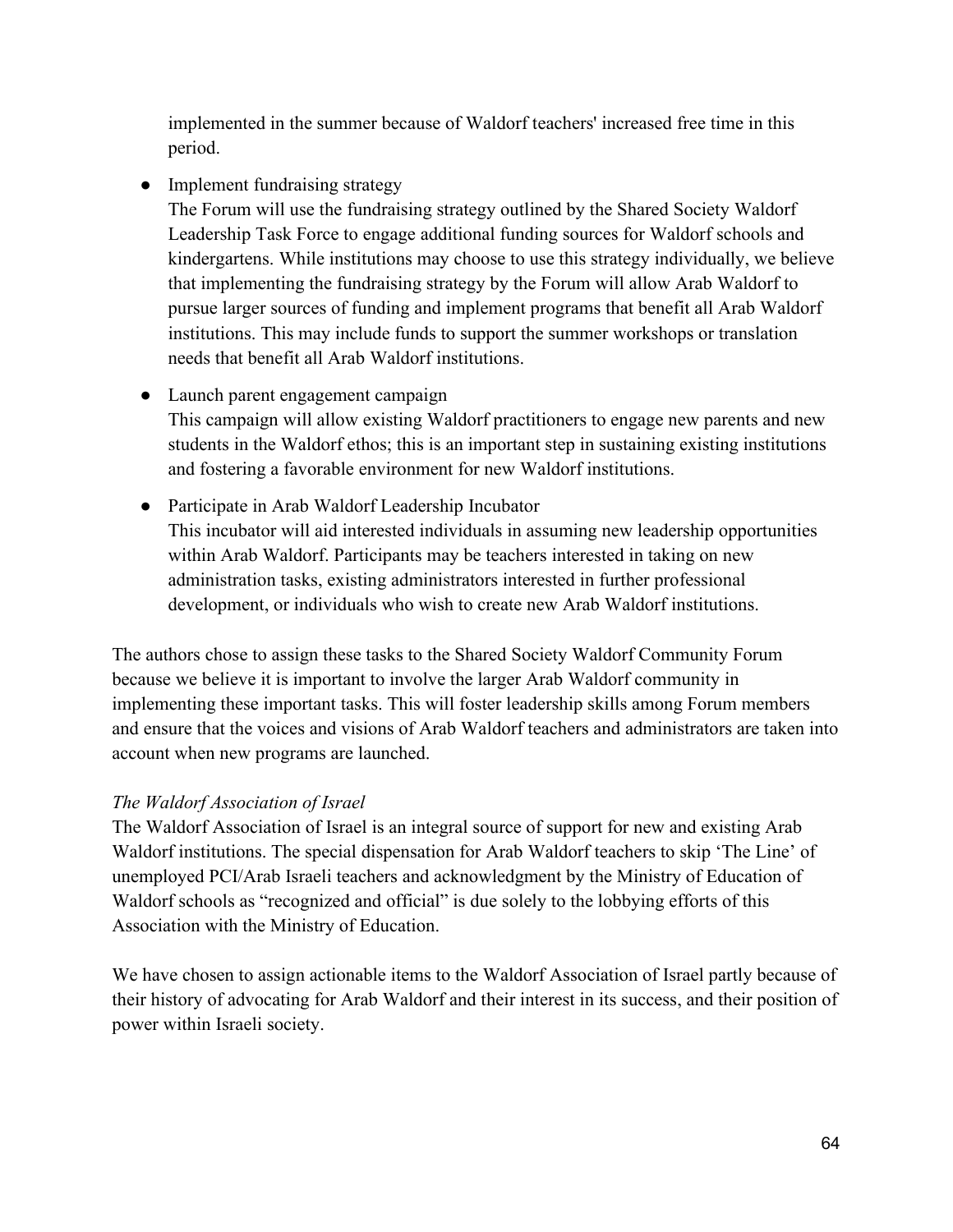implemented in the summer because of Waldorf teachers' increased free time in this period.

- Implement fundraising strategy
  The Forum will use the fundraising strategy outlined by the Shared Society Waldorf Leadership Task Force to engage additional funding sources for Waldorf schools and kindergartens. While institutions may choose to use this strategy individually, we believe that implementing the fundraising strategy by the Forum will allow Arab Waldorf to pursue larger sources of funding and implement programs that benefit all Arab Waldorf institutions. This may include funds to support the summer workshops or translation needs that benefit all Arab Waldorf institutions.

- Launch parent engagement campaign
  This campaign will allow existing Waldorf practitioners to engage new parents and new students in the Waldorf ethos; this is an important step in sustaining existing institutions and fostering a favorable environment for new Waldorf institutions.

- Participate in Arab Waldorf Leadership Incubator
  This incubator will aid interested individuals in assuming new leadership opportunities within Arab Waldorf. Participants may be teachers interested in taking on new administration tasks, existing administrators interested in further professional development, or individuals who wish to create new Arab Waldorf institutions.

The authors chose to assign these tasks to the Shared Society Waldorf Community Forum because we believe it is important to involve the larger Arab Waldorf community in implementing these important tasks. This will foster leadership skills among Forum members and ensure that the voices and visions of Arab Waldorf teachers and administrators are taken into account when new programs are launched.

*The Waldorf Association of Israel*

The Waldorf Association of Israel is an integral source of support for new and existing Arab Waldorf institutions. The special dispensation for Arab Waldorf teachers to skip 'The Line' of unemployed PCI/Arab Israeli teachers and acknowledgment by the Ministry of Education of Waldorf schools as "recognized and official" is due solely to the lobbying efforts of this Association with the Ministry of Education.

We have chosen to assign actionable items to the Waldorf Association of Israel partly because of their history of advocating for Arab Waldorf and their interest in its success, and their position of power within Israeli society.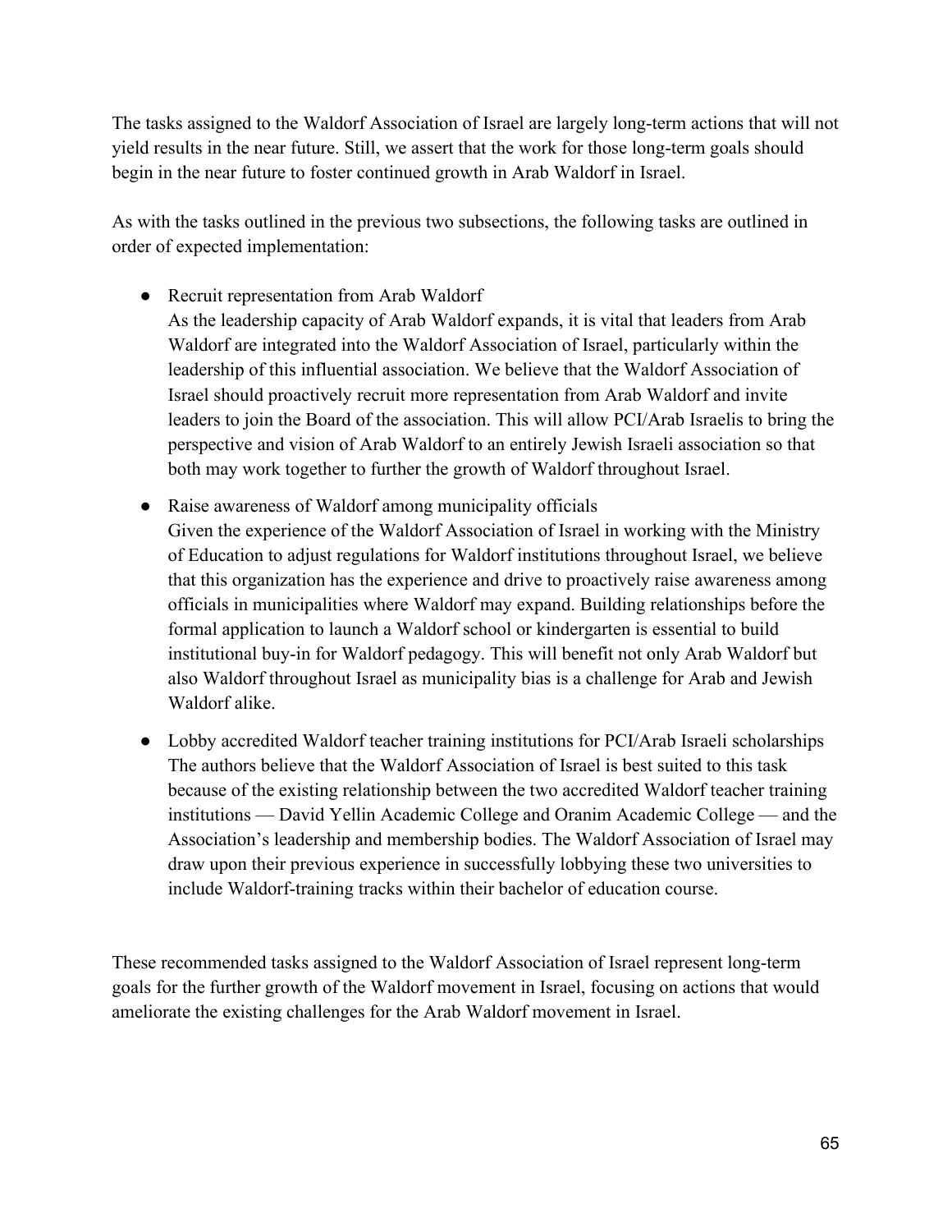The tasks assigned to the Waldorf Association of Israel are largely long-term actions that will not yield results in the near future. Still, we assert that the work for those long-term goals should begin in the near future to foster continued growth in Arab Waldorf in Israel.

As with the tasks outlined in the previous two subsections, the following tasks are outlined in order of expected implementation:

- Recruit representation from Arab Waldorf
  As the leadership capacity of Arab Waldorf expands, it is vital that leaders from Arab Waldorf are integrated into the Waldorf Association of Israel, particularly within the leadership of this influential association. We believe that the Waldorf Association of Israel should proactively recruit more representation from Arab Waldorf and invite leaders to join the Board of the association. This will allow PCI/Arab Israelis to bring the perspective and vision of Arab Waldorf to an entirely Jewish Israeli association so that both may work together to further the growth of Waldorf throughout Israel.

- Raise awareness of Waldorf among municipality officials
  Given the experience of the Waldorf Association of Israel in working with the Ministry of Education to adjust regulations for Waldorf institutions throughout Israel, we believe that this organization has the experience and drive to proactively raise awareness among officials in municipalities where Waldorf may expand. Building relationships before the formal application to launch a Waldorf school or kindergarten is essential to build institutional buy-in for Waldorf pedagogy. This will benefit not only Arab Waldorf but also Waldorf throughout Israel as municipality bias is a challenge for Arab and Jewish Waldorf alike.

- Lobby accredited Waldorf teacher training institutions for PCI/Arab Israeli scholarships
  The authors believe that the Waldorf Association of Israel is best suited to this task because of the existing relationship between the two accredited Waldorf teacher training institutions — David Yellin Academic College and Oranim Academic College — and the Association's leadership and membership bodies. The Waldorf Association of Israel may draw upon their previous experience in successfully lobbying these two universities to include Waldorf-training tracks within their bachelor of education course.

These recommended tasks assigned to the Waldorf Association of Israel represent long-term goals for the further growth of the Waldorf movement in Israel, focusing on actions that would ameliorate the existing challenges for the Arab Waldorf movement in Israel.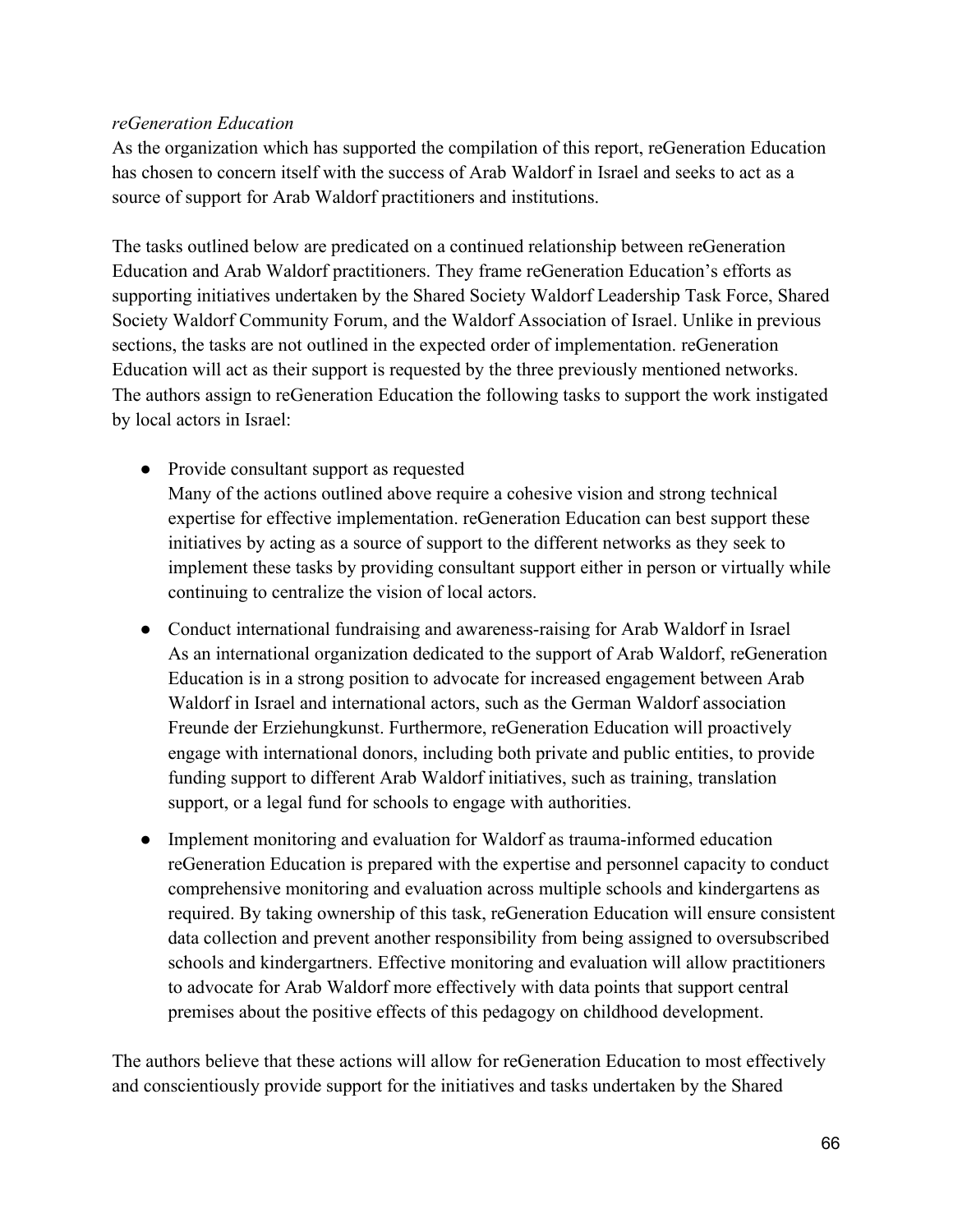*reGeneration Education*

As the organization which has supported the compilation of this report, reGeneration Education has chosen to concern itself with the success of Arab Waldorf in Israel and seeks to act as a source of support for Arab Waldorf practitioners and institutions.

The tasks outlined below are predicated on a continued relationship between reGeneration Education and Arab Waldorf practitioners. They frame reGeneration Education's efforts as supporting initiatives undertaken by the Shared Society Waldorf Leadership Task Force, Shared Society Waldorf Community Forum, and the Waldorf Association of Israel. Unlike in previous sections, the tasks are not outlined in the expected order of implementation. reGeneration Education will act as their support is requested by the three previously mentioned networks. The authors assign to reGeneration Education the following tasks to support the work instigated by local actors in Israel:

- Provide consultant support as requested
  Many of the actions outlined above require a cohesive vision and strong technical expertise for effective implementation. reGeneration Education can best support these initiatives by acting as a source of support to the different networks as they seek to implement these tasks by providing consultant support either in person or virtually while continuing to centralize the vision of local actors.
- Conduct international fundraising and awareness-raising for Arab Waldorf in Israel
  As an international organization dedicated to the support of Arab Waldorf, reGeneration Education is in a strong position to advocate for increased engagement between Arab Waldorf in Israel and international actors, such as the German Waldorf association Freunde der Erziehungkunst. Furthermore, reGeneration Education will proactively engage with international donors, including both private and public entities, to provide funding support to different Arab Waldorf initiatives, such as training, translation support, or a legal fund for schools to engage with authorities.
- Implement monitoring and evaluation for Waldorf as trauma-informed education
  reGeneration Education is prepared with the expertise and personnel capacity to conduct comprehensive monitoring and evaluation across multiple schools and kindergartens as required. By taking ownership of this task, reGeneration Education will ensure consistent data collection and prevent another responsibility from being assigned to oversubscribed schools and kindergartners. Effective monitoring and evaluation will allow practitioners to advocate for Arab Waldorf more effectively with data points that support central premises about the positive effects of this pedagogy on childhood development.

The authors believe that these actions will allow for reGeneration Education to most effectively and conscientiously provide support for the initiatives and tasks undertaken by the Shared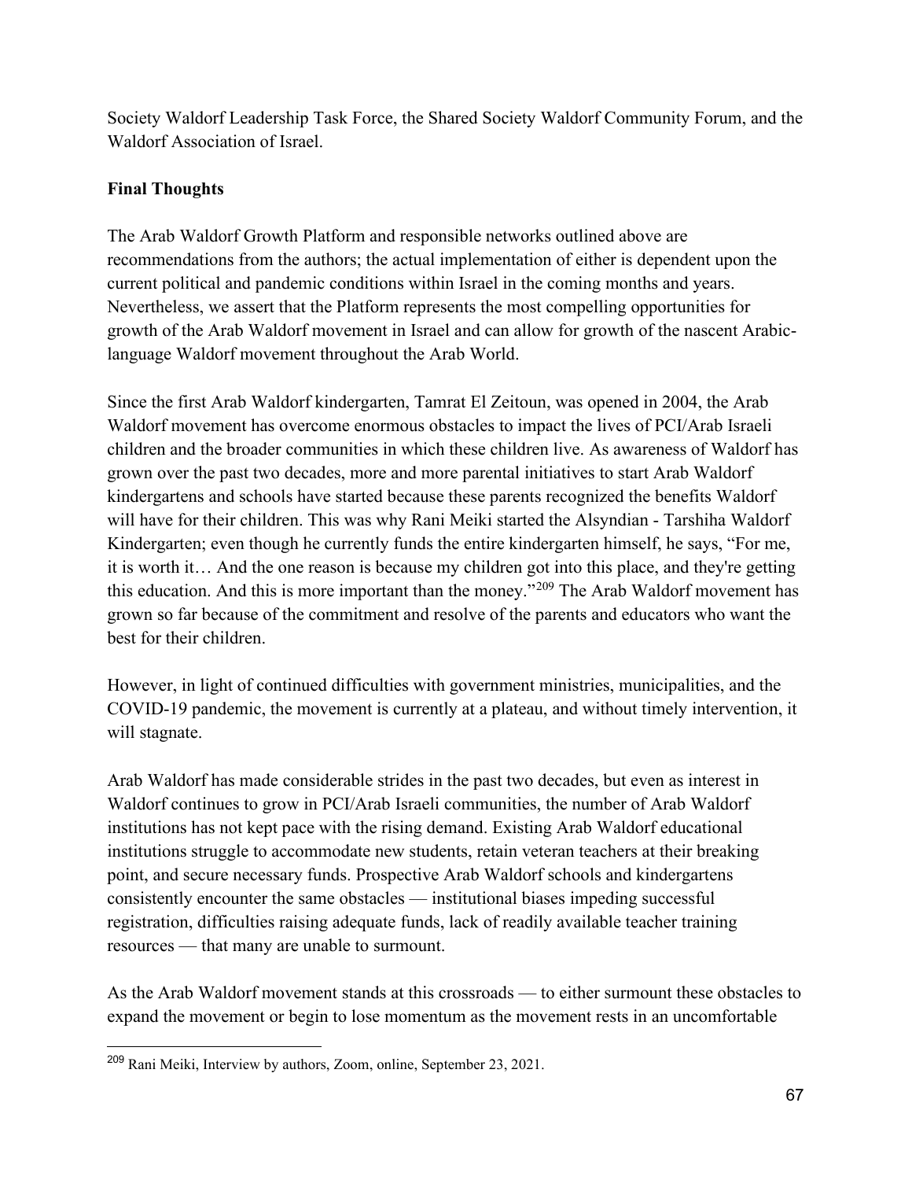Society Waldorf Leadership Task Force, the Shared Society Waldorf Community Forum, and the Waldorf Association of Israel.

**Final Thoughts**

The Arab Waldorf Growth Platform and responsible networks outlined above are recommendations from the authors; the actual implementation of either is dependent upon the current political and pandemic conditions within Israel in the coming months and years. Nevertheless, we assert that the Platform represents the most compelling opportunities for growth of the Arab Waldorf movement in Israel and can allow for growth of the nascent Arabic-language Waldorf movement throughout the Arab World.

Since the first Arab Waldorf kindergarten, Tamrat El Zeitoun, was opened in 2004, the Arab Waldorf movement has overcome enormous obstacles to impact the lives of PCI/Arab Israeli children and the broader communities in which these children live. As awareness of Waldorf has grown over the past two decades, more and more parental initiatives to start Arab Waldorf kindergartens and schools have started because these parents recognized the benefits Waldorf will have for their children. This was why Rani Meiki started the Alsyndian - Tarshiha Waldorf Kindergarten; even though he currently funds the entire kindergarten himself, he says, "For me, it is worth it… And the one reason is because my children got into this place, and they're getting this education. And this is more important than the money."[209] The Arab Waldorf movement has grown so far because of the commitment and resolve of the parents and educators who want the best for their children.

However, in light of continued difficulties with government ministries, municipalities, and the COVID-19 pandemic, the movement is currently at a plateau, and without timely intervention, it will stagnate.

Arab Waldorf has made considerable strides in the past two decades, but even as interest in Waldorf continues to grow in PCI/Arab Israeli communities, the number of Arab Waldorf institutions has not kept pace with the rising demand. Existing Arab Waldorf educational institutions struggle to accommodate new students, retain veteran teachers at their breaking point, and secure necessary funds. Prospective Arab Waldorf schools and kindergartens consistently encounter the same obstacles — institutional biases impeding successful registration, difficulties raising adequate funds, lack of readily available teacher training resources — that many are unable to surmount.

As the Arab Waldorf movement stands at this crossroads — to either surmount these obstacles to expand the movement or begin to lose momentum as the movement rests in an uncomfortable

[209] Rani Meiki, Interview by authors, Zoom, online, September 23, 2021.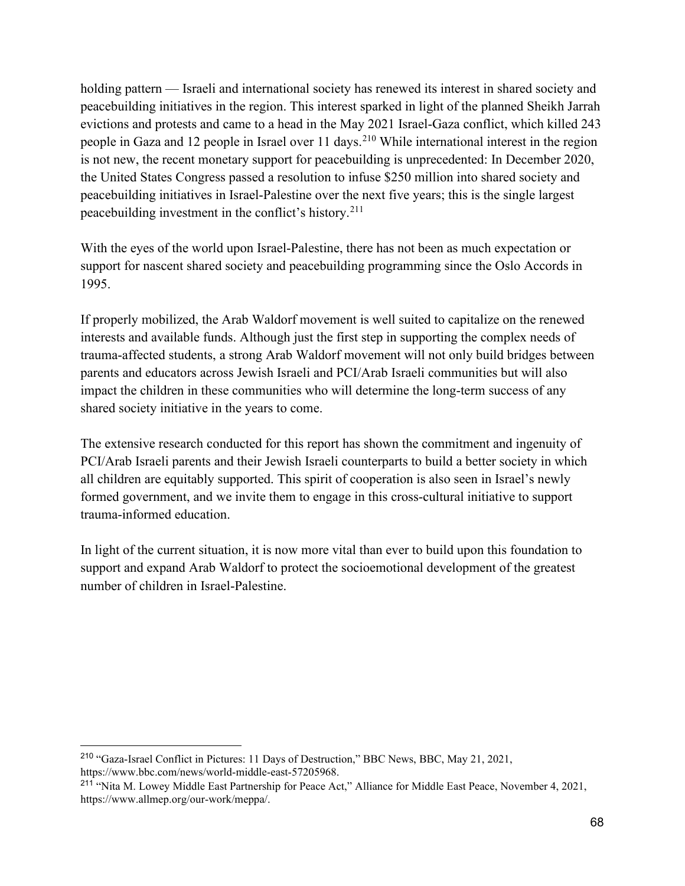holding pattern — Israeli and international society has renewed its interest in shared society and peacebuilding initiatives in the region. This interest sparked in light of the planned Sheikh Jarrah evictions and protests and came to a head in the May 2021 Israel-Gaza conflict, which killed 243 people in Gaza and 12 people in Israel over 11 days.[210] While international interest in the region is not new, the recent monetary support for peacebuilding is unprecedented: In December 2020, the United States Congress passed a resolution to infuse $250 million into shared society and peacebuilding initiatives in Israel-Palestine over the next five years; this is the single largest peacebuilding investment in the conflict's history.[211]

With the eyes of the world upon Israel-Palestine, there has not been as much expectation or support for nascent shared society and peacebuilding programming since the Oslo Accords in 1995.

If properly mobilized, the Arab Waldorf movement is well suited to capitalize on the renewed interests and available funds. Although just the first step in supporting the complex needs of trauma-affected students, a strong Arab Waldorf movement will not only build bridges between parents and educators across Jewish Israeli and PCI/Arab Israeli communities but will also impact the children in these communities who will determine the long-term success of any shared society initiative in the years to come.

The extensive research conducted for this report has shown the commitment and ingenuity of PCI/Arab Israeli parents and their Jewish Israeli counterparts to build a better society in which all children are equitably supported. This spirit of cooperation is also seen in Israel's newly formed government, and we invite them to engage in this cross-cultural initiative to support trauma-informed education.

In light of the current situation, it is now more vital than ever to build upon this foundation to support and expand Arab Waldorf to protect the socioemotional development of the greatest number of children in Israel-Palestine.

---

[210] "Gaza-Israel Conflict in Pictures: 11 Days of Destruction," BBC News, BBC, May 21, 2021, https://www.bbc.com/news/world-middle-east-57205968.

[211] "Nita M. Lowey Middle East Partnership for Peace Act," Alliance for Middle East Peace, November 4, 2021, https://www.allmep.org/our-work/meppa/.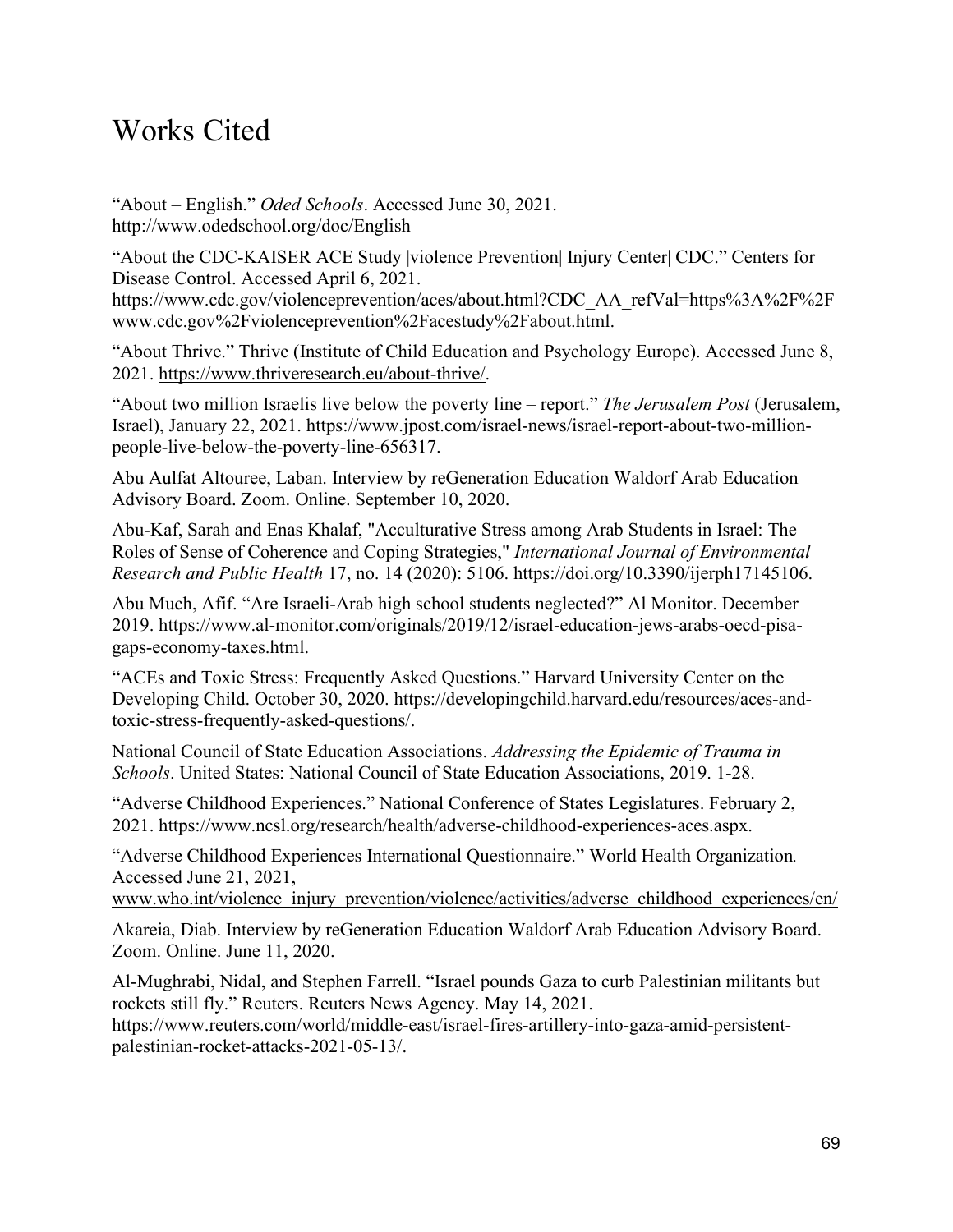# Works Cited

"About – English." *Oded Schools*. Accessed June 30, 2021. http://www.odedschool.org/doc/English

"About the CDC-KAISER ACE Study |violence Prevention| Injury Center| CDC." Centers for Disease Control. Accessed April 6, 2021. https://www.cdc.gov/violenceprevention/aces/about.html?CDC_AA_refVal=https%3A%2F%2Fwww.cdc.gov%2Fviolenceprevention%2Facestudy%2Fabout.html.

"About Thrive." Thrive (Institute of Child Education and Psychology Europe). Accessed June 8, 2021. https://www.thriveresearch.eu/about-thrive/.

"About two million Israelis live below the poverty line – report." *The Jerusalem Post* (Jerusalem, Israel), January 22, 2021. https://www.jpost.com/israel-news/israel-report-about-two-million-people-live-below-the-poverty-line-656317.

Abu Aulfat Altouree, Laban. Interview by reGeneration Education Waldorf Arab Education Advisory Board. Zoom. Online. September 10, 2020.

Abu-Kaf, Sarah and Enas Khalaf, "Acculturative Stress among Arab Students in Israel: The Roles of Sense of Coherence and Coping Strategies," *International Journal of Environmental Research and Public Health* 17, no. 14 (2020): 5106. https://doi.org/10.3390/ijerph17145106.

Abu Much, Afif. "Are Israeli-Arab high school students neglected?" Al Monitor. December 2019. https://www.al-monitor.com/originals/2019/12/israel-education-jews-arabs-oecd-pisa-gaps-economy-taxes.html.

"ACEs and Toxic Stress: Frequently Asked Questions." Harvard University Center on the Developing Child. October 30, 2020. https://developingchild.harvard.edu/resources/aces-and-toxic-stress-frequently-asked-questions/.

National Council of State Education Associations. *Addressing the Epidemic of Trauma in Schools*. United States: National Council of State Education Associations, 2019. 1-28.

"Adverse Childhood Experiences." National Conference of States Legislatures. February 2, 2021. https://www.ncsl.org/research/health/adverse-childhood-experiences-aces.aspx.

"Adverse Childhood Experiences International Questionnaire." World Health Organization*.* Accessed June 21, 2021, www.who.int/violence_injury_prevention/violence/activities/adverse_childhood_experiences/en/

Akareia, Diab. Interview by reGeneration Education Waldorf Arab Education Advisory Board. Zoom. Online. June 11, 2020.

Al-Mughrabi, Nidal, and Stephen Farrell. "Israel pounds Gaza to curb Palestinian militants but rockets still fly." Reuters. Reuters News Agency. May 14, 2021. https://www.reuters.com/world/middle-east/israel-fires-artillery-into-gaza-amid-persistent-palestinian-rocket-attacks-2021-05-13/.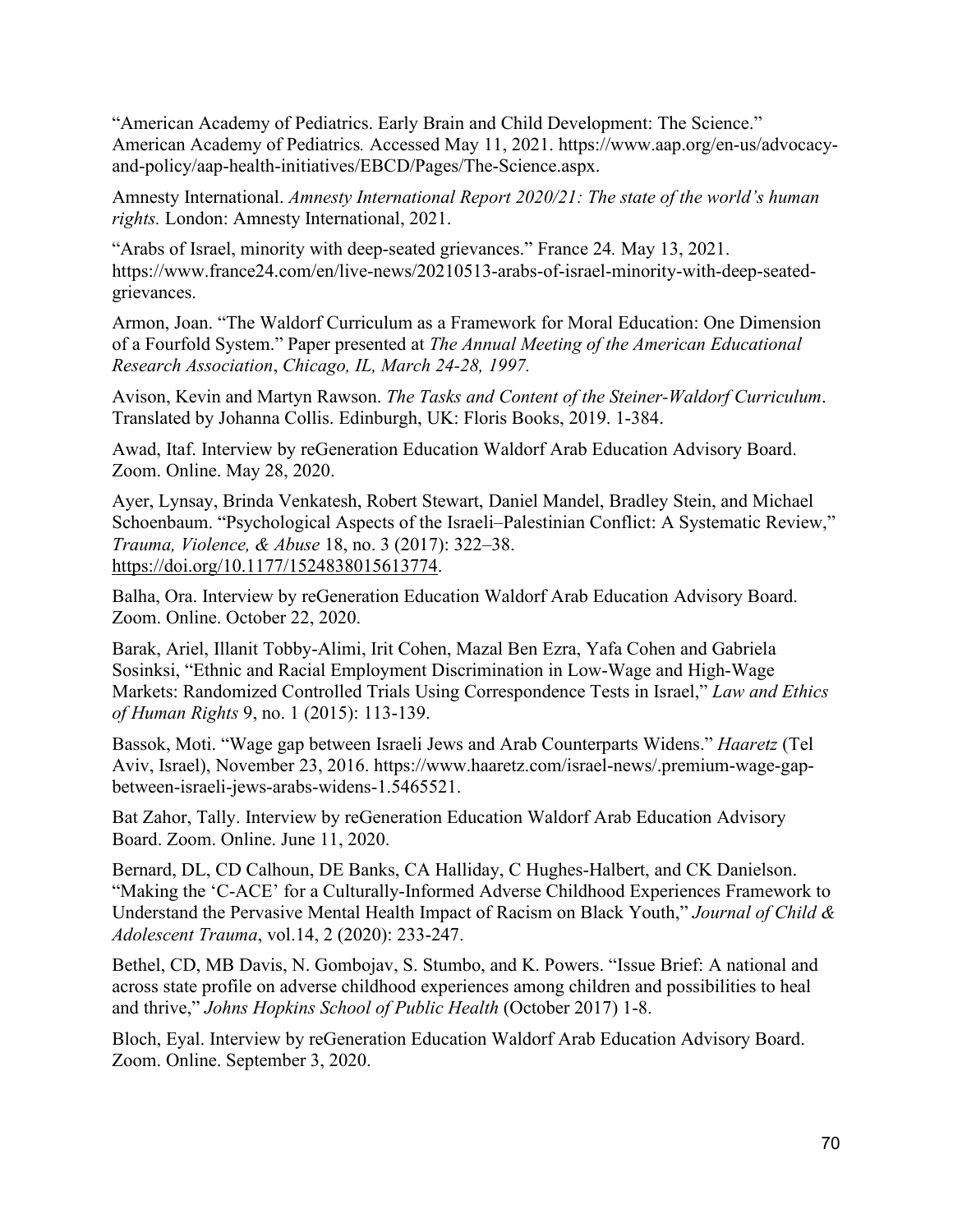"American Academy of Pediatrics. Early Brain and Child Development: The Science." American Academy of Pediatrics*.* Accessed May 11, 2021. https://www.aap.org/en-us/advocacy-and-policy/aap-health-initiatives/EBCD/Pages/The-Science.aspx.

Amnesty International. *Amnesty International Report 2020/21: The state of the world's human rights.* London: Amnesty International, 2021.

"Arabs of Israel, minority with deep-seated grievances." France 24*.* May 13, 2021. https://www.france24.com/en/live-news/20210513-arabs-of-israel-minority-with-deep-seated-grievances.

Armon, Joan. "The Waldorf Curriculum as a Framework for Moral Education: One Dimension of a Fourfold System." Paper presented at *The Annual Meeting of the American Educational Research Association*, *Chicago, IL, March 24-28, 1997.*

Avison, Kevin and Martyn Rawson. *The Tasks and Content of the Steiner-Waldorf Curriculum*. Translated by Johanna Collis. Edinburgh, UK: Floris Books, 2019. 1-384.

Awad, Itaf. Interview by reGeneration Education Waldorf Arab Education Advisory Board. Zoom. Online. May 28, 2020.

Ayer, Lynsay, Brinda Venkatesh, Robert Stewart, Daniel Mandel, Bradley Stein, and Michael Schoenbaum. "Psychological Aspects of the Israeli–Palestinian Conflict: A Systematic Review," *Trauma, Violence, & Abuse* 18, no. 3 (2017): 322–38. https://doi.org/10.1177/1524838015613774.

Balha, Ora. Interview by reGeneration Education Waldorf Arab Education Advisory Board. Zoom. Online. October 22, 2020.

Barak, Ariel, Illanit Tobby-Alimi, Irit Cohen, Mazal Ben Ezra, Yafa Cohen and Gabriela Sosinksi, "Ethnic and Racial Employment Discrimination in Low-Wage and High-Wage Markets: Randomized Controlled Trials Using Correspondence Tests in Israel," *Law and Ethics of Human Rights* 9, no. 1 (2015): 113-139.

Bassok, Moti. "Wage gap between Israeli Jews and Arab Counterparts Widens." *Haaretz* (Tel Aviv, Israel), November 23, 2016. https://www.haaretz.com/israel-news/.premium-wage-gap-between-israeli-jews-arabs-widens-1.5465521.

Bat Zahor, Tally. Interview by reGeneration Education Waldorf Arab Education Advisory Board. Zoom. Online. June 11, 2020.

Bernard, DL, CD Calhoun, DE Banks, CA Halliday, C Hughes-Halbert, and CK Danielson. "Making the 'C-ACE' for a Culturally-Informed Adverse Childhood Experiences Framework to Understand the Pervasive Mental Health Impact of Racism on Black Youth," *Journal of Child & Adolescent Trauma*, vol.14, 2 (2020): 233-247.

Bethel, CD, MB Davis, N. Gombojav, S. Stumbo, and K. Powers. "Issue Brief: A national and across state profile on adverse childhood experiences among children and possibilities to heal and thrive," *Johns Hopkins School of Public Health* (October 2017) 1-8.

Bloch, Eyal. Interview by reGeneration Education Waldorf Arab Education Advisory Board. Zoom. Online. September 3, 2020.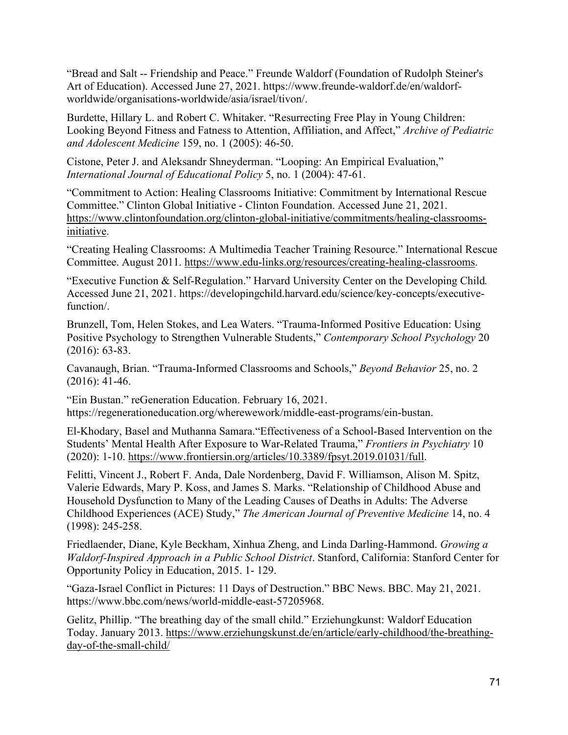"Bread and Salt -- Friendship and Peace." Freunde Waldorf (Foundation of Rudolph Steiner's Art of Education). Accessed June 27, 2021. https://www.freunde-waldorf.de/en/waldorf-worldwide/organisations-worldwide/asia/israel/tivon/.

Burdette, Hillary L. and Robert C. Whitaker. "Resurrecting Free Play in Young Children: Looking Beyond Fitness and Fatness to Attention, Affiliation, and Affect," *Archive of Pediatric and Adolescent Medicine* 159, no. 1 (2005): 46-50.

Cistone, Peter J. and Aleksandr Shneyderman. "Looping: An Empirical Evaluation," *International Journal of Educational Policy* 5, no. 1 (2004): 47-61.

"Commitment to Action: Healing Classrooms Initiative: Commitment by International Rescue Committee." Clinton Global Initiative - Clinton Foundation. Accessed June 21, 2021. https://www.clintonfoundation.org/clinton-global-initiative/commitments/healing-classrooms-initiative.

"Creating Healing Classrooms: A Multimedia Teacher Training Resource." International Rescue Committee. August 2011. https://www.edu-links.org/resources/creating-healing-classrooms.

"Executive Function & Self-Regulation." Harvard University Center on the Developing Child*.* Accessed June 21, 2021. https://developingchild.harvard.edu/science/key-concepts/executive-function/.

Brunzell, Tom, Helen Stokes, and Lea Waters. "Trauma-Informed Positive Education: Using Positive Psychology to Strengthen Vulnerable Students," *Contemporary School Psychology* 20 (2016): 63-83.

Cavanaugh, Brian. "Trauma-Informed Classrooms and Schools," *Beyond Behavior* 25, no. 2 (2016): 41-46.

"Ein Bustan." reGeneration Education. February 16, 2021. https://regenerationeducation.org/wherewework/middle-east-programs/ein-bustan.

El-Khodary, Basel and Muthanna Samara."Effectiveness of a School-Based Intervention on the Students' Mental Health After Exposure to War-Related Trauma," *Frontiers in Psychiatry* 10 (2020): 1-10. https://www.frontiersin.org/articles/10.3389/fpsyt.2019.01031/full.

Felitti, Vincent J., Robert F. Anda, Dale Nordenberg, David F. Williamson, Alison M. Spitz, Valerie Edwards, Mary P. Koss, and James S. Marks. "Relationship of Childhood Abuse and Household Dysfunction to Many of the Leading Causes of Deaths in Adults: The Adverse Childhood Experiences (ACE) Study," *The American Journal of Preventive Medicine* 14, no. 4 (1998): 245-258.

Friedlaender, Diane, Kyle Beckham, Xinhua Zheng, and Linda Darling-Hammond. *Growing a Waldorf-Inspired Approach in a Public School District*. Stanford, California: Stanford Center for Opportunity Policy in Education, 2015. 1- 129.

"Gaza-Israel Conflict in Pictures: 11 Days of Destruction." BBC News. BBC. May 21, 2021. https://www.bbc.com/news/world-middle-east-57205968.

Gelitz, Phillip. "The breathing day of the small child." Erziehungkunst: Waldorf Education Today. January 2013. https://www.erziehungskunst.de/en/article/early-childhood/the-breathing-day-of-the-small-child/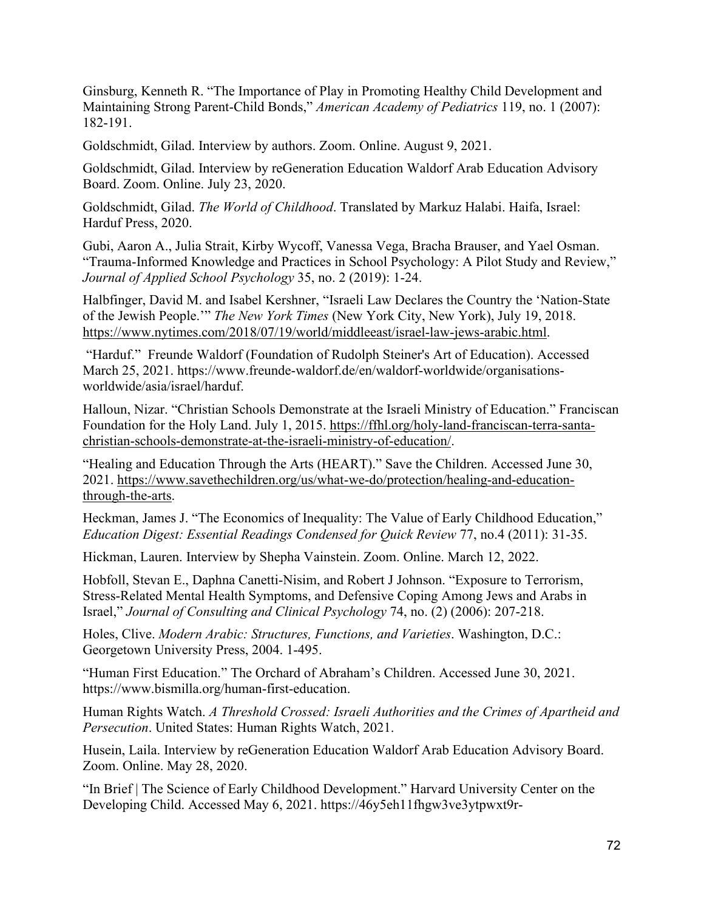Ginsburg, Kenneth R. "The Importance of Play in Promoting Healthy Child Development and Maintaining Strong Parent-Child Bonds," *American Academy of Pediatrics* 119, no. 1 (2007): 182-191.

Goldschmidt, Gilad. Interview by authors. Zoom. Online. August 9, 2021.

Goldschmidt, Gilad. Interview by reGeneration Education Waldorf Arab Education Advisory Board. Zoom. Online. July 23, 2020.

Goldschmidt, Gilad. *The World of Childhood*. Translated by Markuz Halabi. Haifa, Israel: Harduf Press, 2020.

Gubi, Aaron A., Julia Strait, Kirby Wycoff, Vanessa Vega, Bracha Brauser, and Yael Osman. "Trauma-Informed Knowledge and Practices in School Psychology: A Pilot Study and Review," *Journal of Applied School Psychology* 35, no. 2 (2019): 1-24.

Halbfinger, David M. and Isabel Kershner, "Israeli Law Declares the Country the 'Nation-State of the Jewish People.'" *The New York Times* (New York City, New York), July 19, 2018. https://www.nytimes.com/2018/07/19/world/middleeast/israel-law-jews-arabic.html.

"Harduf." Freunde Waldorf (Foundation of Rudolph Steiner's Art of Education). Accessed March 25, 2021. https://www.freunde-waldorf.de/en/waldorf-worldwide/organisations-worldwide/asia/israel/harduf.

Halloun, Nizar. "Christian Schools Demonstrate at the Israeli Ministry of Education." Franciscan Foundation for the Holy Land. July 1, 2015. https://ffhl.org/holy-land-franciscan-terra-santa-christian-schools-demonstrate-at-the-israeli-ministry-of-education/.

"Healing and Education Through the Arts (HEART)." Save the Children. Accessed June 30, 2021. https://www.savethechildren.org/us/what-we-do/protection/healing-and-education-through-the-arts.

Heckman, James J. "The Economics of Inequality: The Value of Early Childhood Education," *Education Digest: Essential Readings Condensed for Quick Review* 77, no.4 (2011): 31-35.

Hickman, Lauren. Interview by Shepha Vainstein. Zoom. Online. March 12, 2022.

Hobfoll, Stevan E., Daphna Canetti-Nisim, and Robert J Johnson. "Exposure to Terrorism, Stress-Related Mental Health Symptoms, and Defensive Coping Among Jews and Arabs in Israel," *Journal of Consulting and Clinical Psychology* 74, no. (2) (2006): 207-218.

Holes, Clive. *Modern Arabic: Structures, Functions, and Varieties*. Washington, D.C.: Georgetown University Press, 2004. 1-495.

"Human First Education." The Orchard of Abraham's Children. Accessed June 30, 2021. https://www.bismilla.org/human-first-education.

Human Rights Watch. *A Threshold Crossed: Israeli Authorities and the Crimes of Apartheid and Persecution*. United States: Human Rights Watch, 2021.

Husein, Laila. Interview by reGeneration Education Waldorf Arab Education Advisory Board. Zoom. Online. May 28, 2020.

"In Brief | The Science of Early Childhood Development." Harvard University Center on the Developing Child. Accessed May 6, 2021. https://46y5eh11fhgw3ve3ytpwxt9r-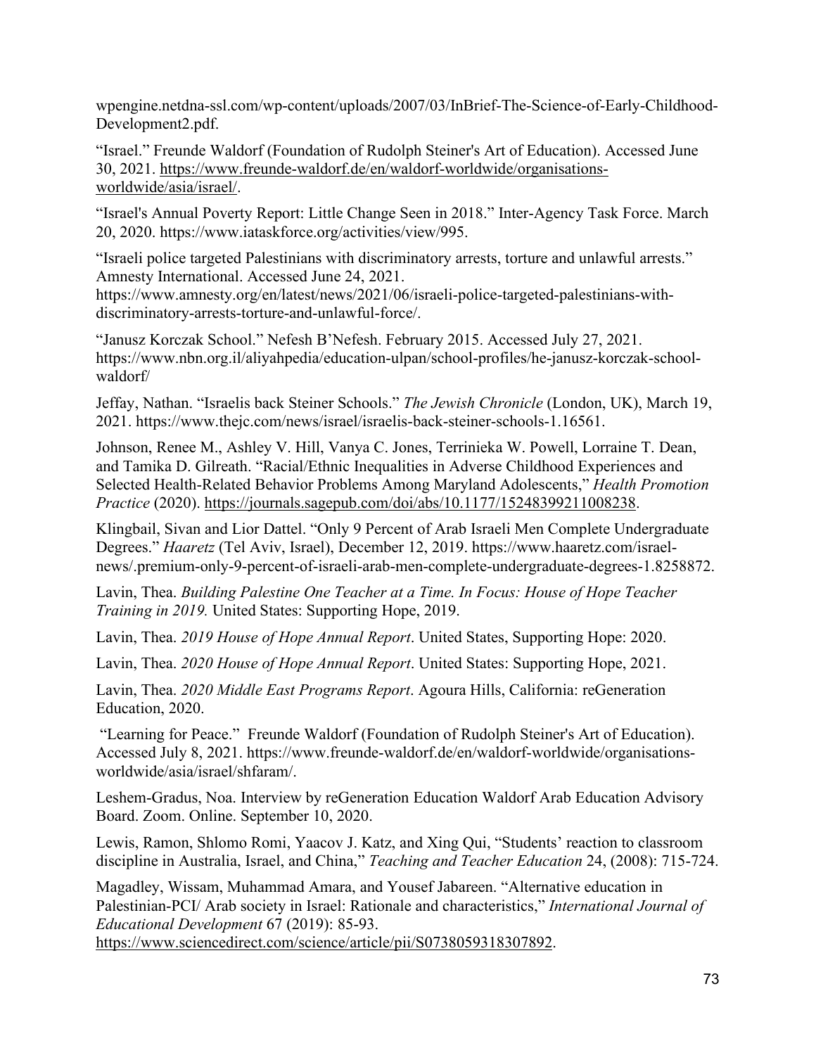wpengine.netdna-ssl.com/wp-content/uploads/2007/03/InBrief-The-Science-of-Early-Childhood-Development2.pdf.

"Israel." Freunde Waldorf (Foundation of Rudolph Steiner's Art of Education). Accessed June 30, 2021. https://www.freunde-waldorf.de/en/waldorf-worldwide/organisations-worldwide/asia/israel/.

"Israel's Annual Poverty Report: Little Change Seen in 2018." Inter-Agency Task Force. March 20, 2020. https://www.iataskforce.org/activities/view/995.

"Israeli police targeted Palestinians with discriminatory arrests, torture and unlawful arrests." Amnesty International. Accessed June 24, 2021. https://www.amnesty.org/en/latest/news/2021/06/israeli-police-targeted-palestinians-with-discriminatory-arrests-torture-and-unlawful-force/.

"Janusz Korczak School." Nefesh B'Nefesh. February 2015. Accessed July 27, 2021. https://www.nbn.org.il/aliyahpedia/education-ulpan/school-profiles/he-janusz-korczak-school-waldorf/

Jeffay, Nathan. "Israelis back Steiner Schools." *The Jewish Chronicle* (London, UK), March 19, 2021. https://www.thejc.com/news/israel/israelis-back-steiner-schools-1.16561.

Johnson, Renee M., Ashley V. Hill, Vanya C. Jones, Terrinieka W. Powell, Lorraine T. Dean, and Tamika D. Gilreath. "Racial/Ethnic Inequalities in Adverse Childhood Experiences and Selected Health-Related Behavior Problems Among Maryland Adolescents," *Health Promotion Practice* (2020). https://journals.sagepub.com/doi/abs/10.1177/15248399211008238.

Klingbail, Sivan and Lior Dattel. "Only 9 Percent of Arab Israeli Men Complete Undergraduate Degrees." *Haaretz* (Tel Aviv, Israel), December 12, 2019. https://www.haaretz.com/israel-news/.premium-only-9-percent-of-israeli-arab-men-complete-undergraduate-degrees-1.8258872.

Lavin, Thea. *Building Palestine One Teacher at a Time. In Focus: House of Hope Teacher Training in 2019.* United States: Supporting Hope, 2019.

Lavin, Thea. *2019 House of Hope Annual Report*. United States, Supporting Hope: 2020.

Lavin, Thea. *2020 House of Hope Annual Report*. United States: Supporting Hope, 2021.

Lavin, Thea. *2020 Middle East Programs Report*. Agoura Hills, California: reGeneration Education, 2020.

"Learning for Peace." Freunde Waldorf (Foundation of Rudolph Steiner's Art of Education). Accessed July 8, 2021. https://www.freunde-waldorf.de/en/waldorf-worldwide/organisations-worldwide/asia/israel/shfaram/.

Leshem-Gradus, Noa. Interview by reGeneration Education Waldorf Arab Education Advisory Board. Zoom. Online. September 10, 2020.

Lewis, Ramon, Shlomo Romi, Yaacov J. Katz, and Xing Qui, "Students' reaction to classroom discipline in Australia, Israel, and China," *Teaching and Teacher Education* 24, (2008): 715-724.

Magadley, Wissam, Muhammad Amara, and Yousef Jabareen. "Alternative education in Palestinian-PCI/ Arab society in Israel: Rationale and characteristics," *International Journal of Educational Development* 67 (2019): 85-93. https://www.sciencedirect.com/science/article/pii/S0738059318307892.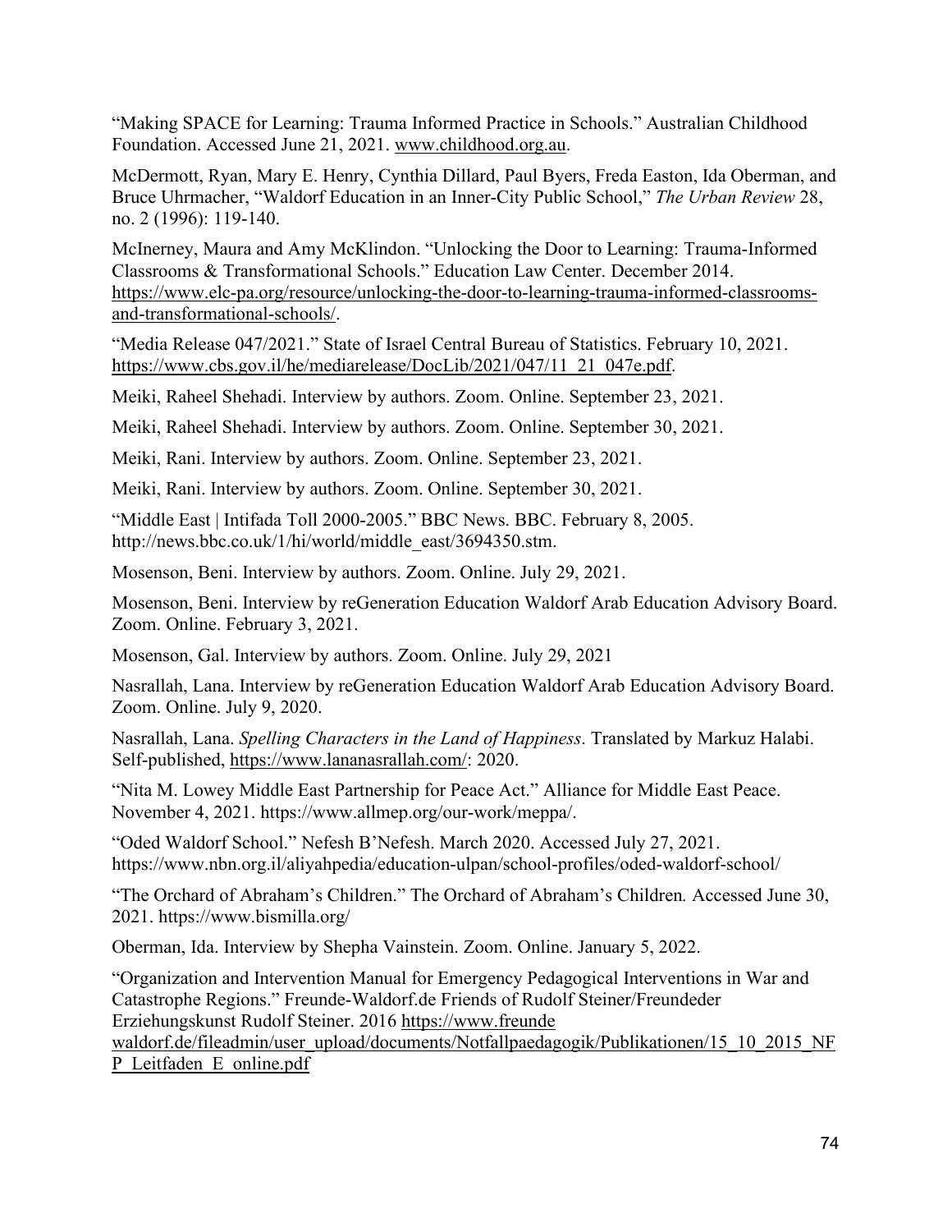"Making SPACE for Learning: Trauma Informed Practice in Schools." Australian Childhood Foundation. Accessed June 21, 2021. www.childhood.org.au.

McDermott, Ryan, Mary E. Henry, Cynthia Dillard, Paul Byers, Freda Easton, Ida Oberman, and Bruce Uhrmacher, "Waldorf Education in an Inner-City Public School," *The Urban Review* 28, no. 2 (1996): 119-140.

McInerney, Maura and Amy McKlindon. "Unlocking the Door to Learning: Trauma-Informed Classrooms & Transformational Schools." Education Law Center. December 2014. https://www.elc-pa.org/resource/unlocking-the-door-to-learning-trauma-informed-classrooms-and-transformational-schools/.

"Media Release 047/2021." State of Israel Central Bureau of Statistics. February 10, 2021. https://www.cbs.gov.il/he/mediarelease/DocLib/2021/047/11_21_047e.pdf.

Meiki, Raheel Shehadi. Interview by authors. Zoom. Online. September 23, 2021.

Meiki, Raheel Shehadi. Interview by authors. Zoom. Online. September 30, 2021.

Meiki, Rani. Interview by authors. Zoom. Online. September 23, 2021.

Meiki, Rani. Interview by authors. Zoom. Online. September 30, 2021.

"Middle East | Intifada Toll 2000-2005." BBC News. BBC. February 8, 2005. http://news.bbc.co.uk/1/hi/world/middle_east/3694350.stm.

Mosenson, Beni. Interview by authors. Zoom. Online. July 29, 2021.

Mosenson, Beni. Interview by reGeneration Education Waldorf Arab Education Advisory Board. Zoom. Online. February 3, 2021.

Mosenson, Gal. Interview by authors. Zoom. Online. July 29, 2021

Nasrallah, Lana. Interview by reGeneration Education Waldorf Arab Education Advisory Board. Zoom. Online. July 9, 2020.

Nasrallah, Lana. *Spelling Characters in the Land of Happiness*. Translated by Markuz Halabi. Self-published, https://www.lananasrallah.com/: 2020.

"Nita M. Lowey Middle East Partnership for Peace Act." Alliance for Middle East Peace. November 4, 2021. https://www.allmep.org/our-work/meppa/.

"Oded Waldorf School." Nefesh B'Nefesh. March 2020. Accessed July 27, 2021. https://www.nbn.org.il/aliyahpedia/education-ulpan/school-profiles/oded-waldorf-school/

"The Orchard of Abraham's Children." The Orchard of Abraham's Children*.* Accessed June 30, 2021. https://www.bismilla.org/

Oberman, Ida. Interview by Shepha Vainstein. Zoom. Online. January 5, 2022.

"Organization and Intervention Manual for Emergency Pedagogical Interventions in War and Catastrophe Regions." Freunde-Waldorf.de Friends of Rudolf Steiner/Freundeder Erziehungskunst Rudolf Steiner. 2016 https://www.freunde waldorf.de/fileadmin/user_upload/documents/Notfallpaedagogik/Publikationen/15_10_2015_NFP_Leitfaden_E_online.pdf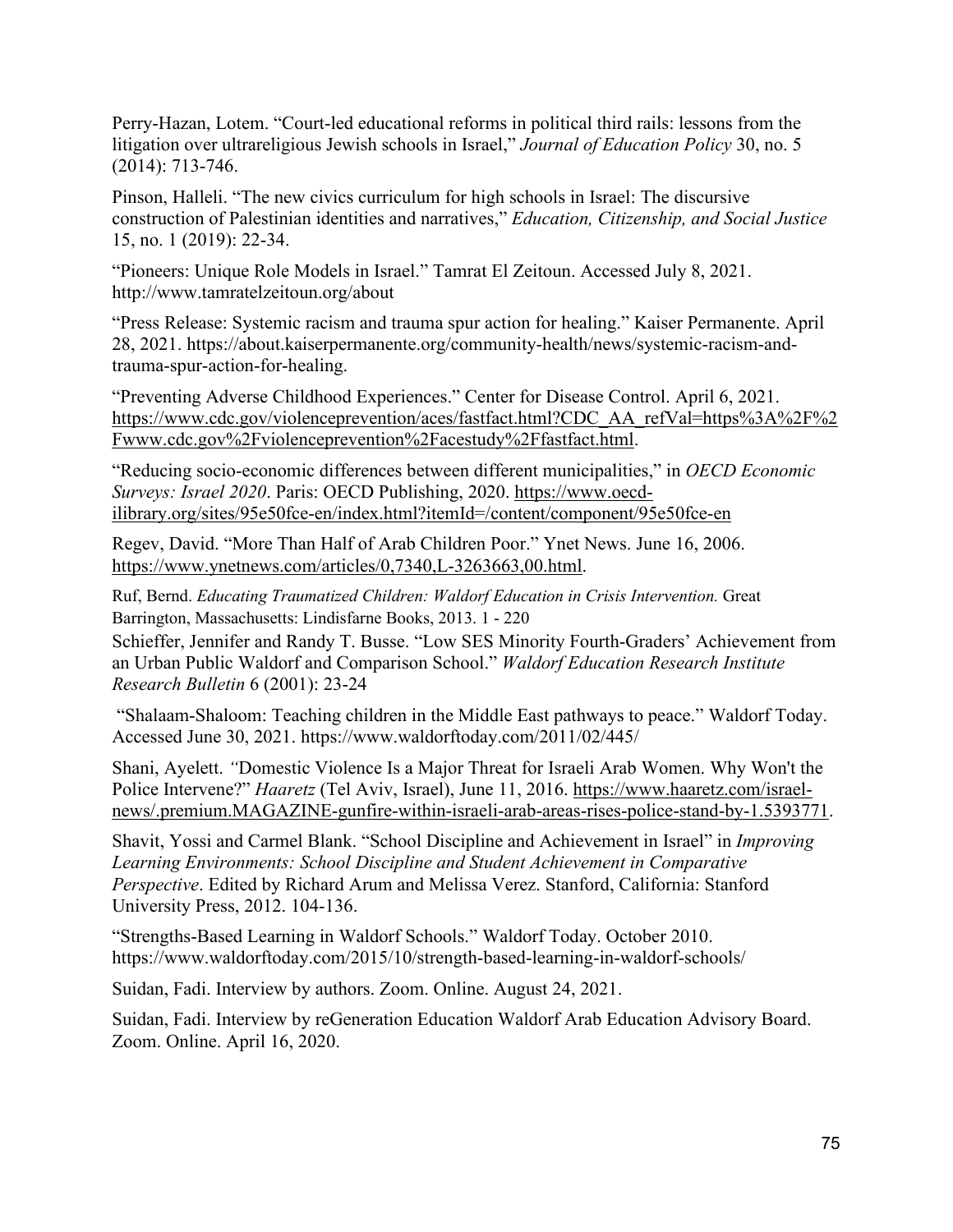Perry-Hazan, Lotem. "Court-led educational reforms in political third rails: lessons from the litigation over ultrareligious Jewish schools in Israel," *Journal of Education Policy* 30, no. 5 (2014): 713-746.

Pinson, Halleli. "The new civics curriculum for high schools in Israel: The discursive construction of Palestinian identities and narratives," *Education, Citizenship, and Social Justice* 15, no. 1 (2019): 22-34.

"Pioneers: Unique Role Models in Israel." Tamrat El Zeitoun. Accessed July 8, 2021. http://www.tamratelzeitoun.org/about

"Press Release: Systemic racism and trauma spur action for healing." Kaiser Permanente. April 28, 2021. https://about.kaiserpermanente.org/community-health/news/systemic-racism-and-trauma-spur-action-for-healing.

"Preventing Adverse Childhood Experiences." Center for Disease Control. April 6, 2021. https://www.cdc.gov/violenceprevention/aces/fastfact.html?CDC_AA_refVal=https%3A%2F%2Fwww.cdc.gov%2Fviolenceprevention%2Facestudy%2Ffastfact.html.

"Reducing socio-economic differences between different municipalities," in *OECD Economic Surveys: Israel 2020*. Paris: OECD Publishing, 2020. https://www.oecd-ilibrary.org/sites/95e50fce-en/index.html?itemId=/content/component/95e50fce-en

Regev, David. "More Than Half of Arab Children Poor." Ynet News. June 16, 2006. https://www.ynetnews.com/articles/0,7340,L-3263663,00.html.

Ruf, Bernd. *Educating Traumatized Children: Waldorf Education in Crisis Intervention.* Great Barrington, Massachusetts: Lindisfarne Books, 2013. 1 - 220

Schieffer, Jennifer and Randy T. Busse. "Low SES Minority Fourth-Graders' Achievement from an Urban Public Waldorf and Comparison School." *Waldorf Education Research Institute Research Bulletin* 6 (2001): 23-24

"Shalaam-Shaloom: Teaching children in the Middle East pathways to peace." Waldorf Today. Accessed June 30, 2021. https://www.waldorftoday.com/2011/02/445/

Shani, Ayelett. "Domestic Violence Is a Major Threat for Israeli Arab Women. Why Won't the Police Intervene?" *Haaretz* (Tel Aviv, Israel), June 11, 2016. https://www.haaretz.com/israel-news/.premium.MAGAZINE-gunfire-within-israeli-arab-areas-rises-police-stand-by-1.5393771.

Shavit, Yossi and Carmel Blank. "School Discipline and Achievement in Israel" in *Improving Learning Environments: School Discipline and Student Achievement in Comparative Perspective*. Edited by Richard Arum and Melissa Verez. Stanford, California: Stanford University Press, 2012. 104-136.

"Strengths-Based Learning in Waldorf Schools." Waldorf Today. October 2010. https://www.waldorftoday.com/2015/10/strength-based-learning-in-waldorf-schools/

Suidan, Fadi. Interview by authors. Zoom. Online. August 24, 2021.

Suidan, Fadi. Interview by reGeneration Education Waldorf Arab Education Advisory Board. Zoom. Online. April 16, 2020.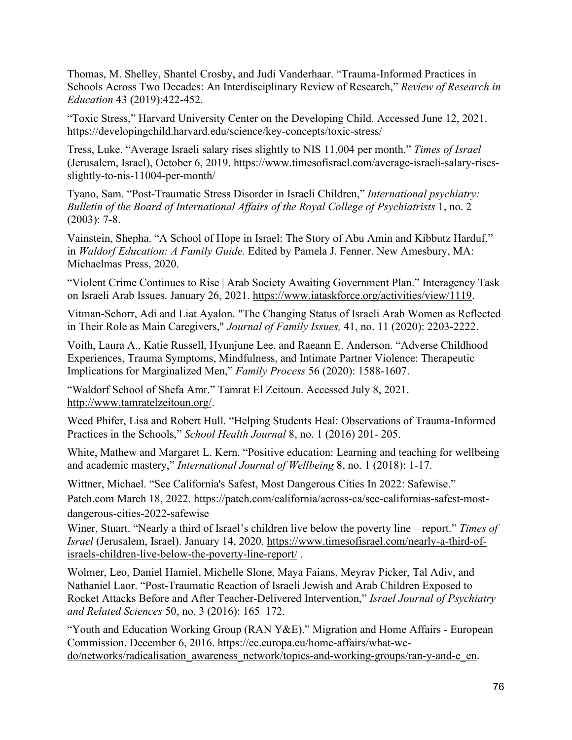Thomas, M. Shelley, Shantel Crosby, and Judi Vanderhaar. “Trauma-Informed Practices in Schools Across Two Decades: An Interdisciplinary Review of Research,” *Review of Research in Education* 43 (2019):422-452.

“Toxic Stress,” Harvard University Center on the Developing Child. Accessed June 12, 2021. https://developingchild.harvard.edu/science/key-concepts/toxic-stress/

Tress, Luke. “Average Israeli salary rises slightly to NIS 11,004 per month.” *Times of Israel* (Jerusalem, Israel), October 6, 2019. https://www.timesofisrael.com/average-israeli-salary-rises-slightly-to-nis-11004-per-month/

Tyano, Sam. “Post-Traumatic Stress Disorder in Israeli Children,” *International psychiatry: Bulletin of the Board of International Affairs of the Royal College of Psychiatrists* 1, no. 2 (2003): 7-8.

Vainstein, Shepha. “A School of Hope in Israel: The Story of Abu Amin and Kibbutz Harduf,” in *Waldorf Education: A Family Guide.* Edited by Pamela J. Fenner. New Amesbury, MA: Michaelmas Press, 2020.

“Violent Crime Continues to Rise | Arab Society Awaiting Government Plan.” Interagency Task on Israeli Arab Issues. January 26, 2021. https://www.iataskforce.org/activities/view/1119.

Vitman-Schorr, Adi and Liat Ayalon. "The Changing Status of Israeli Arab Women as Reflected in Their Role as Main Caregivers," *Journal of Family Issues,* 41, no. 11 (2020): 2203-2222.

Voith, Laura A., Katie Russell, Hyunjune Lee, and Raeann E. Anderson. “Adverse Childhood Experiences, Trauma Symptoms, Mindfulness, and Intimate Partner Violence: Therapeutic Implications for Marginalized Men,” *Family Process* 56 (2020): 1588-1607.

“Waldorf School of Shefa Amr.” Tamrat El Zeitoun. Accessed July 8, 2021. http://www.tamratelzeitoun.org/.

Weed Phifer, Lisa and Robert Hull. “Helping Students Heal: Observations of Trauma-Informed Practices in the Schools,” *School Health Journal* 8, no. 1 (2016) 201- 205.

White, Mathew and Margaret L. Kern. “Positive education: Learning and teaching for wellbeing and academic mastery,” *International Journal of Wellbeing* 8, no. 1 (2018): 1-17.

Wittner, Michael. “See California's Safest, Most Dangerous Cities In 2022: Safewise.” Patch.com March 18, 2022. https://patch.com/california/across-ca/see-californias-safest-most-dangerous-cities-2022-safewise

Winer, Stuart. “Nearly a third of Israel’s children live below the poverty line – report.” *Times of Israel* (Jerusalem, Israel). January 14, 2020. https://www.timesofisrael.com/nearly-a-third-of-israels-children-live-below-the-poverty-line-report/ .

Wolmer, Leo, Daniel Hamiel, Michelle Slone, Maya Faians, Meyrav Picker, Tal Adiv, and Nathaniel Laor. “Post-Traumatic Reaction of Israeli Jewish and Arab Children Exposed to Rocket Attacks Before and After Teacher-Delivered Intervention,” *Israel Journal of Psychiatry and Related Sciences* 50, no. 3 (2016): 165–172.

“Youth and Education Working Group (RAN Y&E).” Migration and Home Affairs - European Commission. December 6, 2016. https://ec.europa.eu/home-affairs/what-we-do/networks/radicalisation_awareness_network/topics-and-working-groups/ran-y-and-e_en.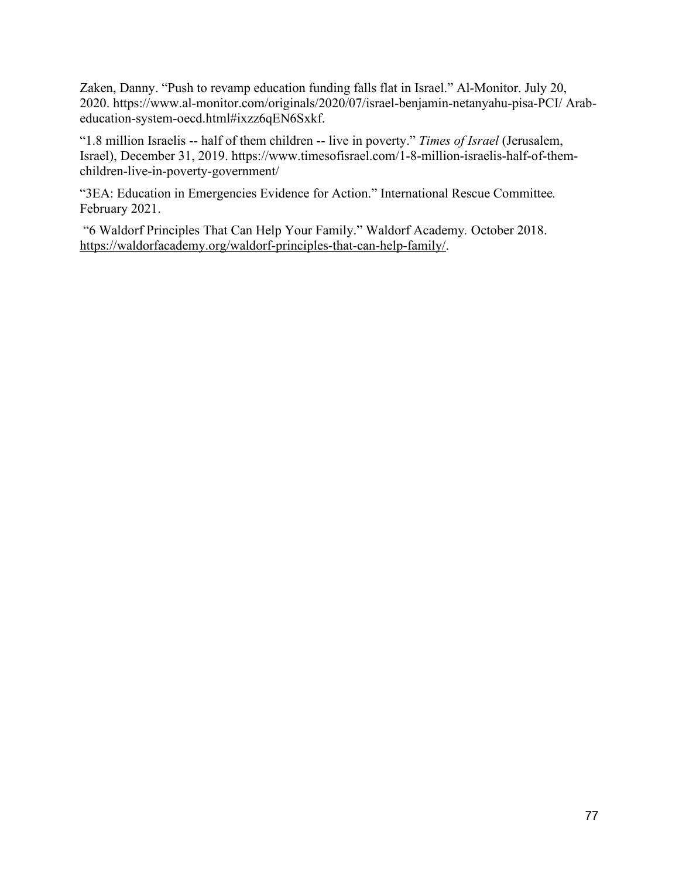Zaken, Danny. “Push to revamp education funding falls flat in Israel.” Al-Monitor. July 20, 2020. https://www.al-monitor.com/originals/2020/07/israel-benjamin-netanyahu-pisa-PCI/ Arab-education-system-oecd.html#ixzz6qEN6Sxkf.

“1.8 million Israelis -- half of them children -- live in poverty.” *Times of Israel* (Jerusalem, Israel), December 31, 2019. https://www.timesofisrael.com/1-8-million-israelis-half-of-them-children-live-in-poverty-government/

“3EA: Education in Emergencies Evidence for Action.” International Rescue Committee*.* February 2021.

“6 Waldorf Principles That Can Help Your Family.” Waldorf Academy*.* October 2018. https://waldorfacademy.org/waldorf-principles-that-can-help-family/.